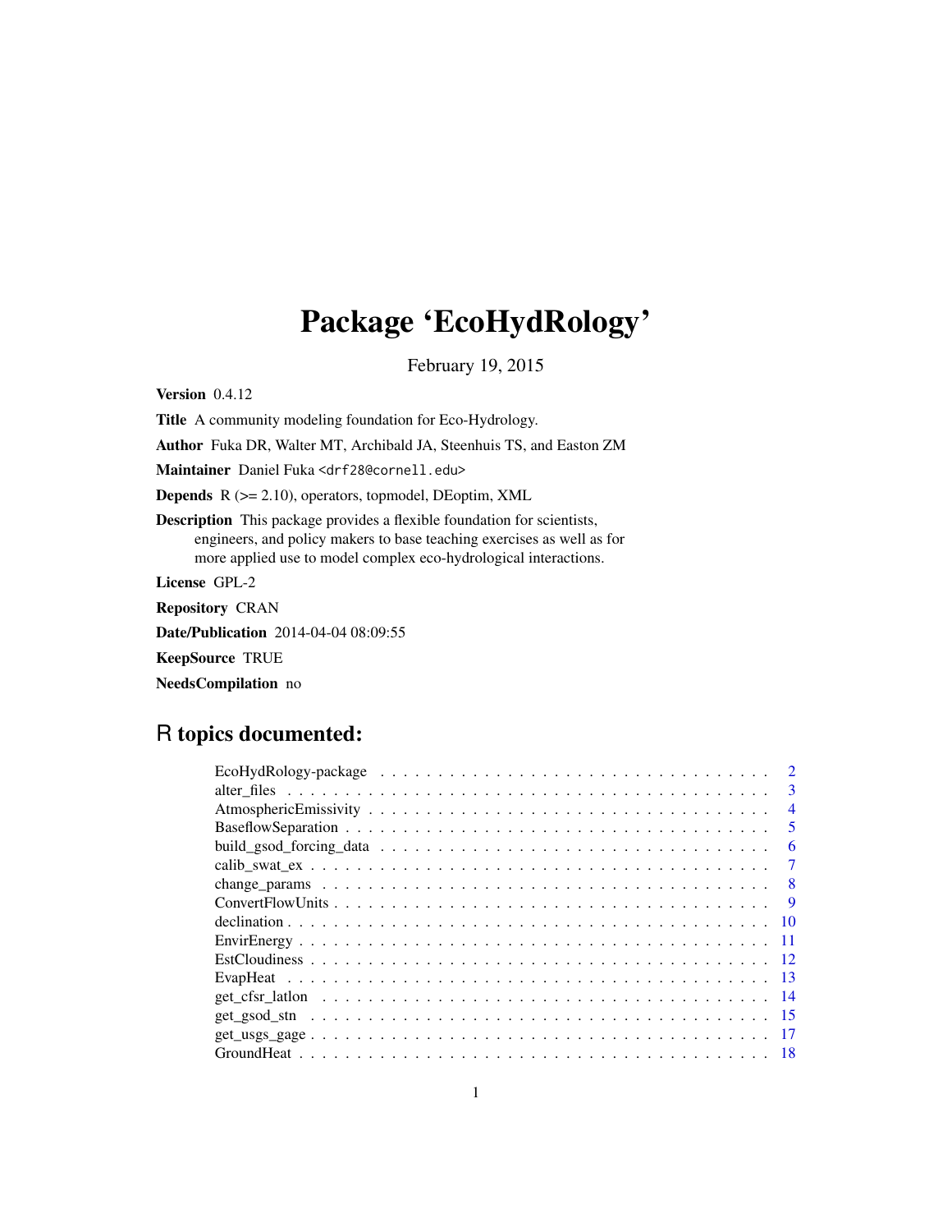# Package 'EcoHydRology'

February 19, 2015

**Version** 0.4.12

**Title** A community modeling foundation for Eco-Hydrology.

**Author** Fuka DR, Walter MT, Archibald JA, Steenhuis TS, and Easton ZM

**Maintainer** Daniel Fuka <drf28@cornell.edu>

**Depends** R (>= 2.10), operators, topmodel, DEoptim, XML

**Description** This package provides a flexible foundation for scientists, engineers, and policy makers to base teaching exercises as well as for more applied use to model complex eco-hydrological interactions.

**License** GPL-2

**Repository** CRAN

**Date/Publication** 2014-04-04 08:09:55

**KeepSource** TRUE

**NeedsCompilation** no

## R topics documented:

- EcoHydRology-package . . . . . 2
- alter_files . . . . . 3
- AtmosphericEmissivity . . . . . 4
- BaseflowSeparation . . . . . 5
- build_gsod_forcing_data . . . . . 6
- calib_swat_ex . . . . . 7
- change_params . . . . . 8
- ConvertFlowUnits . . . . . 9
- declination . . . . . 10
- EnvirEnergy . . . . . 11
- EstCloudiness . . . . . 12
- EvapHeat . . . . . 13
- get_cfsr_latlon . . . . . 14
- get_gsod_stn . . . . . 15
- get_usgs_gage . . . . . 17
- GroundHeat . . . . . 18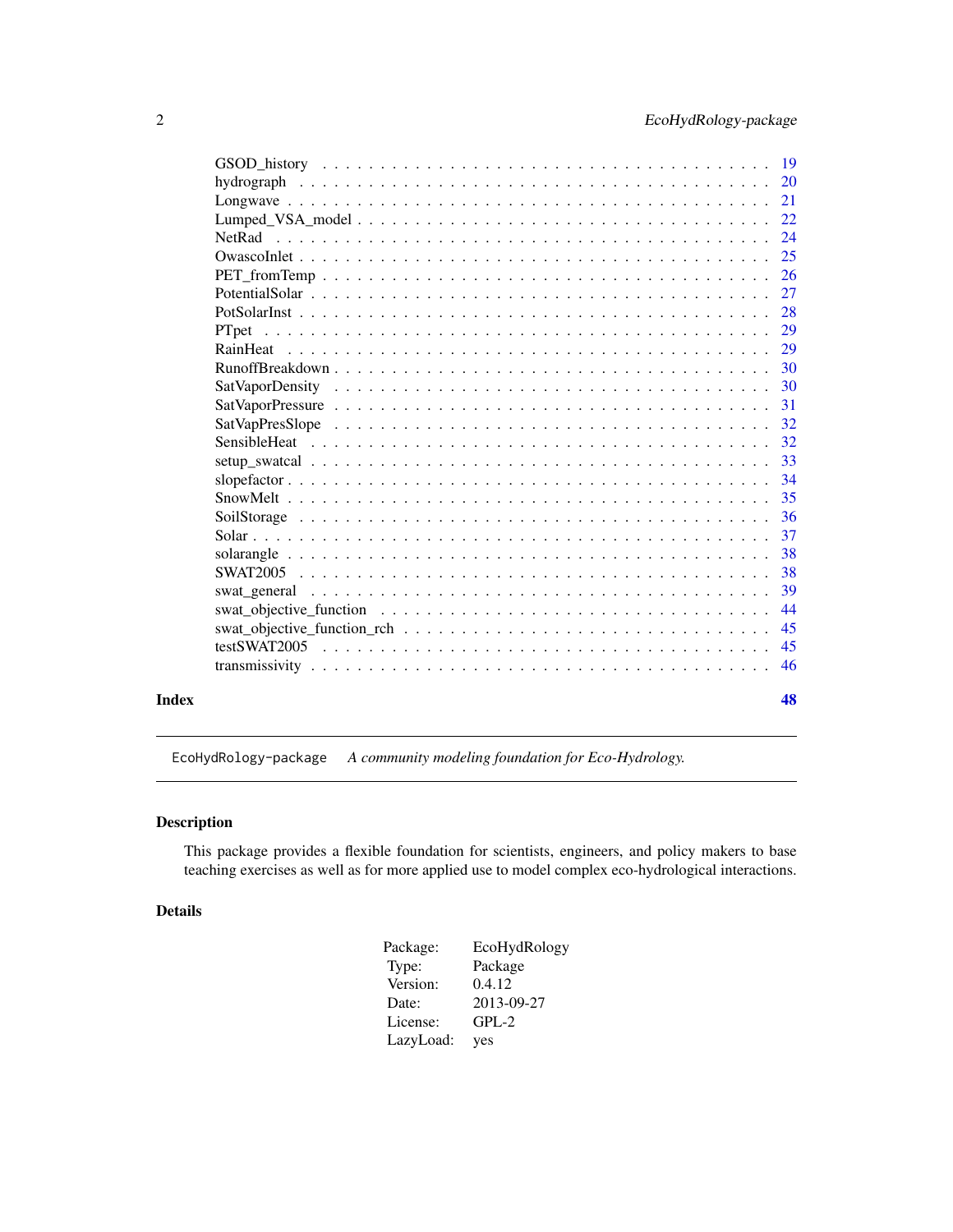GSOD_history . . . . . . . . . . . . . . . . . . . . . . . . . . . . . . . . . . . 19
hydrograph . . . . . . . . . . . . . . . . . . . . . . . . . . . . . . . . . . . . 20
Longwave . . . . . . . . . . . . . . . . . . . . . . . . . . . . . . . . . . . . . 21
Lumped_VSA_model . . . . . . . . . . . . . . . . . . . . . . . . . . . . . . . . . 22
NetRad . . . . . . . . . . . . . . . . . . . . . . . . . . . . . . . . . . . . . . 24
OwascoInlet . . . . . . . . . . . . . . . . . . . . . . . . . . . . . . . . . . . . 25
PET_fromTemp . . . . . . . . . . . . . . . . . . . . . . . . . . . . . . . . . . . 26
PotentialSolar . . . . . . . . . . . . . . . . . . . . . . . . . . . . . . . . . . 27
PotSolarInst . . . . . . . . . . . . . . . . . . . . . . . . . . . . . . . . . . . 28
PTpet . . . . . . . . . . . . . . . . . . . . . . . . . . . . . . . . . . . . . . . 29
RainHeat . . . . . . . . . . . . . . . . . . . . . . . . . . . . . . . . . . . . . 29
RunoffBreakdown . . . . . . . . . . . . . . . . . . . . . . . . . . . . . . . . . 30
SatVaporDensity . . . . . . . . . . . . . . . . . . . . . . . . . . . . . . . . . 30
SatVaporPressure . . . . . . . . . . . . . . . . . . . . . . . . . . . . . . . . . 31
SatVapPresSlope . . . . . . . . . . . . . . . . . . . . . . . . . . . . . . . . . 32
SensibleHeat . . . . . . . . . . . . . . . . . . . . . . . . . . . . . . . . . . . 32
setup_swatcal . . . . . . . . . . . . . . . . . . . . . . . . . . . . . . . . . . 33
slopefactor . . . . . . . . . . . . . . . . . . . . . . . . . . . . . . . . . . . . 34
SnowMelt . . . . . . . . . . . . . . . . . . . . . . . . . . . . . . . . . . . . . 35
SoilStorage . . . . . . . . . . . . . . . . . . . . . . . . . . . . . . . . . . . . 36
Solar . . . . . . . . . . . . . . . . . . . . . . . . . . . . . . . . . . . . . . . 37
solarangle . . . . . . . . . . . . . . . . . . . . . . . . . . . . . . . . . . . . 38
SWAT2005 . . . . . . . . . . . . . . . . . . . . . . . . . . . . . . . . . . . . . 38
swat_general . . . . . . . . . . . . . . . . . . . . . . . . . . . . . . . . . . . 39
swat_objective_function . . . . . . . . . . . . . . . . . . . . . . . . . . . . . 44
swat_objective_function_rch . . . . . . . . . . . . . . . . . . . . . . . . . . . 45
testSWAT2005 . . . . . . . . . . . . . . . . . . . . . . . . . . . . . . . . . . . 45
transmissivity . . . . . . . . . . . . . . . . . . . . . . . . . . . . . . . . . . 46

**Index** **48**

---

EcoHydRology-package *A community modeling foundation for Eco-Hydrology.*

---

## Description

This package provides a flexible foundation for scientists, engineers, and policy makers to base teaching exercises as well as for more applied use to model complex eco-hydrological interactions.

## Details

| | |
|---|---|
| Package: | EcoHydRology |
| Type: | Package |
| Version: | 0.4.12 |
| Date: | 2013-09-27 |
| License: | GPL-2 |
| LazyLoad: | yes |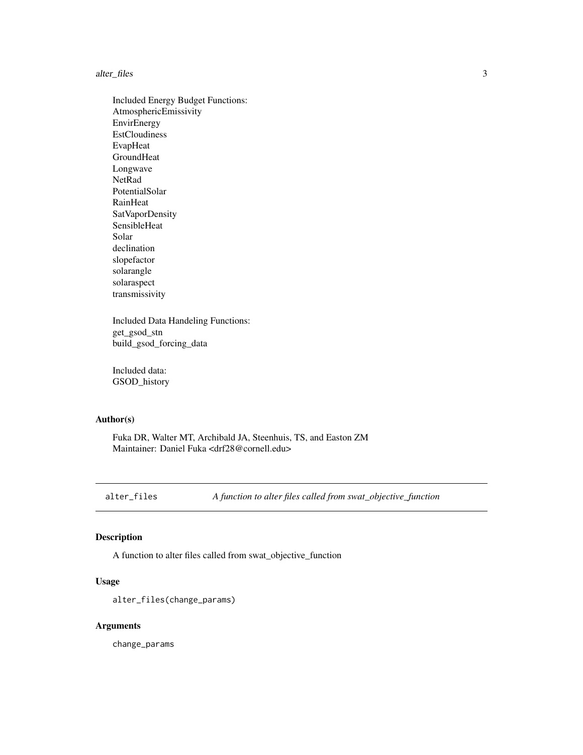Included Energy Budget Functions:
AtmosphericEmissivity
EnvirEnergy
EstCloudiness
EvapHeat
GroundHeat
Longwave
NetRad
PotentialSolar
RainHeat
SatVaporDensity
SensibleHeat
Solar
declination
slopefactor
solarangle
solaraspect
transmissivity

Included Data Handeling Functions:
get_gsod_stn
build_gsod_forcing_data

Included data:
GSOD_history

## Author(s)

Fuka DR, Walter MT, Archibald JA, Steenhuis, TS, and Easton ZM
Maintainer: Daniel Fuka <drf28@cornell.edu>

---

# alter_files — *A function to alter files called from swat_objective_function*

## Description

A function to alter files called from swat_objective_function

## Usage

```
alter_files(change_params)
```

## Arguments

change_params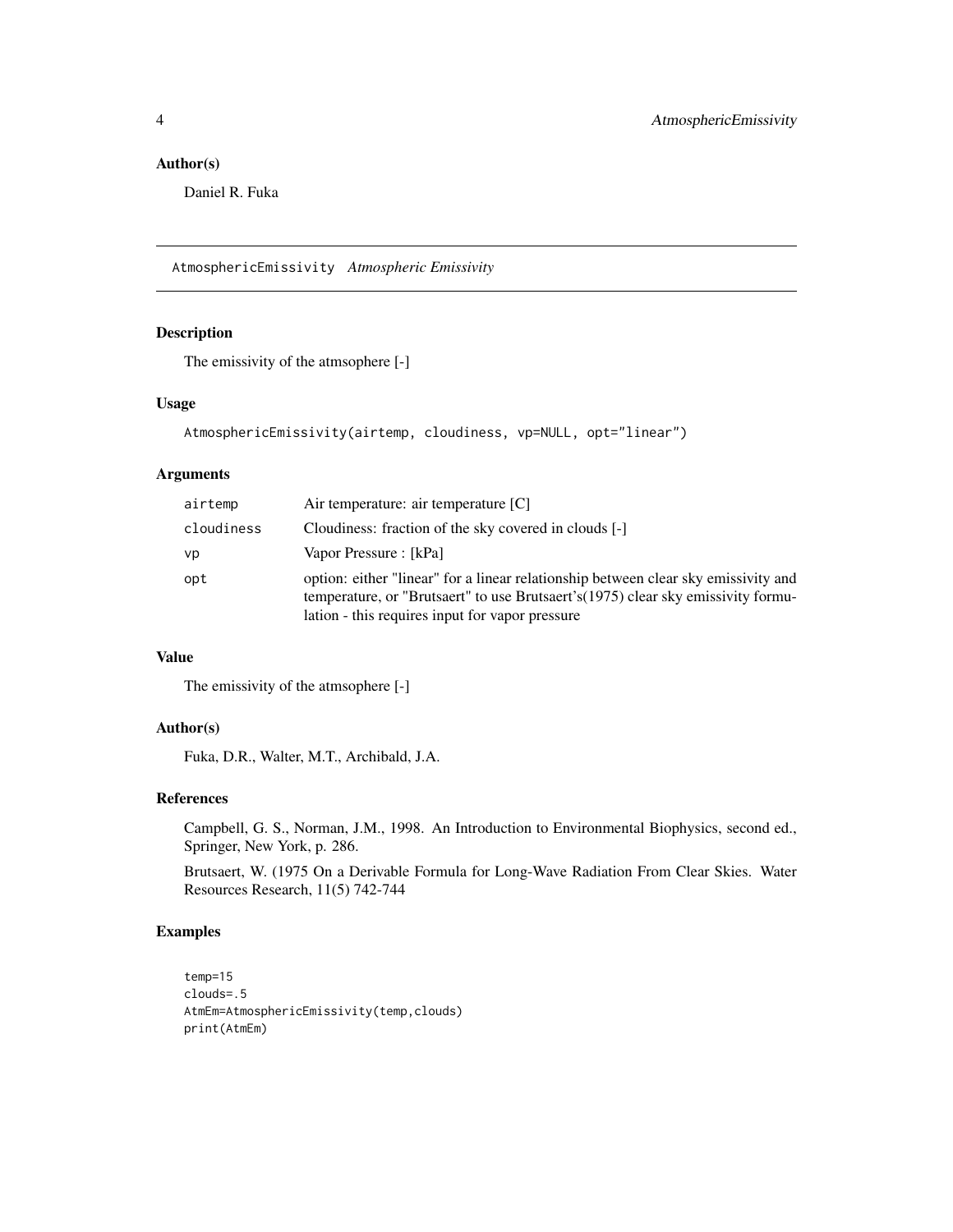### Author(s)

Daniel R. Fuka

## AtmosphericEmissivity *Atmospheric Emissivity*

### Description

The emissivity of the atmsophere [-]

### Usage

```
AtmosphericEmissivity(airtemp, cloudiness, vp=NULL, opt="linear")
```

### Arguments

| | |
|---|---|
| airtemp | Air temperature: air temperature [C] |
| cloudiness | Cloudiness: fraction of the sky covered in clouds [-] |
| vp | Vapor Pressure : [kPa] |
| opt | option: either "linear" for a linear relationship between clear sky emissivity and temperature, or "Brutsaert" to use Brutsaert's(1975) clear sky emissivity formulation - this requires input for vapor pressure |

### Value

The emissivity of the atmsophere [-]

### Author(s)

Fuka, D.R., Walter, M.T., Archibald, J.A.

### References

Campbell, G. S., Norman, J.M., 1998. An Introduction to Environmental Biophysics, second ed., Springer, New York, p. 286.

Brutsaert, W. (1975 On a Derivable Formula for Long-Wave Radiation From Clear Skies. Water Resources Research, 11(5) 742-744

### Examples

```
temp=15
clouds=.5
AtmEm=AtmosphericEmissivity(temp,clouds)
print(AtmEm)
```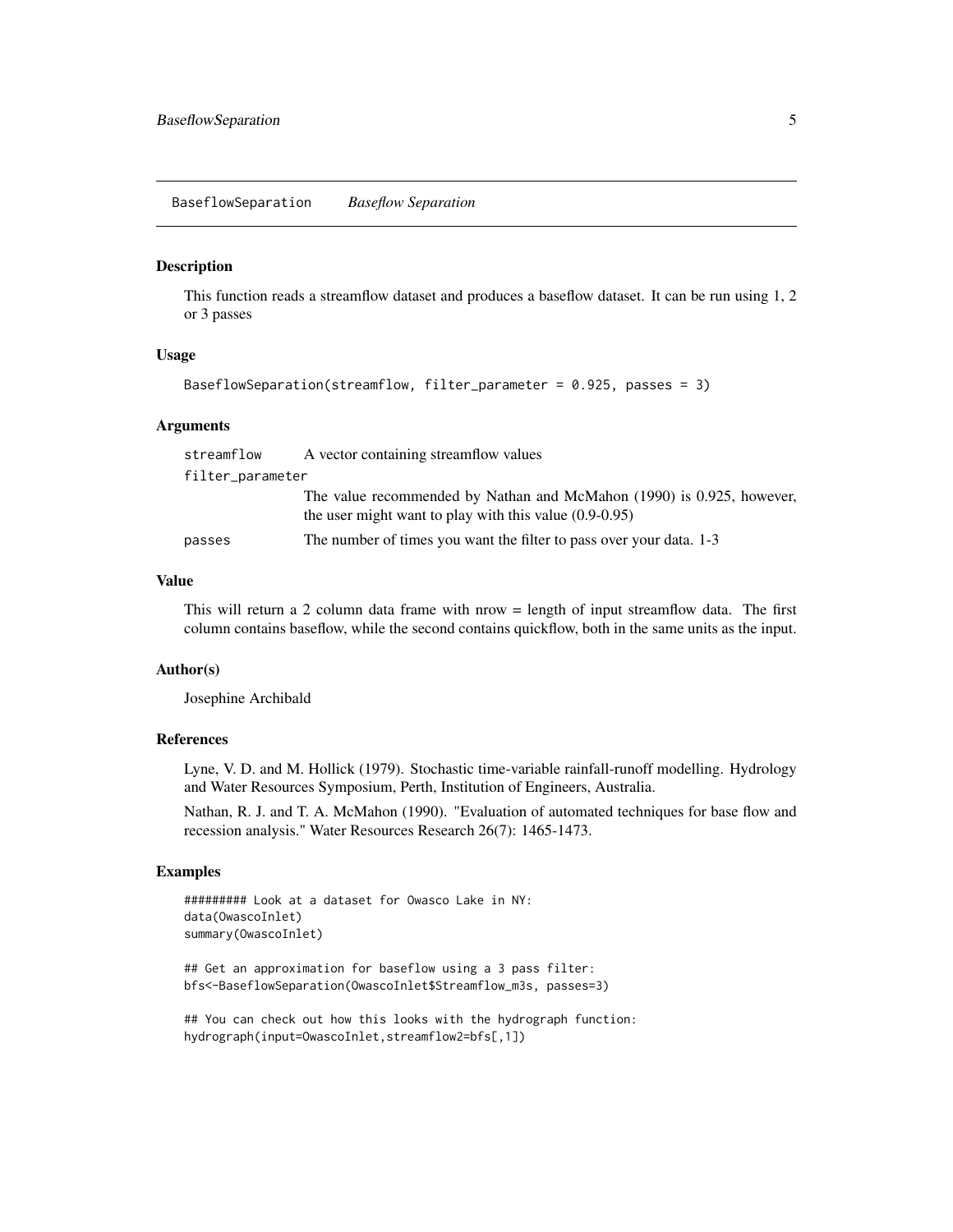# BaseflowSeparation *Baseflow Separation*

## Description

This function reads a streamflow dataset and produces a baseflow dataset. It can be run using 1, 2 or 3 passes

## Usage

```
BaseflowSeparation(streamflow, filter_parameter = 0.925, passes = 3)
```

## Arguments

| | |
|---|---|
| streamflow | A vector containing streamflow values |
| filter_parameter | The value recommended by Nathan and McMahon (1990) is 0.925, however, the user might want to play with this value (0.9-0.95) |
| passes | The number of times you want the filter to pass over your data. 1-3 |

## Value

This will return a 2 column data frame with nrow = length of input streamflow data. The first column contains baseflow, while the second contains quickflow, both in the same units as the input.

## Author(s)

Josephine Archibald

## References

Lyne, V. D. and M. Hollick (1979). Stochastic time-variable rainfall-runoff modelling. Hydrology and Water Resources Symposium, Perth, Institution of Engineers, Australia.

Nathan, R. J. and T. A. McMahon (1990). "Evaluation of automated techniques for base flow and recession analysis." Water Resources Research 26(7): 1465-1473.

## Examples

```
######### Look at a dataset for Owasco Lake in NY:
data(OwascoInlet)
summary(OwascoInlet)

## Get an approximation for baseflow using a 3 pass filter:
bfs<-BaseflowSeparation(OwascoInlet$Streamflow_m3s, passes=3)

## You can check out how this looks with the hydrograph function:
hydrograph(input=OwascoInlet,streamflow2=bfs[,1])
```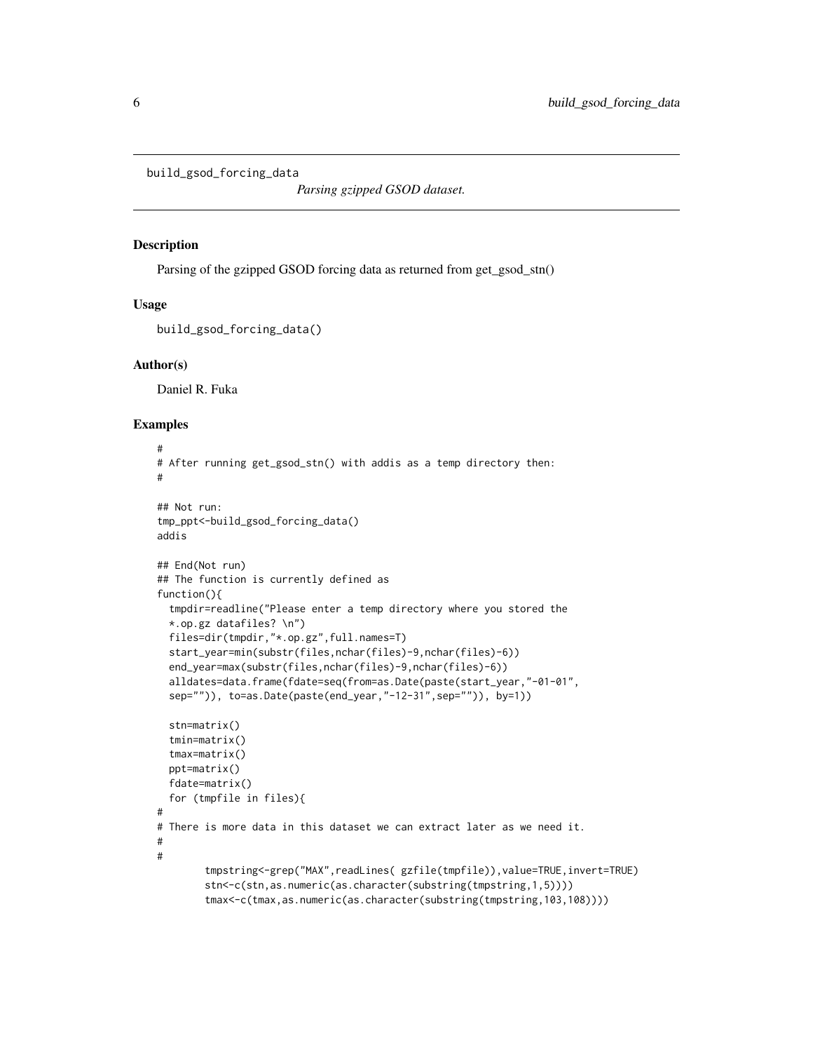build_gsod_forcing_data *Parsing gzipped GSOD dataset.*

---

### Description

Parsing of the gzipped GSOD forcing data as returned from get_gsod_stn()

### Usage

```
build_gsod_forcing_data()
```

### Author(s)

Daniel R. Fuka

### Examples

```
#
# After running get_gsod_stn() with addis as a temp directory then:
#

## Not run:
tmp_ppt<-build_gsod_forcing_data()
addis

## End(Not run)
## The function is currently defined as
function(){
  tmpdir=readline("Please enter a temp directory where you stored the
  *.op.gz datafiles? \n")
  files=dir(tmpdir,"*.op.gz",full.names=T)
  start_year=min(substr(files,nchar(files)-9,nchar(files)-6))
  end_year=max(substr(files,nchar(files)-9,nchar(files)-6))
  alldates=data.frame(fdate=seq(from=as.Date(paste(start_year,"-01-01",
  sep="")), to=as.Date(paste(end_year,"-12-31",sep="")), by=1))

  stn=matrix()
  tmin=matrix()
  tmax=matrix()
  ppt=matrix()
  fdate=matrix()
  for (tmpfile in files){
#
# There is more data in this dataset we can extract later as we need it.
#
#
        tmpstring<-grep("MAX",readLines( gzfile(tmpfile)),value=TRUE,invert=TRUE)
        stn<-c(stn,as.numeric(as.character(substring(tmpstring,1,5))))
        tmax<-c(tmax,as.numeric(as.character(substring(tmpstring,103,108))))
```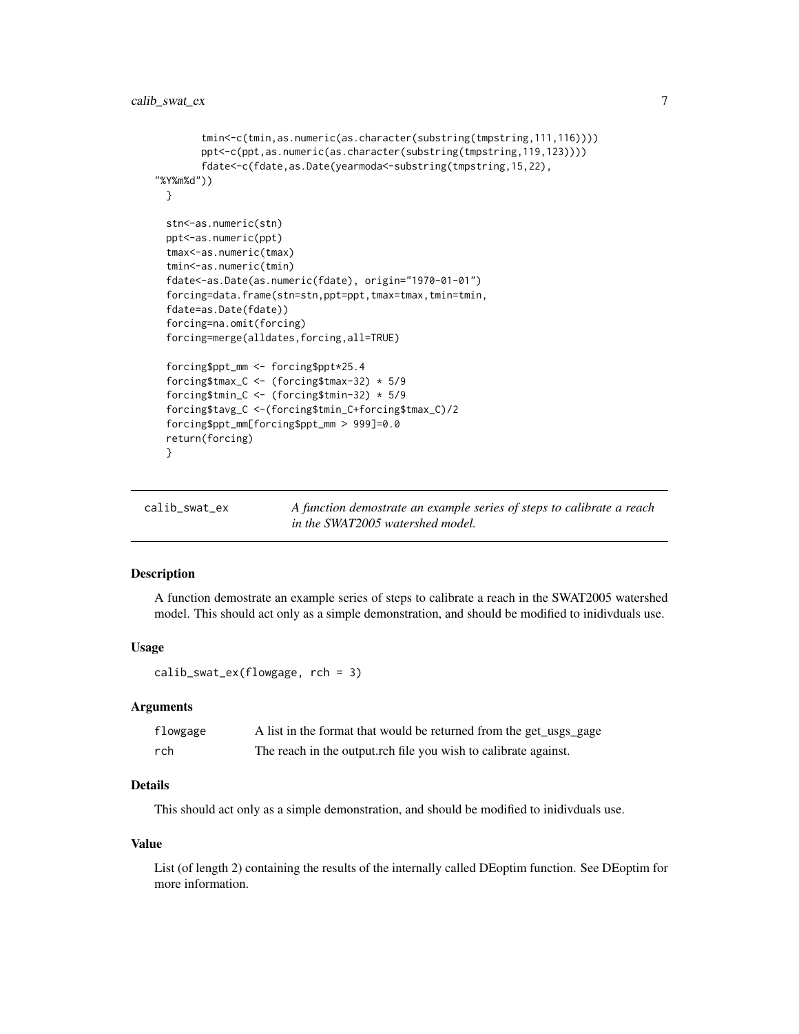```
        tmin<-c(tmin,as.numeric(as.character(substring(tmpstring,111,116))))
        ppt<-c(ppt,as.numeric(as.character(substring(tmpstring,119,123))))
        fdate<-c(fdate,as.Date(yearmoda<-substring(tmpstring,15,22),
"%Y%m%d"))
  }

  stn<-as.numeric(stn)
  ppt<-as.numeric(ppt)
  tmax<-as.numeric(tmax)
  tmin<-as.numeric(tmin)
  fdate<-as.Date(as.numeric(fdate), origin="1970-01-01")
  forcing=data.frame(stn=stn,ppt=ppt,tmax=tmax,tmin=tmin,
  fdate=as.Date(fdate))
  forcing=na.omit(forcing)
  forcing=merge(alldates,forcing,all=TRUE)

  forcing$ppt_mm <- forcing$ppt*25.4
  forcing$tmax_C <- (forcing$tmax-32) * 5/9
  forcing$tmin_C <- (forcing$tmin-32) * 5/9
  forcing$tavg_C <-(forcing$tmin_C+forcing$tmax_C)/2
  forcing$ppt_mm[forcing$ppt_mm > 999]=0.0
  return(forcing)
  }
```

## calib_swat_ex

*A function demostrate an example series of steps to calibrate a reach in the SWAT2005 watershed model.*

### Description

A function demostrate an example series of steps to calibrate a reach in the SWAT2005 watershed model. This should act only as a simple demonstration, and should be modified to inidivduals use.

### Usage

```
calib_swat_ex(flowgage, rch = 3)
```

### Arguments

| | |
|---|---|
| flowgage | A list in the format that would be returned from the get_usgs_gage |
| rch | The reach in the output.rch file you wish to calibrate against. |

### Details

This should act only as a simple demonstration, and should be modified to inidivduals use.

### Value

List (of length 2) containing the results of the internally called DEoptim function. See DEoptim for more information.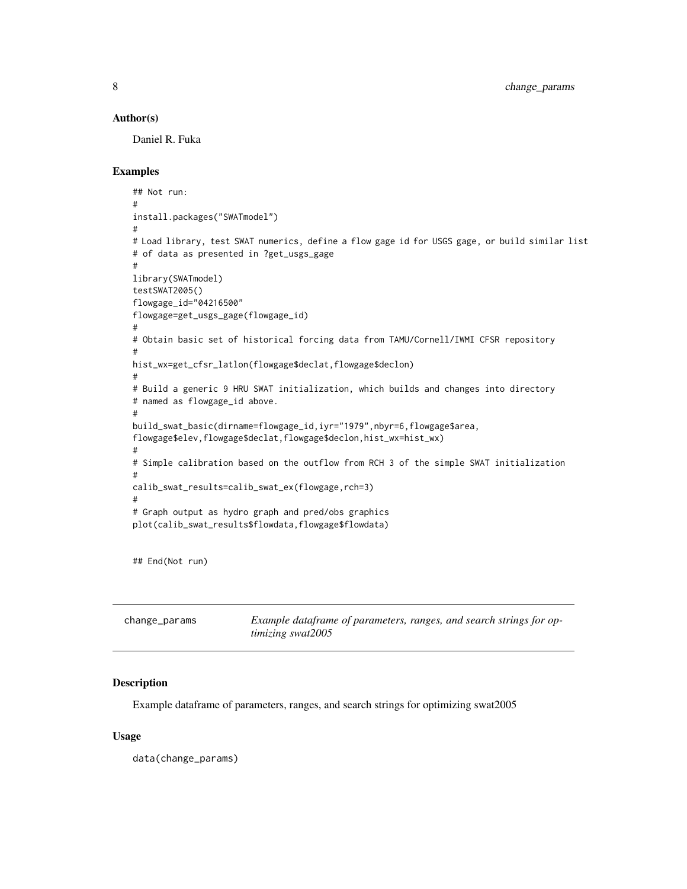### Author(s)

Daniel R. Fuka

### Examples

```
## Not run:
#
install.packages("SWATmodel")
#
# Load library, test SWAT numerics, define a flow gage id for USGS gage, or build similar list
# of data as presented in ?get_usgs_gage
#
library(SWATmodel)
testSWAT2005()
flowgage_id="04216500"
flowgage=get_usgs_gage(flowgage_id)
#
# Obtain basic set of historical forcing data from TAMU/Cornell/IWMI CFSR repository
#
hist_wx=get_cfsr_latlon(flowgage$declat,flowgage$declon)
#
# Build a generic 9 HRU SWAT initialization, which builds and changes into directory
# named as flowgage_id above.
#
build_swat_basic(dirname=flowgage_id,iyr="1979",nbyr=6,flowgage$area,
flowgage$elev,flowgage$declat,flowgage$declon,hist_wx=hist_wx)
#
# Simple calibration based on the outflow from RCH 3 of the simple SWAT initialization
#
calib_swat_results=calib_swat_ex(flowgage,rch=3)
#
# Graph output as hydro graph and pred/obs graphics
plot(calib_swat_results$flowdata,flowgage$flowdata)


## End(Not run)
```

---

## change_params — *Example dataframe of parameters, ranges, and search strings for optimizing swat2005*

### Description

Example dataframe of parameters, ranges, and search strings for optimizing swat2005

### Usage

```
data(change_params)
```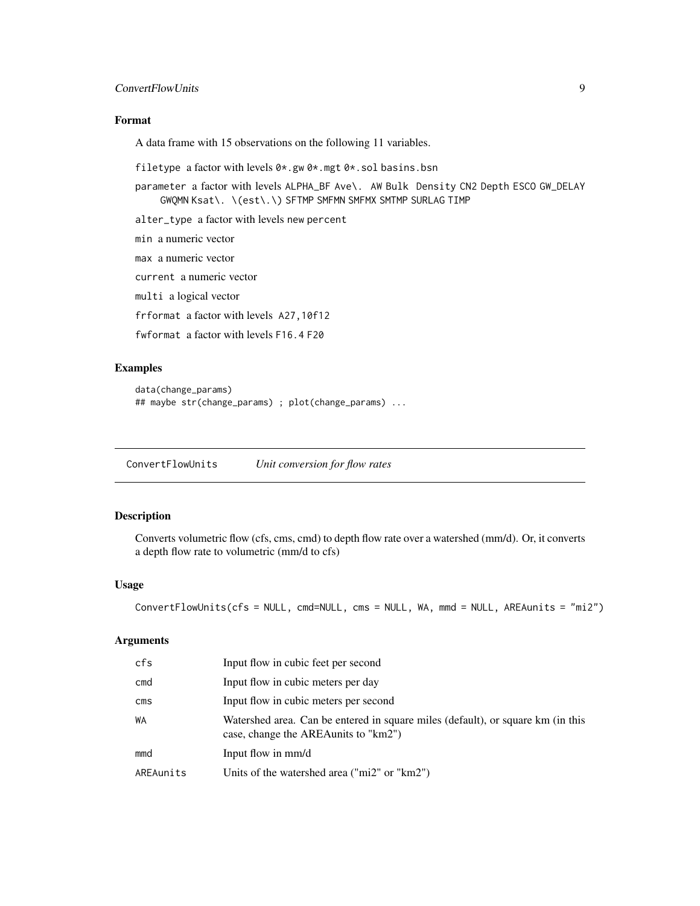## Format

A data frame with 15 observations on the following 11 variables.

`filetype` a factor with levels `0*.gw` `0*.mgt` `0*.sol` `basins.bsn`

`parameter` a factor with levels `ALPHA_BF` `Ave\. AW` `Bulk Density` `CN2` `Depth` `ESCO` `GW_DELAY` `GWQMN` `Ksat\. \(est\.\)` `SFTMP` `SMFMN` `SMFMX` `SMTMP` `SURLAG` `TIMP`

`alter_type` a factor with levels `new` `percent`

`min` a numeric vector

`max` a numeric vector

`current` a numeric vector

`multi` a logical vector

`frformat` a factor with levels `A27,10f12`

`fwformat` a factor with levels `F16.4` `F20`

## Examples

```
data(change_params)
## maybe str(change_params) ; plot(change_params) ...
```

---

# ConvertFlowUnits *Unit conversion for flow rates*

## Description

Converts volumetric flow (cfs, cms, cmd) to depth flow rate over a watershed (mm/d). Or, it converts a depth flow rate to volumetric (mm/d to cfs)

## Usage

```
ConvertFlowUnits(cfs = NULL, cmd=NULL, cms = NULL, WA, mmd = NULL, AREAunits = "mi2")
```

## Arguments

| | |
|---|---|
| `cfs` | Input flow in cubic feet per second |
| `cmd` | Input flow in cubic meters per day |
| `cms` | Input flow in cubic meters per second |
| `WA` | Watershed area. Can be entered in square miles (default), or square km (in this case, change the AREAunits to "km2") |
| `mmd` | Input flow in mm/d |
| `AREAunits` | Units of the watershed area ("mi2" or "km2") |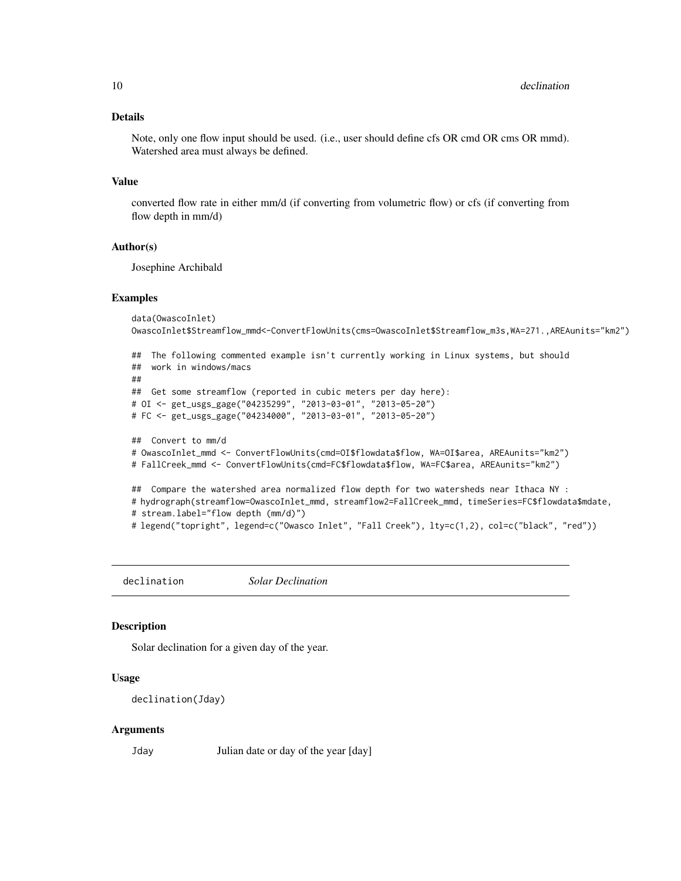### Details

Note, only one flow input should be used. (i.e., user should define cfs OR cmd OR cms OR mmd). Watershed area must always be defined.

### Value

converted flow rate in either mm/d (if converting from volumetric flow) or cfs (if converting from flow depth in mm/d)

### Author(s)

Josephine Archibald

### Examples

```
data(OwascoInlet)
OwascoInlet$Streamflow_mmd<-ConvertFlowUnits(cms=OwascoInlet$Streamflow_m3s,WA=271.,AREAunits="km2")

##  The following commented example isn't currently working in Linux systems, but should
##  work in windows/macs
##
##  Get some streamflow (reported in cubic meters per day here):
# OI <- get_usgs_gage("04235299", "2013-03-01", "2013-05-20")
# FC <- get_usgs_gage("04234000", "2013-03-01", "2013-05-20")

##  Convert to mm/d
# OwascoInlet_mmd <- ConvertFlowUnits(cmd=OI$flowdata$flow, WA=OI$area, AREAunits="km2")
# FallCreek_mmd <- ConvertFlowUnits(cmd=FC$flowdata$flow, WA=FC$area, AREAunits="km2")

##  Compare the watershed area normalized flow depth for two watersheds near Ithaca NY :
# hydrograph(streamflow=OwascoInlet_mmd, streamflow2=FallCreek_mmd, timeSeries=FC$flowdata$mdate,
# stream.label="flow depth (mm/d)")
# legend("topright", legend=c("Owasco Inlet", "Fall Creek"), lty=c(1,2), col=c("black", "red"))
```

---

## declination — *Solar Declination*

### Description

Solar declination for a given day of the year.

### Usage

```
declination(Jday)
```

### Arguments

| | |
|---|---|
| Jday | Julian date or day of the year [day] |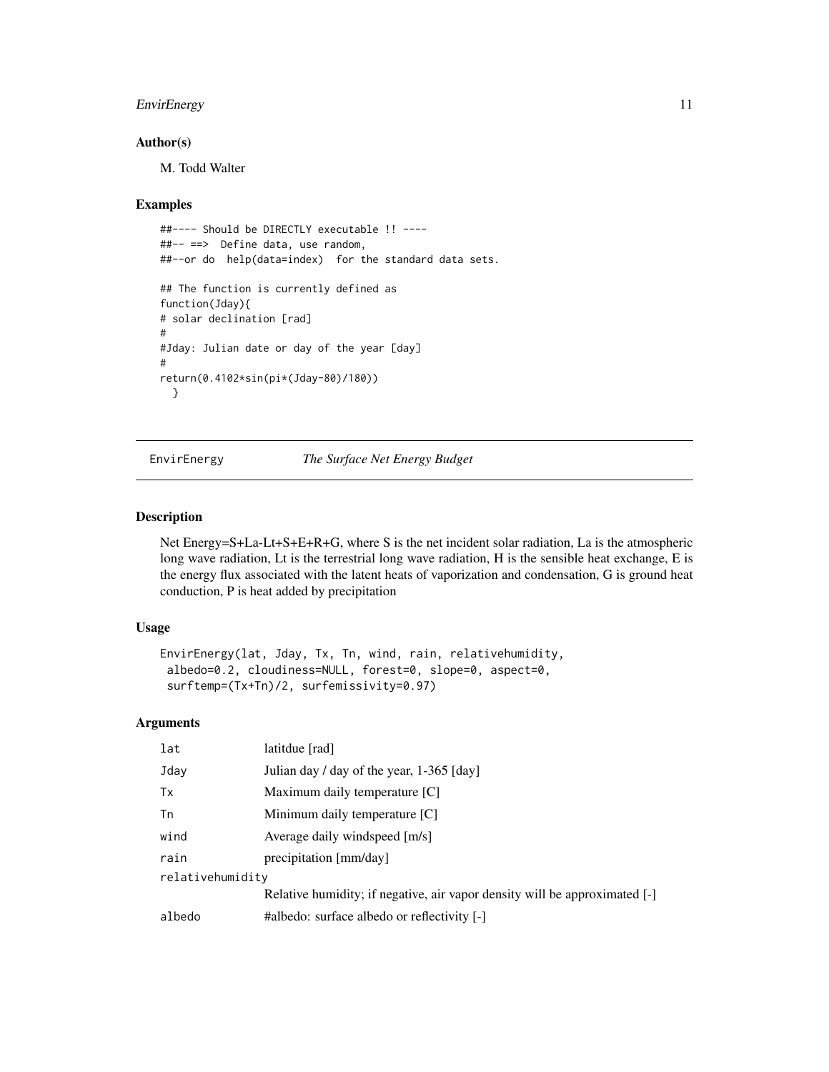### Author(s)

M. Todd Walter

### Examples

```
##---- Should be DIRECTLY executable !! ----
##-- ==>  Define data, use random,
##--or do  help(data=index)  for the standard data sets.

## The function is currently defined as
function(Jday){
# solar declination [rad]
#
#Jday: Julian date or day of the year [day]
#
return(0.4102*sin(pi*(Jday-80)/180))
  }
```

---

## EnvirEnergy *The Surface Net Energy Budget*

---

### Description

Net Energy=S+La-Lt+S+E+R+G, where S is the net incident solar radiation, La is the atmospheric long wave radiation, Lt is the terrestrial long wave radiation, H is the sensible heat exchange, E is the energy flux associated with the latent heats of vaporization and condensation, G is ground heat conduction, P is heat added by precipitation

### Usage

```
EnvirEnergy(lat, Jday, Tx, Tn, wind, rain, relativehumidity,
 albedo=0.2, cloudiness=NULL, forest=0, slope=0, aspect=0,
 surftemp=(Tx+Tn)/2, surfemissivity=0.97)
```

### Arguments

| | |
|---|---|
| `lat` | latitdue [rad] |
| `Jday` | Julian day / day of the year, 1-365 [day] |
| `Tx` | Maximum daily temperature [C] |
| `Tn` | Minimum daily temperature [C] |
| `wind` | Average daily windspeed [m/s] |
| `rain` | precipitation [mm/day] |
| `relativehumidity` | Relative humidity; if negative, air vapor density will be approximated [-] |
| `albedo` | #albedo: surface albedo or reflectivity [-] |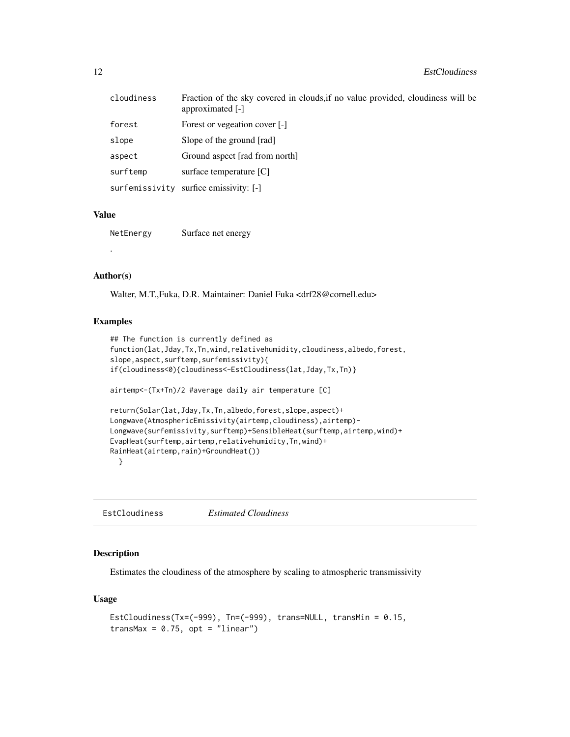| | |
|---|---|
| cloudiness | Fraction of the sky covered in clouds,if no value provided, cloudiness will be approximated [-] |
| forest | Forest or vegeation cover [-] |
| slope | Slope of the ground [rad] |
| aspect | Ground aspect [rad from north] |
| surftemp | surface temperature [C] |
| surfemissivity | surfice emissivity: [-] |

### Value

| | |
|---|---|
| NetEnergy | Surface net energy |

.

### Author(s)

Walter, M.T.,Fuka, D.R. Maintainer: Daniel Fuka <drf28@cornell.edu>

### Examples

```
## The function is currently defined as
function(lat,Jday,Tx,Tn,wind,relativehumidity,cloudiness,albedo,forest,
slope,aspect,surftemp,surfemissivity){
if(cloudiness<0){cloudiness<-EstCloudiness(lat,Jday,Tx,Tn)}

airtemp<-(Tx+Tn)/2 #average daily air temperature [C]

return(Solar(lat,Jday,Tx,Tn,albedo,forest,slope,aspect)+
Longwave(AtmosphericEmissivity(airtemp,cloudiness),airtemp)-
Longwave(surfemissivity,surftemp)+SensibleHeat(surftemp,airtemp,wind)+
EvapHeat(surftemp,airtemp,relativehumidity,Tn,wind)+
RainHeat(airtemp,rain)+GroundHeat())
  }
```

---

## EstCloudiness *Estimated Cloudiness*

---

### Description

Estimates the cloudiness of the atmosphere by scaling to atmospheric transmissivity

### Usage

```
EstCloudiness(Tx=(-999), Tn=(-999), trans=NULL, transMin = 0.15,
transMax = 0.75, opt = "linear")
```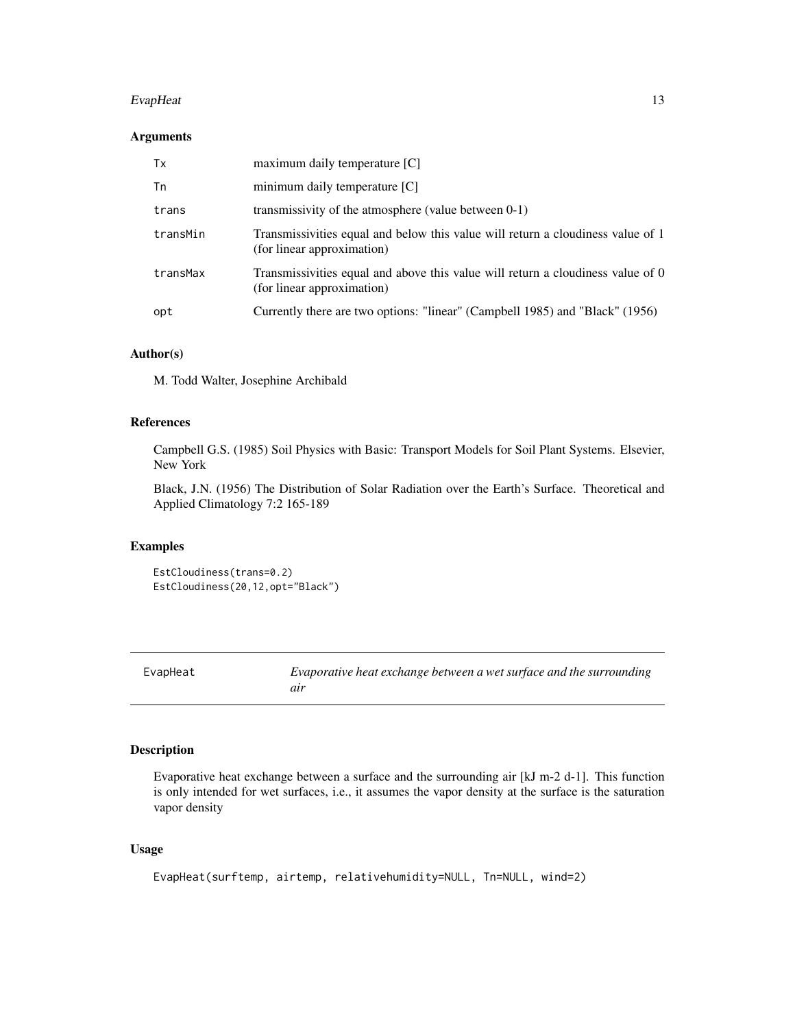### Arguments

| | |
|---|---|
| Tx | maximum daily temperature [C] |
| Tn | minimum daily temperature [C] |
| trans | transmissivity of the atmosphere (value between 0-1) |
| transMin | Transmissivities equal and below this value will return a cloudiness value of 1 (for linear approximation) |
| transMax | Transmissivities equal and above this value will return a cloudiness value of 0 (for linear approximation) |
| opt | Currently there are two options: "linear" (Campbell 1985) and "Black" (1956) |

### Author(s)

M. Todd Walter, Josephine Archibald

### References

Campbell G.S. (1985) Soil Physics with Basic: Transport Models for Soil Plant Systems. Elsevier, New York

Black, J.N. (1956) The Distribution of Solar Radiation over the Earth's Surface. Theoretical and Applied Climatology 7:2 165-189

### Examples

```
EstCloudiness(trans=0.2)
EstCloudiness(20,12,opt="Black")
```

---

## EvapHeat — *Evaporative heat exchange between a wet surface and the surrounding air*

---

### Description

Evaporative heat exchange between a surface and the surrounding air [kJ m-2 d-1]. This function is only intended for wet surfaces, i.e., it assumes the vapor density at the surface is the saturation vapor density

### Usage

```
EvapHeat(surftemp, airtemp, relativehumidity=NULL, Tn=NULL, wind=2)
```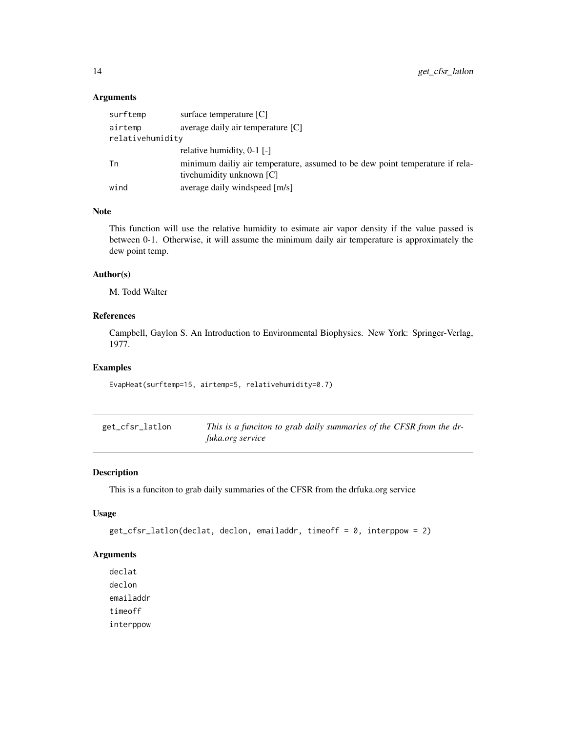### Arguments

| | |
|---|---|
| surftemp | surface temperature [C] |
| airtemp | average daily air temperature [C] |
| relativehumidity | relative humidity, 0-1 [-] |
| Tn | minimum dailiy air temperature, assumed to be dew point temperature if relativehumidity unknown [C] |
| wind | average daily windspeed [m/s] |

### Note

This function will use the relative humidity to esimate air vapor density if the value passed is between 0-1. Otherwise, it will assume the minimum daily air temperature is approximately the dew point temp.

### Author(s)

M. Todd Walter

### References

Campbell, Gaylon S. An Introduction to Environmental Biophysics. New York: Springer-Verlag, 1977.

### Examples

```
EvapHeat(surftemp=15, airtemp=5, relativehumidity=0.7)
```

---

## get_cfsr_latlon — *This is a funciton to grab daily summaries of the CFSR from the drfuka.org service*

### Description

This is a funciton to grab daily summaries of the CFSR from the drfuka.org service

### Usage

```
get_cfsr_latlon(declat, declon, emailaddr, timeoff = 0, interppow = 2)
```

### Arguments

declat
declon
emailaddr
timeoff
interppow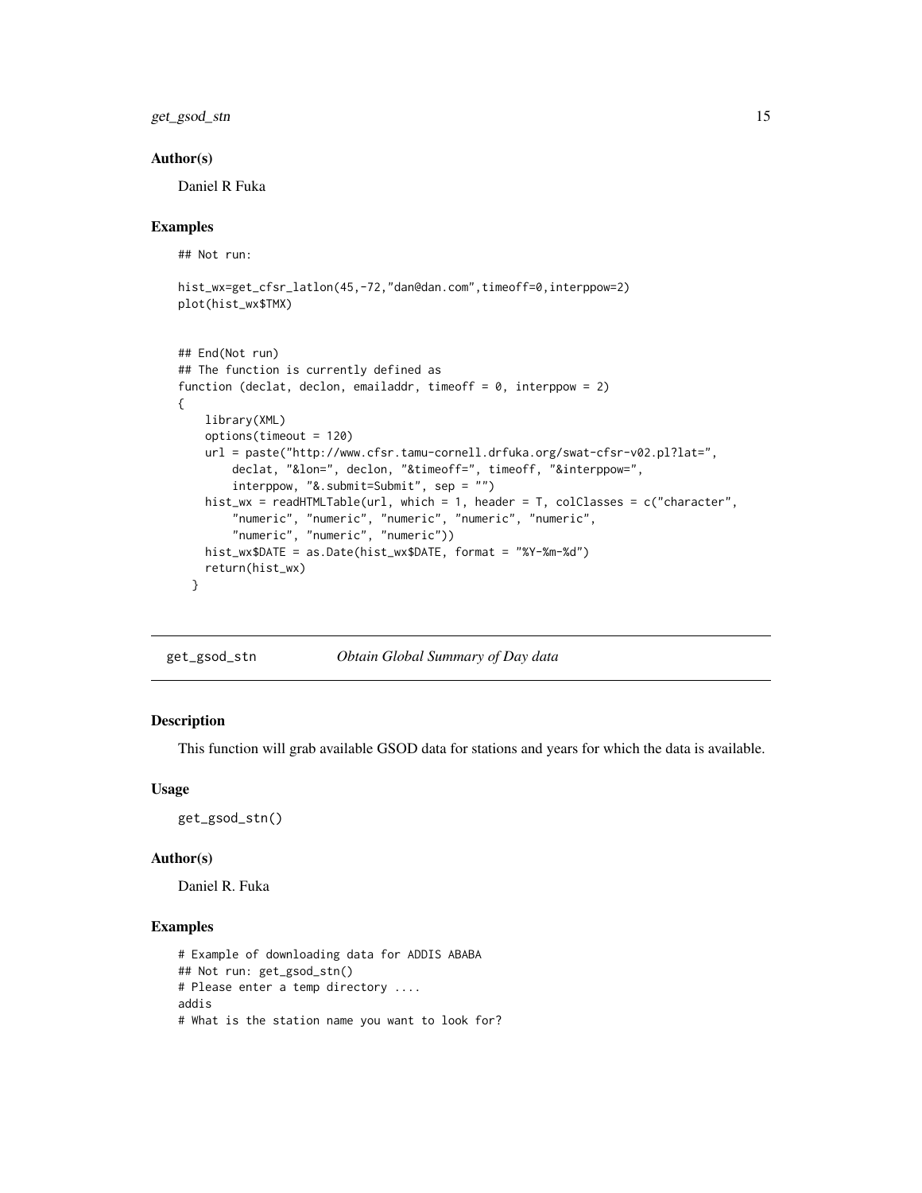### Author(s)

Daniel R Fuka

### Examples

```
## Not run:

hist_wx=get_cfsr_latlon(45,-72,"dan@dan.com",timeoff=0,interppow=2)
plot(hist_wx$TMX)


## End(Not run)
## The function is currently defined as
function (declat, declon, emailaddr, timeoff = 0, interppow = 2)
{
    library(XML)
    options(timeout = 120)
    url = paste("http://www.cfsr.tamu-cornell.drfuka.org/swat-cfsr-v02.pl?lat=",
        declat, "&lon=", declon, "&timeoff=", timeoff, "&interppow=",
        interppow, "&.submit=Submit", sep = "")
    hist_wx = readHTMLTable(url, which = 1, header = T, colClasses = c("character",
        "numeric", "numeric", "numeric", "numeric", "numeric",
        "numeric", "numeric", "numeric"))
    hist_wx$DATE = as.Date(hist_wx$DATE, format = "%Y-%m-%d")
    return(hist_wx)
  }
```

---

## get_gsod_stn *Obtain Global Summary of Day data*

### Description

This function will grab available GSOD data for stations and years for which the data is available.

### Usage

```
get_gsod_stn()
```

### Author(s)

Daniel R. Fuka

### Examples

```
# Example of downloading data for ADDIS ABABA
## Not run: get_gsod_stn()
# Please enter a temp directory ....
addis
# What is the station name you want to look for?
```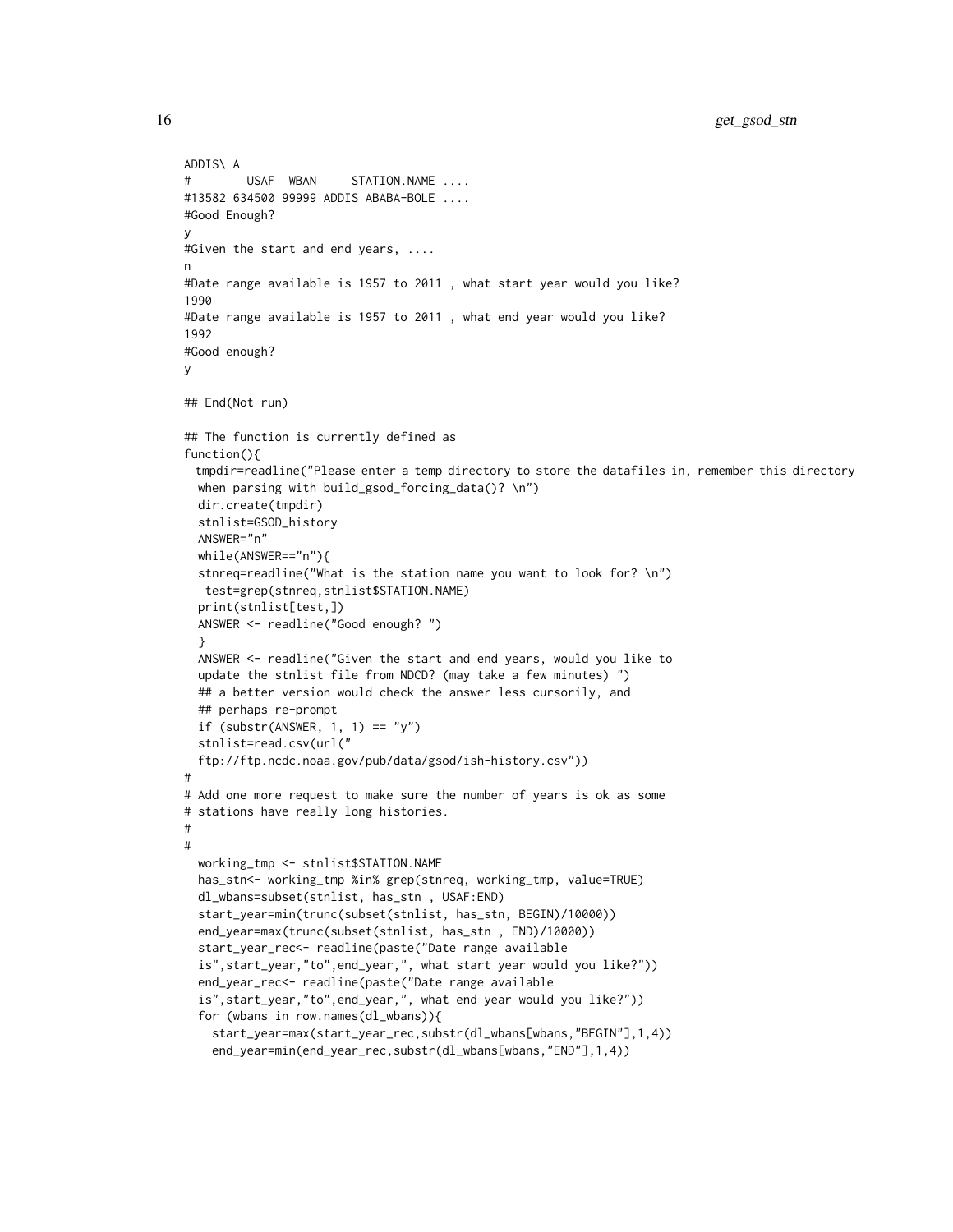```
ADDIS\ A
#        USAF  WBAN     STATION.NAME ....
#13582 634500 99999 ADDIS ABABA-BOLE ....
#Good Enough?
y
#Given the start and end years, ....
n
#Date range available is 1957 to 2011 , what start year would you like?
1990
#Date range available is 1957 to 2011 , what end year would you like?
1992
#Good enough?
y

## End(Not run)

## The function is currently defined as
function(){
  tmpdir=readline("Please enter a temp directory to store the datafiles in, remember this directory
  when parsing with build_gsod_forcing_data()? \n")
  dir.create(tmpdir)
  stnlist=GSOD_history
  ANSWER="n"
  while(ANSWER=="n"){
  stnreq=readline("What is the station name you want to look for? \n")
   test=grep(stnreq,stnlist$STATION.NAME)
  print(stnlist[test,])
  ANSWER <- readline("Good enough? ")
  }
  ANSWER <- readline("Given the start and end years, would you like to
  update the stnlist file from NDCD? (may take a few minutes) ")
  ## a better version would check the answer less cursorily, and
  ## perhaps re-prompt
  if (substr(ANSWER, 1, 1) == "y")
  stnlist=read.csv(url("
  ftp://ftp.ncdc.noaa.gov/pub/data/gsod/ish-history.csv"))
#
# Add one more request to make sure the number of years is ok as some
# stations have really long histories.
#
#
  working_tmp <- stnlist$STATION.NAME
  has_stn<- working_tmp %in% grep(stnreq, working_tmp, value=TRUE)
  dl_wbans=subset(stnlist, has_stn , USAF:END)
  start_year=min(trunc(subset(stnlist, has_stn, BEGIN)/10000))
  end_year=max(trunc(subset(stnlist, has_stn , END)/10000))
  start_year_rec<- readline(paste("Date range available
  is",start_year,"to",end_year,", what start year would you like?"))
  end_year_rec<- readline(paste("Date range available
  is",start_year,"to",end_year,", what end year would you like?"))
  for (wbans in row.names(dl_wbans)){
    start_year=max(start_year_rec,substr(dl_wbans[wbans,"BEGIN"],1,4))
    end_year=min(end_year_rec,substr(dl_wbans[wbans,"END"],1,4))
```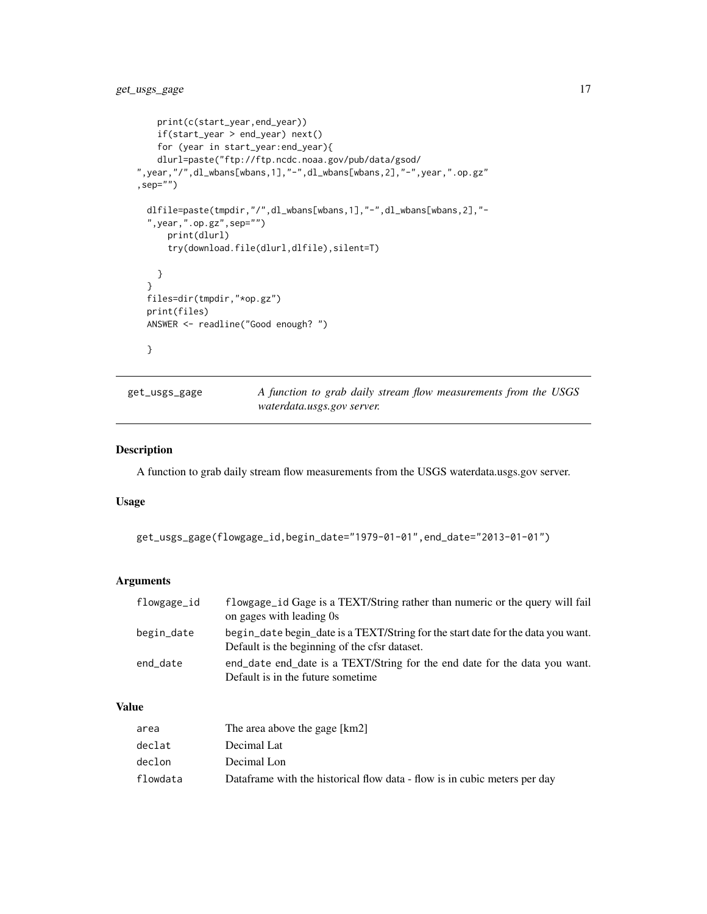```
    print(c(start_year,end_year))
    if(start_year > end_year) next()
    for (year in start_year:end_year){
    dlurl=paste("ftp://ftp.ncdc.noaa.gov/pub/data/gsod/
",year,"/",dl_wbans[wbans,1],"-",dl_wbans[wbans,2],"-",year,".op.gz"
,sep="")

  dlfile=paste(tmpdir,"/",dl_wbans[wbans,1],"-",dl_wbans[wbans,2],"-
  ",year,".op.gz",sep="")
      print(dlurl)
      try(download.file(dlurl,dlfile),silent=T)

    }
  }
  files=dir(tmpdir,"*op.gz")
  print(files)
  ANSWER <- readline("Good enough? ")

  }
```

---

## get_usgs_gage — *A function to grab daily stream flow measurements from the USGS waterdata.usgs.gov server.*

---

### Description

A function to grab daily stream flow measurements from the USGS waterdata.usgs.gov server.

### Usage

```
get_usgs_gage(flowgage_id,begin_date="1979-01-01",end_date="2013-01-01")
```

### Arguments

| | |
|---|---|
| `flowgage_id` | `flowgage_id` Gage is a TEXT/String rather than numeric or the query will fail on gages with leading 0s |
| `begin_date` | `begin_date` begin_date is a TEXT/String for the start date for the data you want. Default is the beginning of the cfsr dataset. |
| `end_date` | `end_date` end_date is a TEXT/String for the end date for the data you want. Default is in the future sometime |

### Value

| | |
|---|---|
| `area` | The area above the gage [km2] |
| `declat` | Decimal Lat |
| `declon` | Decimal Lon |
| `flowdata` | Dataframe with the historical flow data - flow is in cubic meters per day |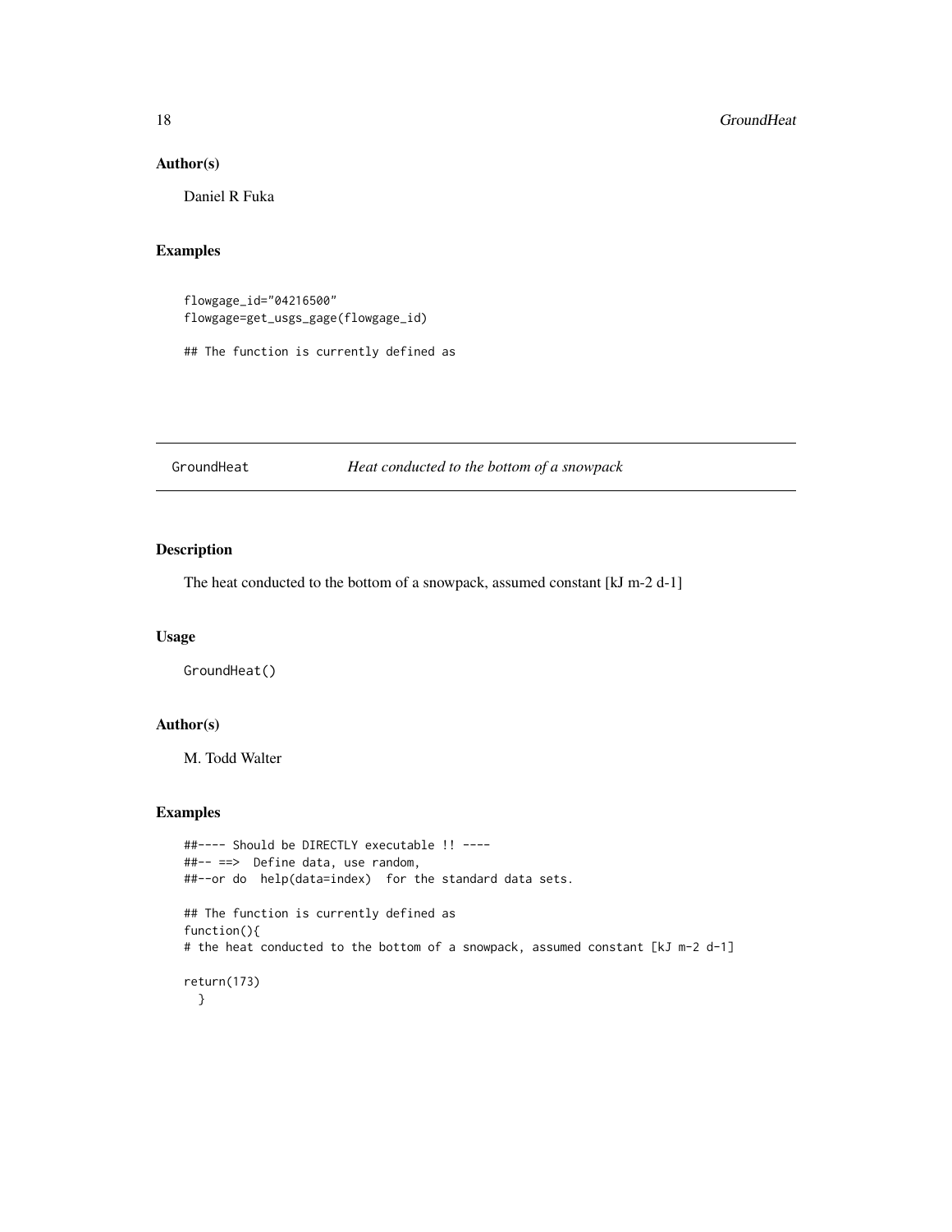### Author(s)

Daniel R Fuka

### Examples

```
flowgage_id="04216500"
flowgage=get_usgs_gage(flowgage_id)

## The function is currently defined as
```

---

## GroundHeat — *Heat conducted to the bottom of a snowpack*

---

### Description

The heat conducted to the bottom of a snowpack, assumed constant [kJ m-2 d-1]

### Usage

```
GroundHeat()
```

### Author(s)

M. Todd Walter

### Examples

```
##---- Should be DIRECTLY executable !! ----
##-- ==>  Define data, use random,
##--or do  help(data=index)  for the standard data sets.

## The function is currently defined as
function(){
# the heat conducted to the bottom of a snowpack, assumed constant [kJ m-2 d-1]

return(173)
  }
```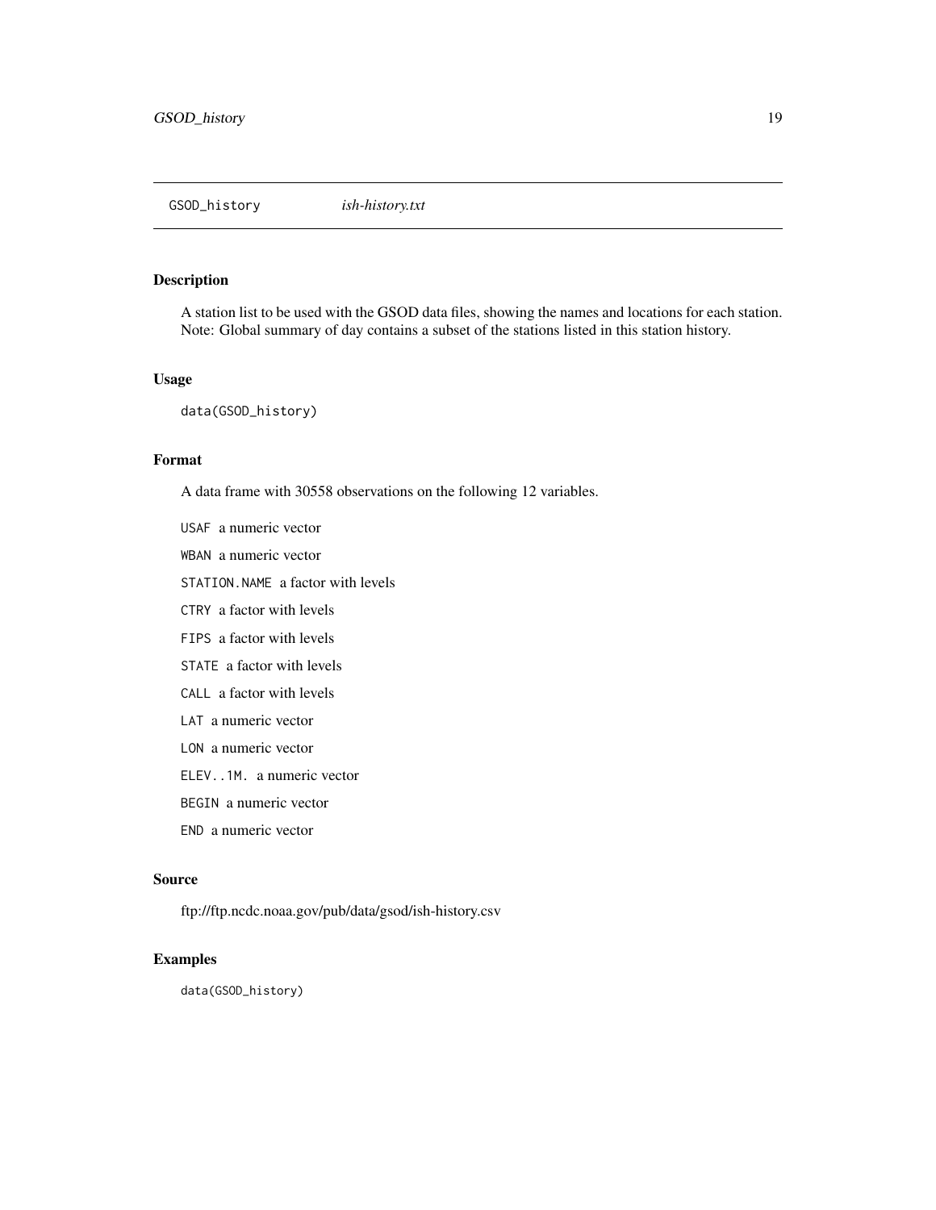GSOD_history *ish-history.txt*

## Description

A station list to be used with the GSOD data files, showing the names and locations for each station. Note: Global summary of day contains a subset of the stations listed in this station history.

## Usage

```
data(GSOD_history)
```

## Format

A data frame with 30558 observations on the following 12 variables.

`USAF` a numeric vector

`WBAN` a numeric vector

`STATION.NAME` a factor with levels

`CTRY` a factor with levels

`FIPS` a factor with levels

`STATE` a factor with levels

`CALL` a factor with levels

`LAT` a numeric vector

`LON` a numeric vector

`ELEV..1M.` a numeric vector

`BEGIN` a numeric vector

`END` a numeric vector

## Source

ftp://ftp.ncdc.noaa.gov/pub/data/gsod/ish-history.csv

## Examples

```
data(GSOD_history)
```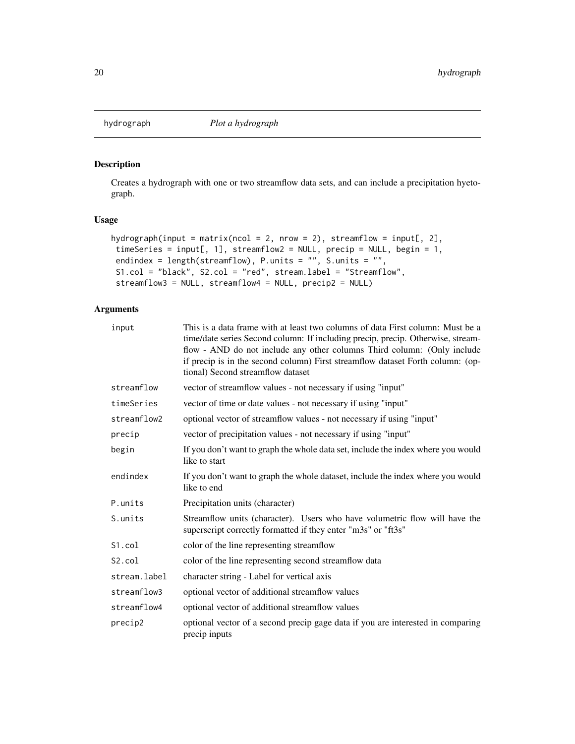# hydrograph *Plot a hydrograph*

## Description

Creates a hydrograph with one or two streamflow data sets, and can include a precipitation hyetograph.

## Usage

```
hydrograph(input = matrix(ncol = 2, nrow = 2), streamflow = input[, 2],
 timeSeries = input[, 1], streamflow2 = NULL, precip = NULL, begin = 1,
 endindex = length(streamflow), P.units = "", S.units = "",
 S1.col = "black", S2.col = "red", stream.label = "Streamflow",
 streamflow3 = NULL, streamflow4 = NULL, precip2 = NULL)
```

## Arguments

| | |
|---|---|
| `input` | This is a data frame with at least two columns of data First column: Must be a time/date series Second column: If including precip, precip. Otherwise, streamflow - AND do not include any other columns Third column: (Only include if precip is in the second column) First streamflow dataset Forth column: (optional) Second streamflow dataset |
| `streamflow` | vector of streamflow values - not necessary if using "input" |
| `timeSeries` | vector of time or date values - not necessary if using "input" |
| `streamflow2` | optional vector of streamflow values - not necessary if using "input" |
| `precip` | vector of precipitation values - not necessary if using "input" |
| `begin` | If you don't want to graph the whole data set, include the index where you would like to start |
| `endindex` | If you don't want to graph the whole dataset, include the index where you would like to end |
| `P.units` | Precipitation units (character) |
| `S.units` | Streamflow units (character). Users who have volumetric flow will have the superscript correctly formatted if they enter "m3s" or "ft3s" |
| `S1.col` | color of the line representing streamflow |
| `S2.col` | color of the line representing second streamflow data |
| `stream.label` | character string - Label for vertical axis |
| `streamflow3` | optional vector of additional streamflow values |
| `streamflow4` | optional vector of additional streamflow values |
| `precip2` | optional vector of a second precip gage data if you are interested in comparing precip inputs |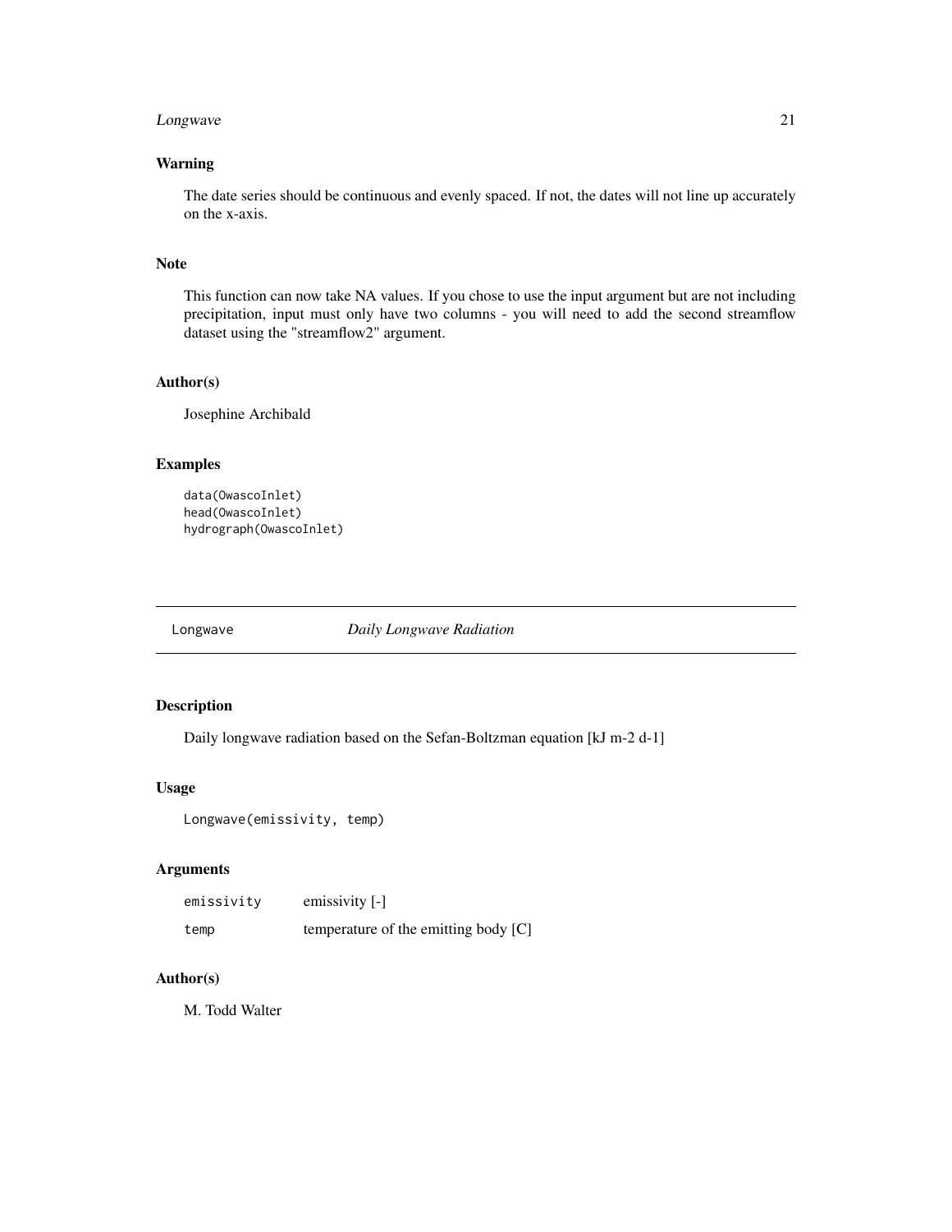## Warning

The date series should be continuous and evenly spaced. If not, the dates will not line up accurately on the x-axis.

## Note

This function can now take NA values. If you chose to use the input argument but are not including precipitation, input must only have two columns - you will need to add the second streamflow dataset using the "streamflow2" argument.

## Author(s)

Josephine Archibald

## Examples

```
data(OwascoInlet)
head(OwascoInlet)
hydrograph(OwascoInlet)
```

---

# Longwave — *Daily Longwave Radiation*

---

## Description

Daily longwave radiation based on the Sefan-Boltzman equation [kJ m-2 d-1]

## Usage

```
Longwave(emissivity, temp)
```

## Arguments

| | |
|---|---|
| `emissivity` | emissivity [-] |
| `temp` | temperature of the emitting body [C] |

## Author(s)

M. Todd Walter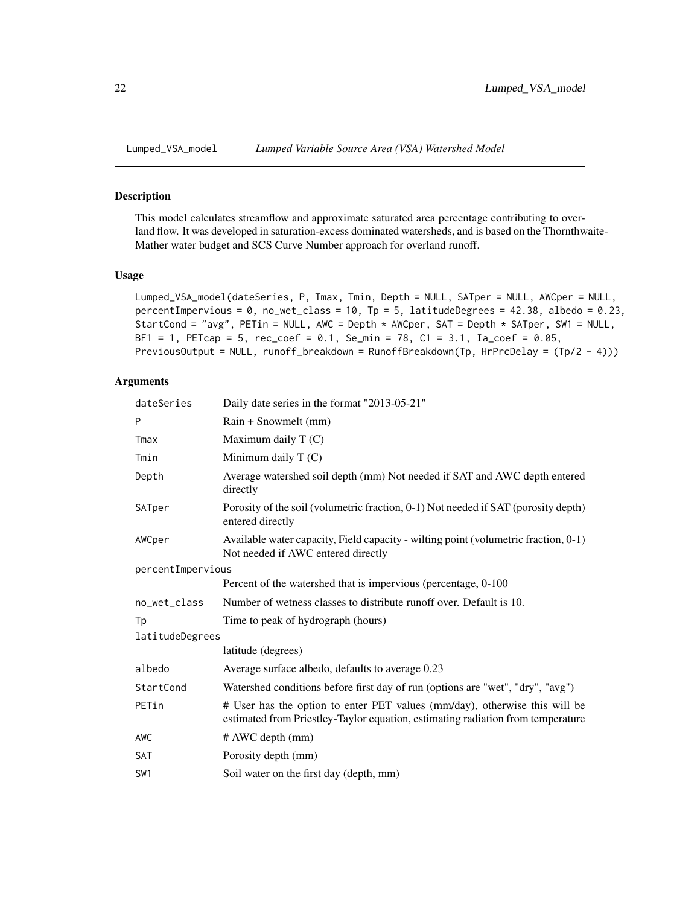# Lumped_VSA_model — *Lumped Variable Source Area (VSA) Watershed Model*

## Description

This model calculates streamflow and approximate saturated area percentage contributing to overland flow. It was developed in saturation-excess dominated watersheds, and is based on the Thornthwaite-Mather water budget and SCS Curve Number approach for overland runoff.

## Usage

```
Lumped_VSA_model(dateSeries, P, Tmax, Tmin, Depth = NULL, SATper = NULL, AWCper = NULL,
percentImpervious = 0, no_wet_class = 10, Tp = 5, latitudeDegrees = 42.38, albedo = 0.23,
StartCond = "avg", PETin = NULL, AWC = Depth * AWCper, SAT = Depth * SATper, SW1 = NULL,
BF1 = 1, PETcap = 5, rec_coef = 0.1, Se_min = 78, C1 = 3.1, Ia_coef = 0.05,
PreviousOutput = NULL, runoff_breakdown = RunoffBreakdown(Tp, HrPrcDelay = (Tp/2 - 4)))
```

## Arguments

| Argument | Description |
|---|---|
| dateSeries | Daily date series in the format "2013-05-21" |
| P | Rain + Snowmelt (mm) |
| Tmax | Maximum daily T (C) |
| Tmin | Minimum daily T (C) |
| Depth | Average watershed soil depth (mm) Not needed if SAT and AWC depth entered directly |
| SATper | Porosity of the soil (volumetric fraction, 0-1) Not needed if SAT (porosity depth) entered directly |
| AWCper | Available water capacity, Field capacity - wilting point (volumetric fraction, 0-1) Not needed if AWC entered directly |
| percentImpervious | Percent of the watershed that is impervious (percentage, 0-100 |
| no_wet_class | Number of wetness classes to distribute runoff over. Default is 10. |
| Tp | Time to peak of hydrograph (hours) |
| latitudeDegrees | latitude (degrees) |
| albedo | Average surface albedo, defaults to average 0.23 |
| StartCond | Watershed conditions before first day of run (options are "wet", "dry", "avg") |
| PETin | # User has the option to enter PET values (mm/day), otherwise this will be estimated from Priestley-Taylor equation, estimating radiation from temperature |
| AWC | # AWC depth (mm) |
| SAT | Porosity depth (mm) |
| SW1 | Soil water on the first day (depth, mm) |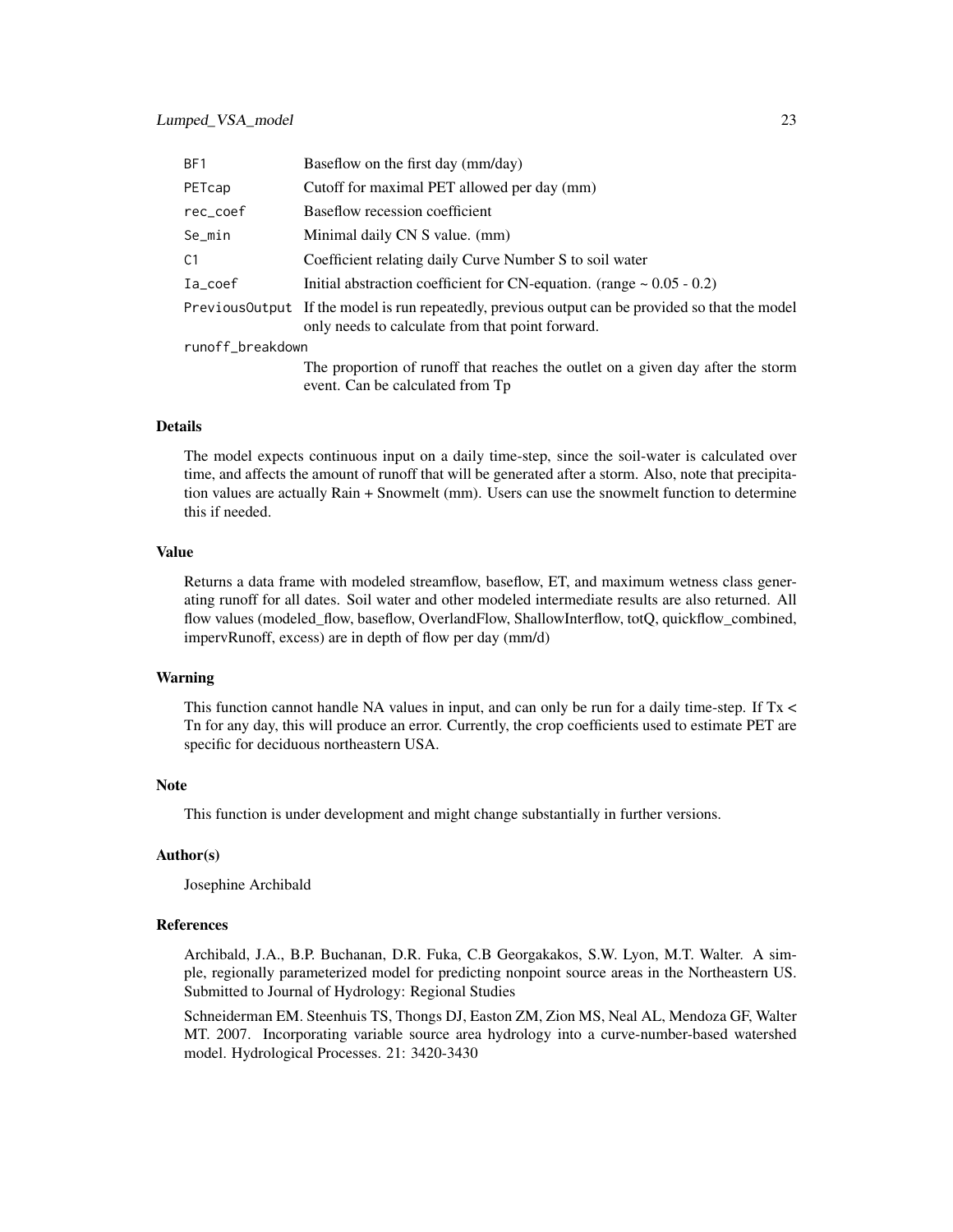| | |
|---|---|
| BF1 | Baseflow on the first day (mm/day) |
| PETcap | Cutoff for maximal PET allowed per day (mm) |
| rec_coef | Baseflow recession coefficient |
| Se_min | Minimal daily CN S value. (mm) |
| C1 | Coefficient relating daily Curve Number S to soil water |
| Ia_coef | Initial abstraction coefficient for CN-equation. (range ~ 0.05 - 0.2) |
| PreviousOutput | If the model is run repeatedly, previous output can be provided so that the model only needs to calculate from that point forward. |
| runoff_breakdown | The proportion of runoff that reaches the outlet on a given day after the storm event. Can be calculated from Tp |

## Details

The model expects continuous input on a daily time-step, since the soil-water is calculated over time, and affects the amount of runoff that will be generated after a storm. Also, note that precipitation values are actually Rain + Snowmelt (mm). Users can use the snowmelt function to determine this if needed.

## Value

Returns a data frame with modeled streamflow, baseflow, ET, and maximum wetness class generating runoff for all dates. Soil water and other modeled intermediate results are also returned. All flow values (modeled_flow, baseflow, OverlandFlow, ShallowInterflow, totQ, quickflow_combined, impervRunoff, excess) are in depth of flow per day (mm/d)

## Warning

This function cannot handle NA values in input, and can only be run for a daily time-step. If Tx < Tn for any day, this will produce an error. Currently, the crop coefficients used to estimate PET are specific for deciduous northeastern USA.

## Note

This function is under development and might change substantially in further versions.

## Author(s)

Josephine Archibald

## References

Archibald, J.A., B.P. Buchanan, D.R. Fuka, C.B Georgakakos, S.W. Lyon, M.T. Walter. A simple, regionally parameterized model for predicting nonpoint source areas in the Northeastern US. Submitted to Journal of Hydrology: Regional Studies

Schneiderman EM. Steenhuis TS, Thongs DJ, Easton ZM, Zion MS, Neal AL, Mendoza GF, Walter MT. 2007. Incorporating variable source area hydrology into a curve-number-based watershed model. Hydrological Processes. 21: 3420-3430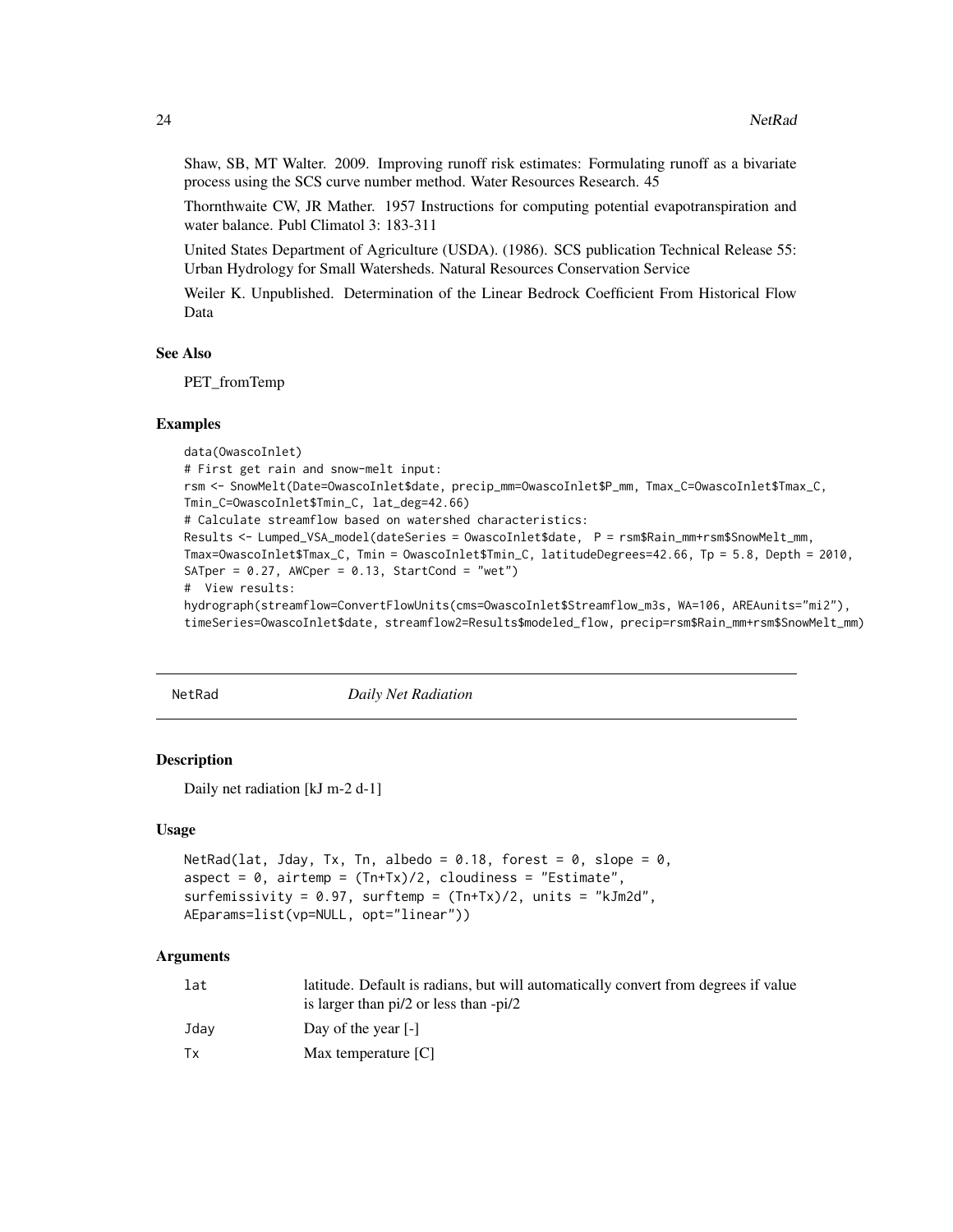Shaw, SB, MT Walter. 2009. Improving runoff risk estimates: Formulating runoff as a bivariate process using the SCS curve number method. Water Resources Research. 45

Thornthwaite CW, JR Mather. 1957 Instructions for computing potential evapotranspiration and water balance. Publ Climatol 3: 183-311

United States Department of Agriculture (USDA). (1986). SCS publication Technical Release 55: Urban Hydrology for Small Watersheds. Natural Resources Conservation Service

Weiler K. Unpublished. Determination of the Linear Bedrock Coefficient From Historical Flow Data

### See Also

PET_fromTemp

### Examples

```
data(OwascoInlet)
# First get rain and snow-melt input:
rsm <- SnowMelt(Date=OwascoInlet$date, precip_mm=OwascoInlet$P_mm, Tmax_C=OwascoInlet$Tmax_C,
Tmin_C=OwascoInlet$Tmin_C, lat_deg=42.66)
# Calculate streamflow based on watershed characteristics:
Results <- Lumped_VSA_model(dateSeries = OwascoInlet$date,  P = rsm$Rain_mm+rsm$SnowMelt_mm,
Tmax=OwascoInlet$Tmax_C, Tmin = OwascoInlet$Tmin_C, latitudeDegrees=42.66, Tp = 5.8, Depth = 2010,
SATper = 0.27, AWCper = 0.13, StartCond = "wet")
#  View results:
hydrograph(streamflow=ConvertFlowUnits(cms=OwascoInlet$Streamflow_m3s, WA=106, AREAunits="mi2"),
timeSeries=OwascoInlet$date, streamflow2=Results$modeled_flow, precip=rsm$Rain_mm+rsm$SnowMelt_mm)
```

---

## NetRad    *Daily Net Radiation*

---

### Description

Daily net radiation [kJ m-2 d-1]

### Usage

```
NetRad(lat, Jday, Tx, Tn, albedo = 0.18, forest = 0, slope = 0,
aspect = 0, airtemp = (Tn+Tx)/2, cloudiness = "Estimate",
surfemissivity = 0.97, surftemp = (Tn+Tx)/2, units = "kJm2d",
AEparams=list(vp=NULL, opt="linear"))
```

### Arguments

| | |
|---|---|
| lat | latitude. Default is radians, but will automatically convert from degrees if value is larger than pi/2 or less than -pi/2 |
| Jday | Day of the year [-] |
| Tx | Max temperature [C] |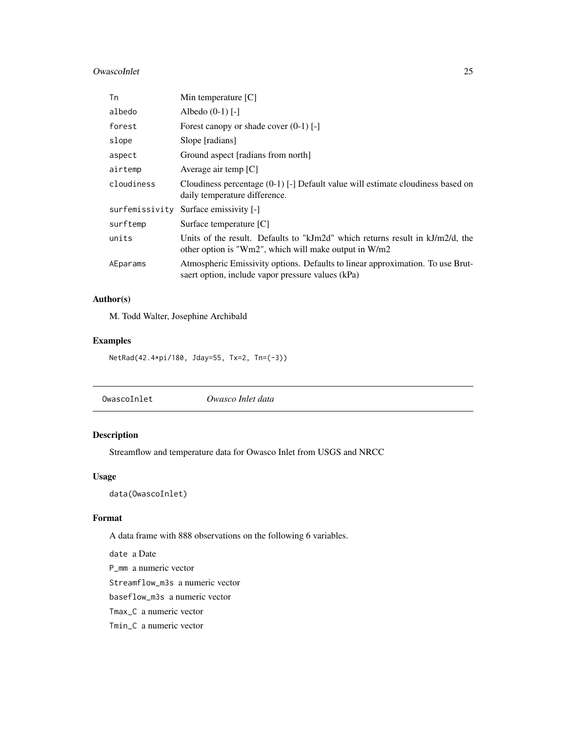| | |
|---|---|
| Tn | Min temperature [C] |
| albedo | Albedo (0-1) [-] |
| forest | Forest canopy or shade cover (0-1) [-] |
| slope | Slope [radians] |
| aspect | Ground aspect [radians from north] |
| airtemp | Average air temp [C] |
| cloudiness | Cloudiness percentage (0-1) [-] Default value will estimate cloudiness based on daily temperature difference. |
| surfemissivity | Surface emissivity [-] |
| surftemp | Surface temperature [C] |
| units | Units of the result. Defaults to "kJm2d" which returns result in kJ/m2/d, the other option is "Wm2", which will make output in W/m2 |
| AEparams | Atmospheric Emissivity options. Defaults to linear approximation. To use Brutsaert option, include vapor pressure values (kPa) |

### Author(s)

M. Todd Walter, Josephine Archibald

### Examples

```
NetRad(42.4*pi/180, Jday=55, Tx=2, Tn=(-3))
```

---

## OwascoInlet — *Owasco Inlet data*

---

### Description

Streamflow and temperature data for Owasco Inlet from USGS and NRCC

### Usage

```
data(OwascoInlet)
```

### Format

A data frame with 888 observations on the following 6 variables.

`date` a Date

`P_mm` a numeric vector

`Streamflow_m3s` a numeric vector

`baseflow_m3s` a numeric vector

`Tmax_C` a numeric vector

`Tmin_C` a numeric vector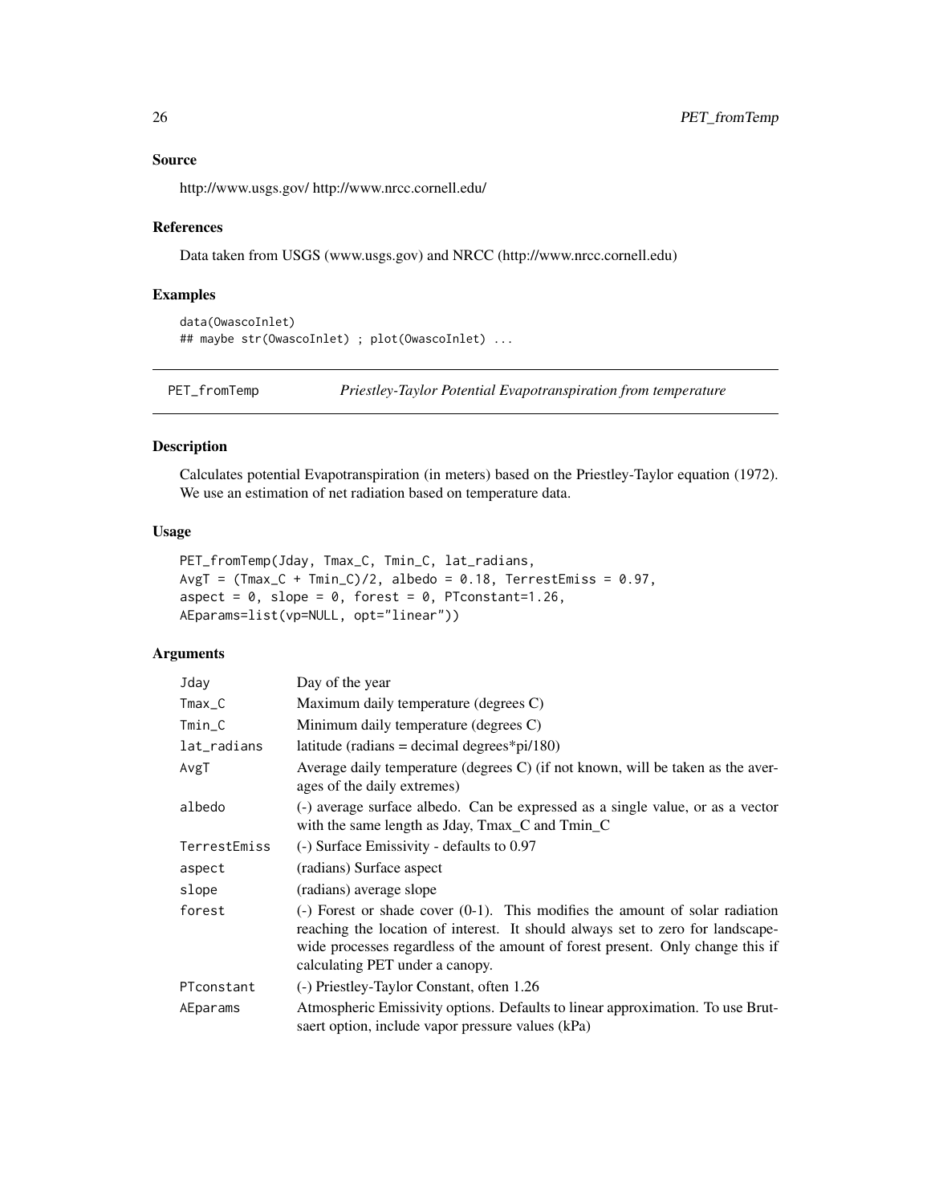## Source

http://www.usgs.gov/ http://www.nrcc.cornell.edu/

## References

Data taken from USGS (www.usgs.gov) and NRCC (http://www.nrcc.cornell.edu)

## Examples

```
data(OwascoInlet)
## maybe str(OwascoInlet) ; plot(OwascoInlet) ...
```

---

# PET_fromTemp — *Priestley-Taylor Potential Evapotranspiration from temperature*

## Description

Calculates potential Evapotranspiration (in meters) based on the Priestley-Taylor equation (1972). We use an estimation of net radiation based on temperature data.

## Usage

```
PET_fromTemp(Jday, Tmax_C, Tmin_C, lat_radians,
AvgT = (Tmax_C + Tmin_C)/2, albedo = 0.18, TerrestEmiss = 0.97,
aspect = 0, slope = 0, forest = 0, PTconstant=1.26,
AEparams=list(vp=NULL, opt="linear"))
```

## Arguments

| | |
|---|---|
| Jday | Day of the year |
| Tmax_C | Maximum daily temperature (degrees C) |
| Tmin_C | Minimum daily temperature (degrees C) |
| lat_radians | latitude (radians = decimal degrees*pi/180) |
| AvgT | Average daily temperature (degrees C) (if not known, will be taken as the averages of the daily extremes) |
| albedo | (-) average surface albedo. Can be expressed as a single value, or as a vector with the same length as Jday, Tmax_C and Tmin_C |
| TerrestEmiss | (-) Surface Emissivity - defaults to 0.97 |
| aspect | (radians) Surface aspect |
| slope | (radians) average slope |
| forest | (-) Forest or shade cover (0-1). This modifies the amount of solar radiation reaching the location of interest. It should always set to zero for landscape-wide processes regardless of the amount of forest present. Only change this if calculating PET under a canopy. |
| PTconstant | (-) Priestley-Taylor Constant, often 1.26 |
| AEparams | Atmospheric Emissivity options. Defaults to linear approximation. To use Brutsaert option, include vapor pressure values (kPa) |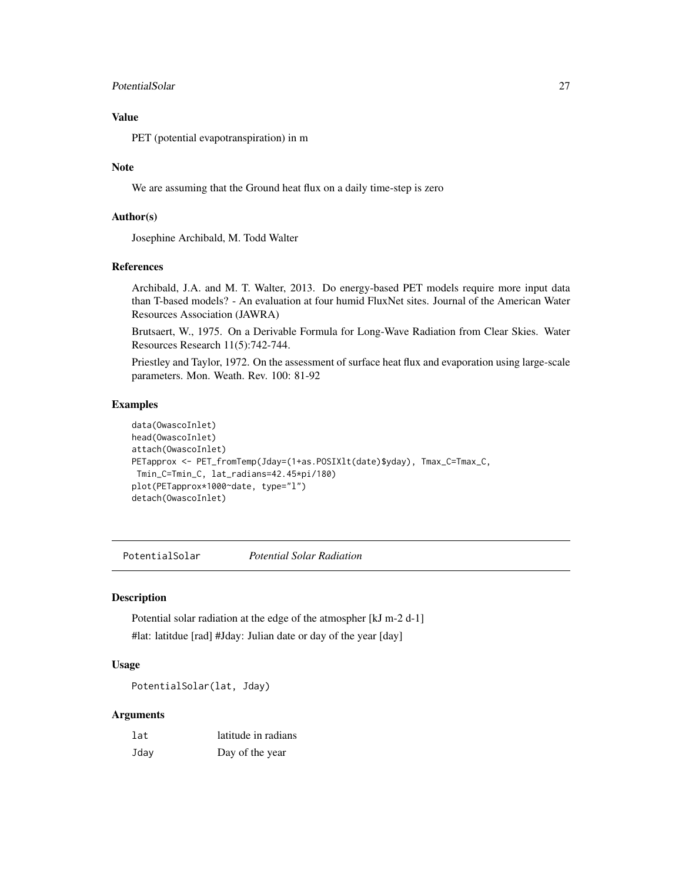### Value

PET (potential evapotranspiration) in m

### Note

We are assuming that the Ground heat flux on a daily time-step is zero

### Author(s)

Josephine Archibald, M. Todd Walter

### References

Archibald, J.A. and M. T. Walter, 2013. Do energy-based PET models require more input data than T-based models? - An evaluation at four humid FluxNet sites. Journal of the American Water Resources Association (JAWRA)

Brutsaert, W., 1975. On a Derivable Formula for Long-Wave Radiation from Clear Skies. Water Resources Research 11(5):742-744.

Priestley and Taylor, 1972. On the assessment of surface heat flux and evaporation using large-scale parameters. Mon. Weath. Rev. 100: 81-92

### Examples

```
data(OwascoInlet)
head(OwascoInlet)
attach(OwascoInlet)
PETapprox <- PET_fromTemp(Jday=(1+as.POSIXlt(date)$yday), Tmax_C=Tmax_C,
 Tmin_C=Tmin_C, lat_radians=42.45*pi/180)
plot(PETapprox*1000~date, type="l")
detach(OwascoInlet)
```

---

## PotentialSolar — *Potential Solar Radiation*

### Description

Potential solar radiation at the edge of the atmospher [kJ m-2 d-1]

#lat: latitdue [rad] #Jday: Julian date or day of the year [day]

### Usage

```
PotentialSolar(lat, Jday)
```

### Arguments

| | |
|---|---|
| `lat` | latitude in radians |
| `Jday` | Day of the year |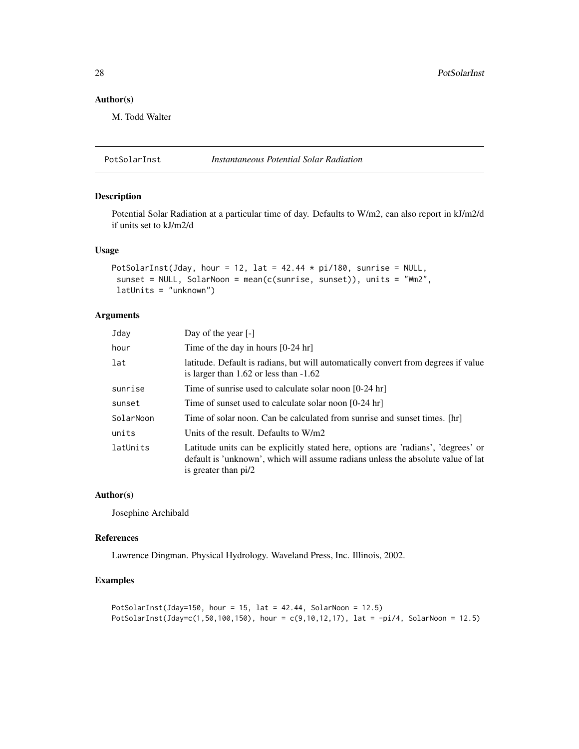## Author(s)

M. Todd Walter

---

## PotSolarInst — *Instantaneous Potential Solar Radiation*

### Description

Potential Solar Radiation at a particular time of day. Defaults to W/m2, can also report in kJ/m2/d if units set to kJ/m2/d

### Usage

```
PotSolarInst(Jday, hour = 12, lat = 42.44 * pi/180, sunrise = NULL,
 sunset = NULL, SolarNoon = mean(c(sunrise, sunset)), units = "Wm2",
 latUnits = "unknown")
```

### Arguments

| | |
|---|---|
| Jday | Day of the year [-] |
| hour | Time of the day in hours [0-24 hr] |
| lat | latitude. Default is radians, but will automatically convert from degrees if value is larger than 1.62 or less than -1.62 |
| sunrise | Time of sunrise used to calculate solar noon [0-24 hr] |
| sunset | Time of sunset used to calculate solar noon [0-24 hr] |
| SolarNoon | Time of solar noon. Can be calculated from sunrise and sunset times. [hr] |
| units | Units of the result. Defaults to W/m2 |
| latUnits | Latitude units can be explicitly stated here, options are 'radians', 'degrees' or default is 'unknown', which will assume radians unless the absolute value of lat is greater than pi/2 |

### Author(s)

Josephine Archibald

### References

Lawrence Dingman. Physical Hydrology. Waveland Press, Inc. Illinois, 2002.

### Examples

```
PotSolarInst(Jday=150, hour = 15, lat = 42.44, SolarNoon = 12.5)
PotSolarInst(Jday=c(1,50,100,150), hour = c(9,10,12,17), lat = -pi/4, SolarNoon = 12.5)
```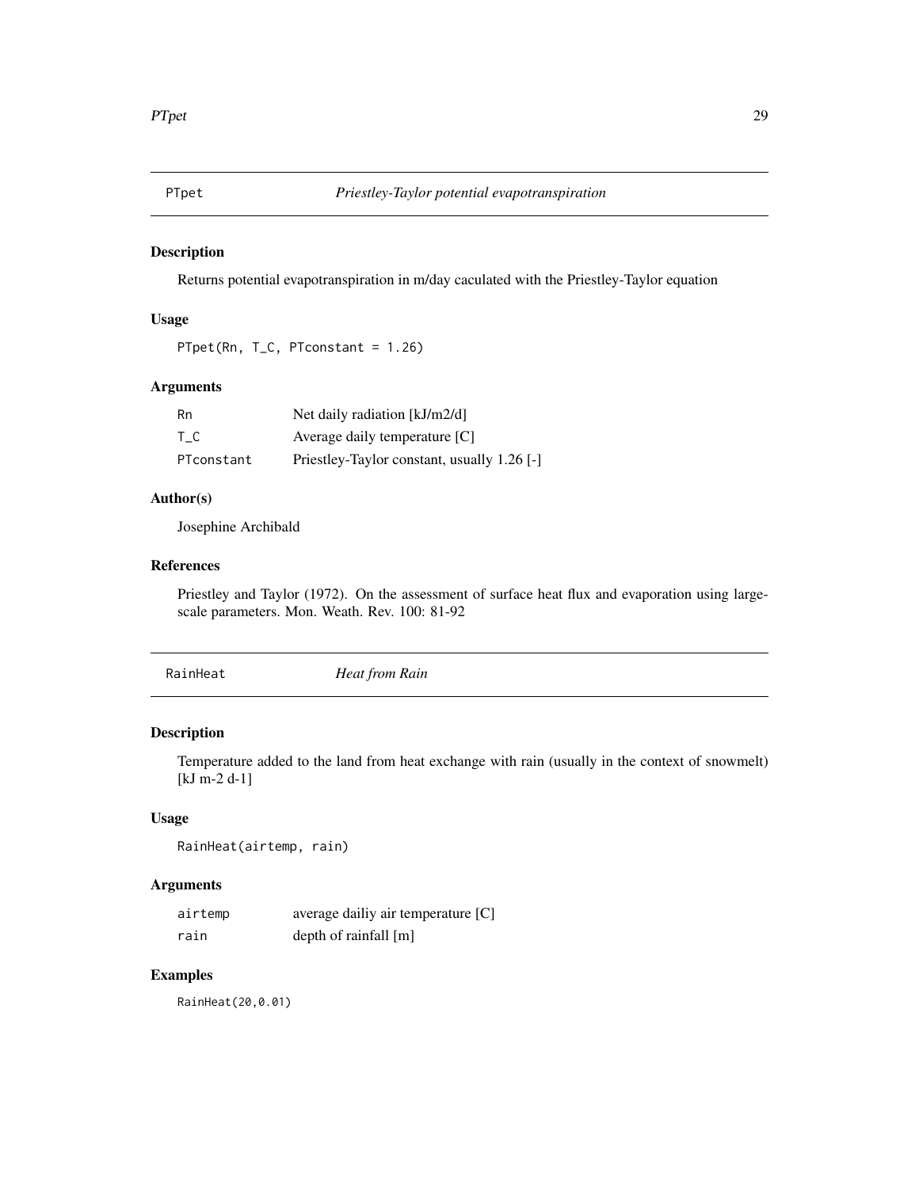## PTpet — *Priestley-Taylor potential evapotranspiration*

### Description

Returns potential evapotranspiration in m/day caculated with the Priestley-Taylor equation

### Usage

```
PTpet(Rn, T_C, PTconstant = 1.26)
```

### Arguments

| | |
|---|---|
| Rn | Net daily radiation [kJ/m2/d] |
| T_C | Average daily temperature [C] |
| PTconstant | Priestley-Taylor constant, usually 1.26 [-] |

### Author(s)

Josephine Archibald

### References

Priestley and Taylor (1972). On the assessment of surface heat flux and evaporation using large-scale parameters. Mon. Weath. Rev. 100: 81-92

## RainHeat — *Heat from Rain*

### Description

Temperature added to the land from heat exchange with rain (usually in the context of snowmelt) [kJ m-2 d-1]

### Usage

```
RainHeat(airtemp, rain)
```

### Arguments

| | |
|---|---|
| airtemp | average dailiy air temperature [C] |
| rain | depth of rainfall [m] |

### Examples

```
RainHeat(20,0.01)
```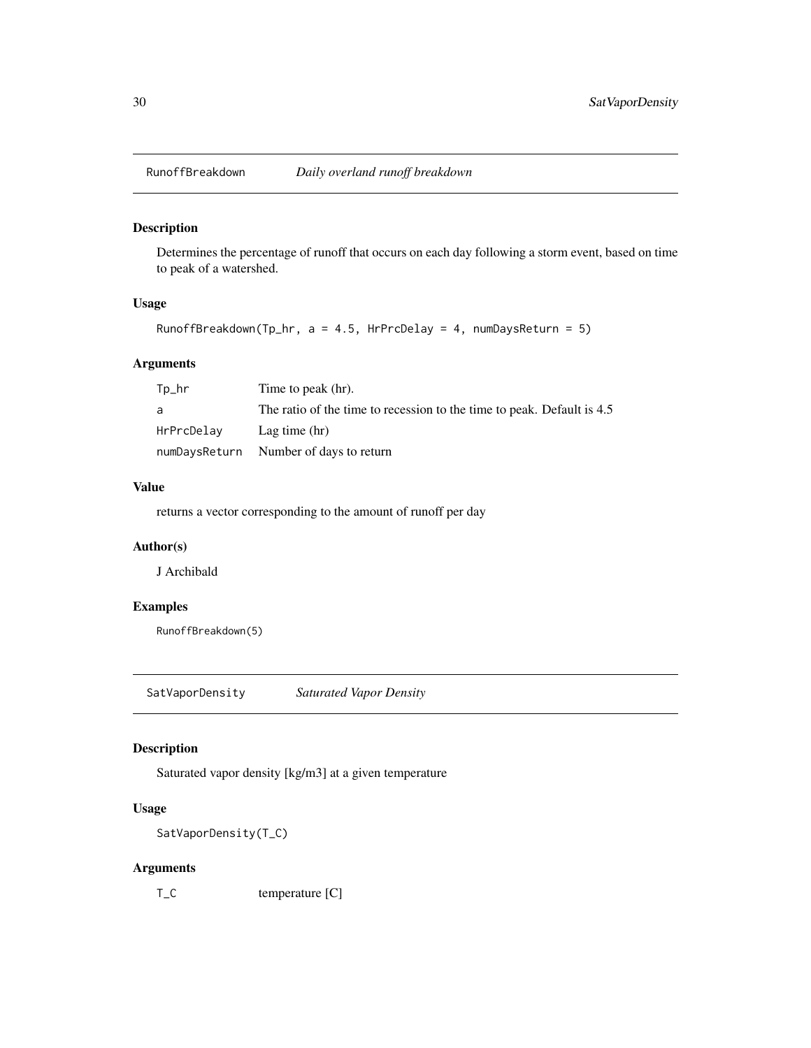## RunoffBreakdown *Daily overland runoff breakdown*

### Description

Determines the percentage of runoff that occurs on each day following a storm event, based on time to peak of a watershed.

### Usage

```
RunoffBreakdown(Tp_hr, a = 4.5, HrPrcDelay = 4, numDaysReturn = 5)
```

### Arguments

| | |
|---|---|
| Tp_hr | Time to peak (hr). |
| a | The ratio of the time to recession to the time to peak. Default is 4.5 |
| HrPrcDelay | Lag time (hr) |
| numDaysReturn | Number of days to return |

### Value

returns a vector corresponding to the amount of runoff per day

### Author(s)

J Archibald

### Examples

```
RunoffBreakdown(5)
```

## SatVaporDensity *Saturated Vapor Density*

### Description

Saturated vapor density [kg/m3] at a given temperature

### Usage

```
SatVaporDensity(T_C)
```

### Arguments

| | |
|---|---|
| T_C | temperature [C] |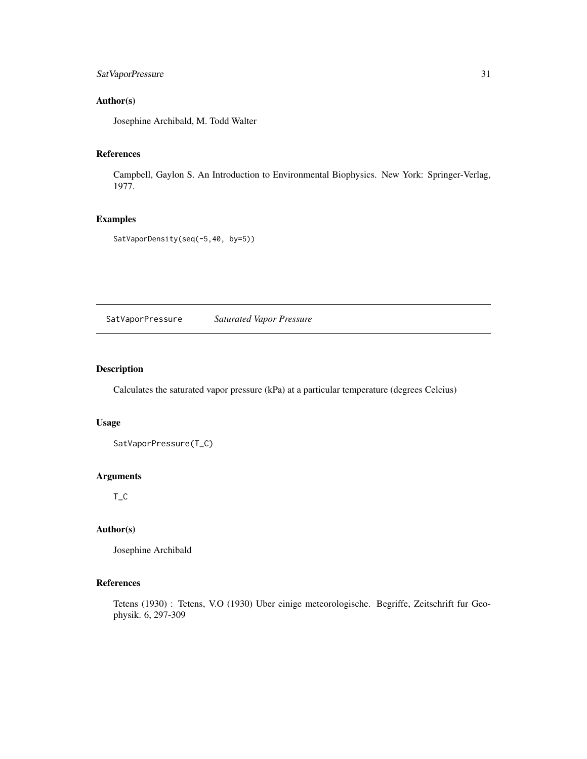### Author(s)

Josephine Archibald, M. Todd Walter

### References

Campbell, Gaylon S. An Introduction to Environmental Biophysics. New York: Springer-Verlag, 1977.

### Examples

```
SatVaporDensity(seq(-5,40, by=5))
```

---

## SatVaporPressure *Saturated Vapor Pressure*

---

### Description

Calculates the saturated vapor pressure (kPa) at a particular temperature (degrees Celcius)

### Usage

```
SatVaporPressure(T_C)
```

### Arguments

T_C

### Author(s)

Josephine Archibald

### References

Tetens (1930) : Tetens, V.O (1930) Uber einige meteorologische. Begriffe, Zeitschrift fur Geophysik. 6, 297-309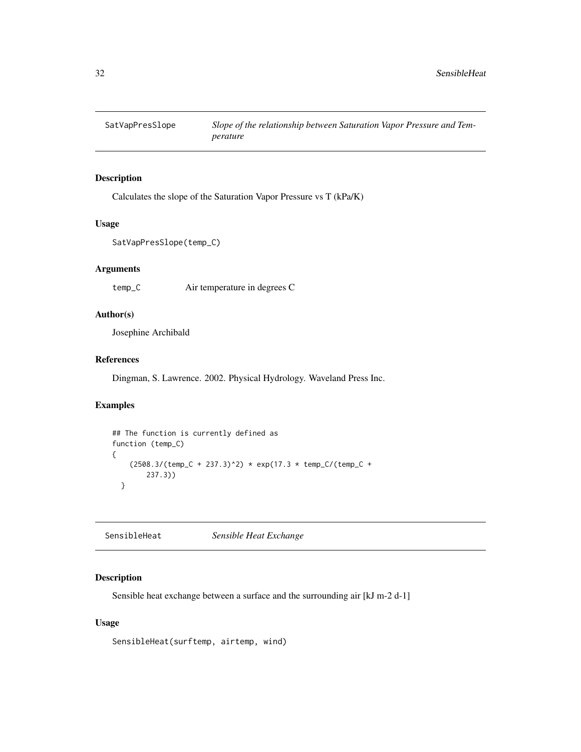## SatVapPresSlope — *Slope of the relationship between Saturation Vapor Pressure and Temperature*

### Description

Calculates the slope of the Saturation Vapor Pressure vs T (kPa/K)

### Usage

```
SatVapPresSlope(temp_C)
```

### Arguments

`temp_C` — Air temperature in degrees C

### Author(s)

Josephine Archibald

### References

Dingman, S. Lawrence. 2002. Physical Hydrology. Waveland Press Inc.

### Examples

```
## The function is currently defined as
function (temp_C)
{
    (2508.3/(temp_C + 237.3)^2) * exp(17.3 * temp_C/(temp_C +
        237.3))
  }
```

## SensibleHeat — *Sensible Heat Exchange*

### Description

Sensible heat exchange between a surface and the surrounding air [kJ m-2 d-1]

### Usage

```
SensibleHeat(surftemp, airtemp, wind)
```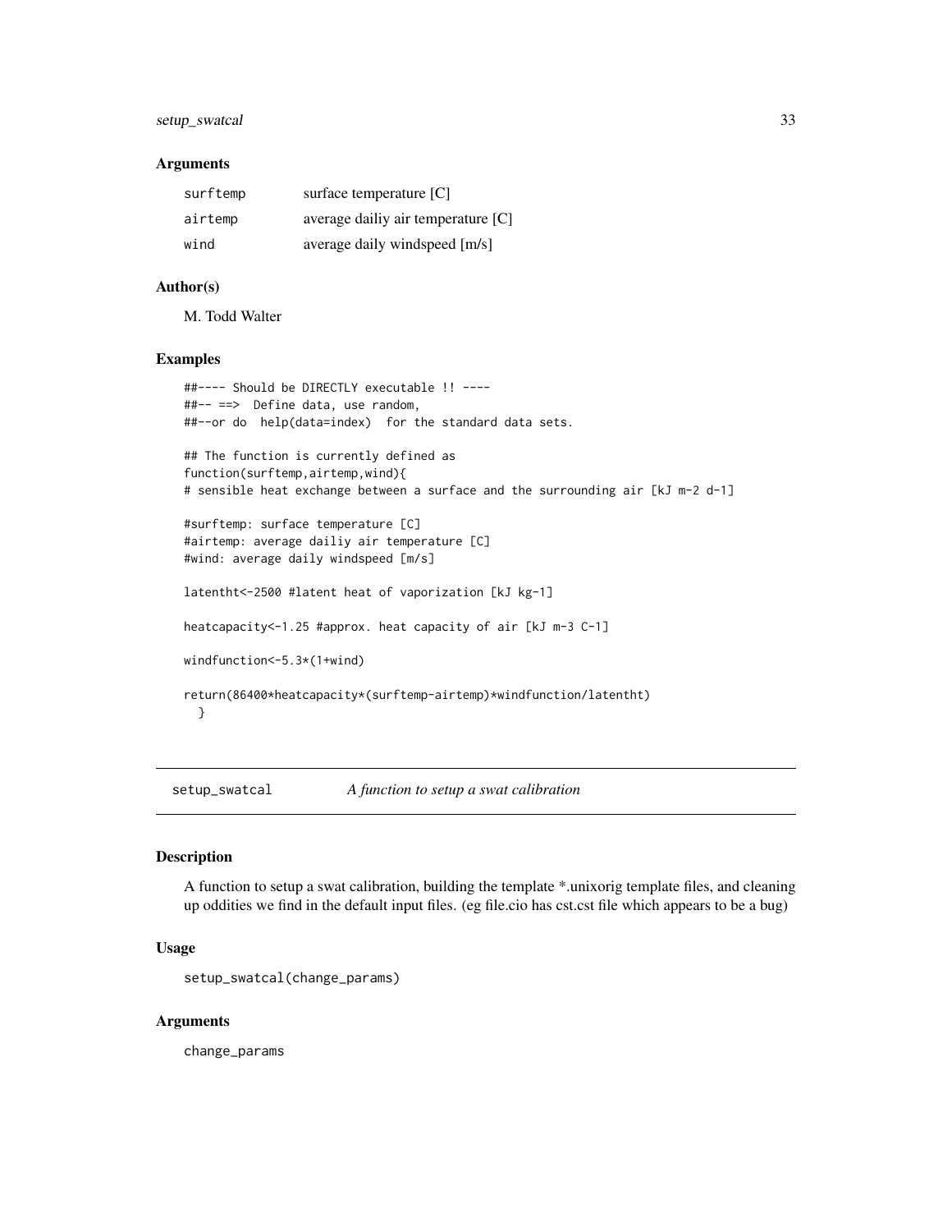### Arguments

| | |
|---|---|
| surftemp | surface temperature [C] |
| airtemp | average dailiy air temperature [C] |
| wind | average daily windspeed [m/s] |

### Author(s)

M. Todd Walter

### Examples

```
##---- Should be DIRECTLY executable !! ----
##-- ==>  Define data, use random,
##--or do  help(data=index)  for the standard data sets.

## The function is currently defined as
function(surftemp,airtemp,wind){
# sensible heat exchange between a surface and the surrounding air [kJ m-2 d-1]

#surftemp: surface temperature [C]
#airtemp: average dailiy air temperature [C]
#wind: average daily windspeed [m/s]

latentht<-2500 #latent heat of vaporization [kJ kg-1]

heatcapacity<-1.25 #approx. heat capacity of air [kJ m-3 C-1]

windfunction<-5.3*(1+wind)

return(86400*heatcapacity*(surftemp-airtemp)*windfunction/latentht)
  }
```

---

## setup_swatcal    *A function to setup a swat calibration*

### Description

A function to setup a swat calibration, building the template *.unixorig template files, and cleaning up oddities we find in the default input files. (eg file.cio has cst.cst file which appears to be a bug)

### Usage

```
setup_swatcal(change_params)
```

### Arguments

change_params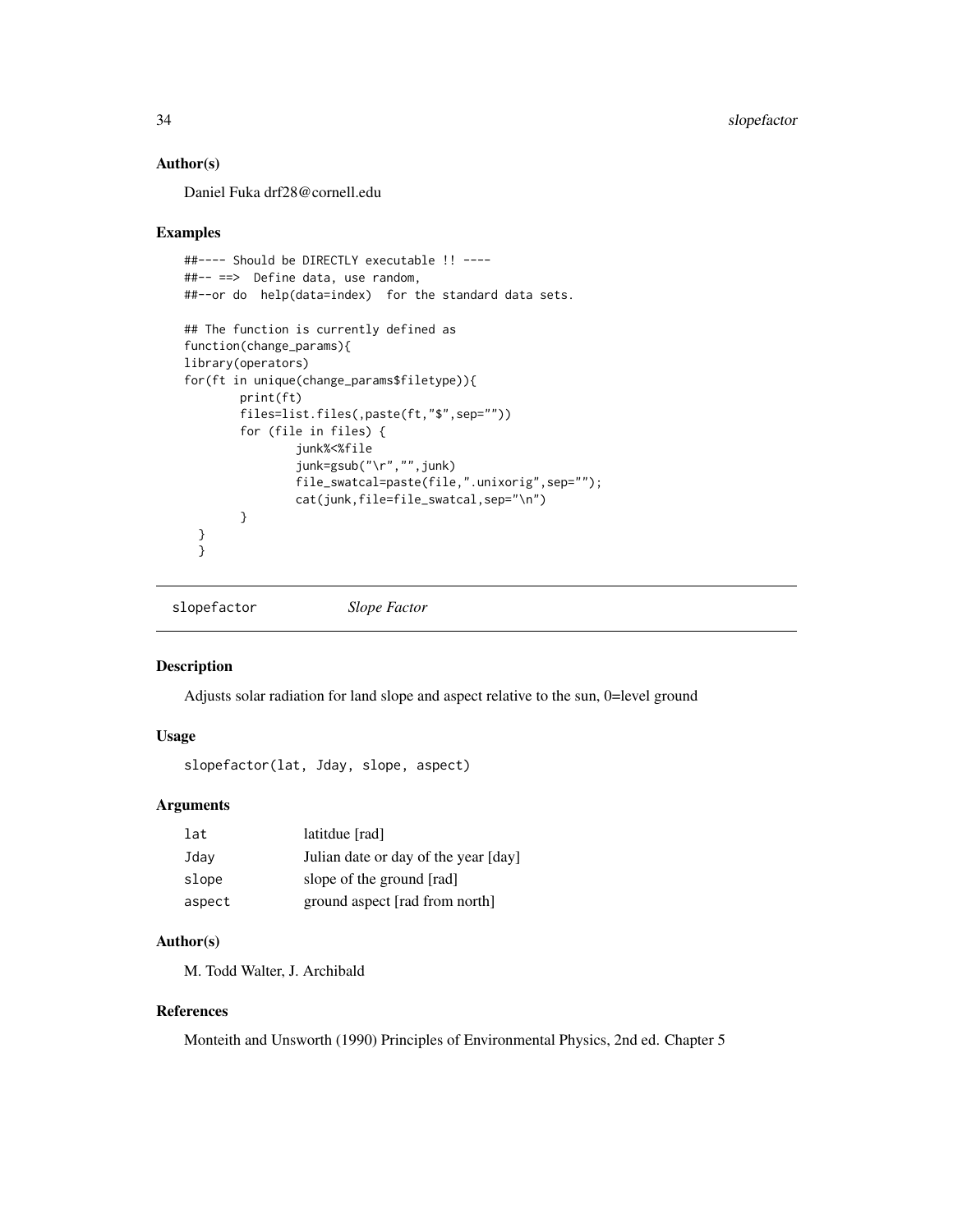### Author(s)

Daniel Fuka drf28@cornell.edu

### Examples

```
##---- Should be DIRECTLY executable !! ----
##-- ==>  Define data, use random,
##--or do  help(data=index)  for the standard data sets.

## The function is currently defined as
function(change_params){
library(operators)
for(ft in unique(change_params$filetype)){
        print(ft)
        files=list.files(,paste(ft,"$",sep=""))
        for (file in files) {
                junk%<%file
                junk=gsub("\r","",junk)
                file_swatcal=paste(file,".unixorig",sep="");
                cat(junk,file=file_swatcal,sep="\n")
        }
  }
  }
```

---

## slopefactor — *Slope Factor*

### Description

Adjusts solar radiation for land slope and aspect relative to the sun, 0=level ground

### Usage

```
slopefactor(lat, Jday, slope, aspect)
```

### Arguments

| | |
|---|---|
| lat | latitdue [rad] |
| Jday | Julian date or day of the year [day] |
| slope | slope of the ground [rad] |
| aspect | ground aspect [rad from north] |

### Author(s)

M. Todd Walter, J. Archibald

### References

Monteith and Unsworth (1990) Principles of Environmental Physics, 2nd ed. Chapter 5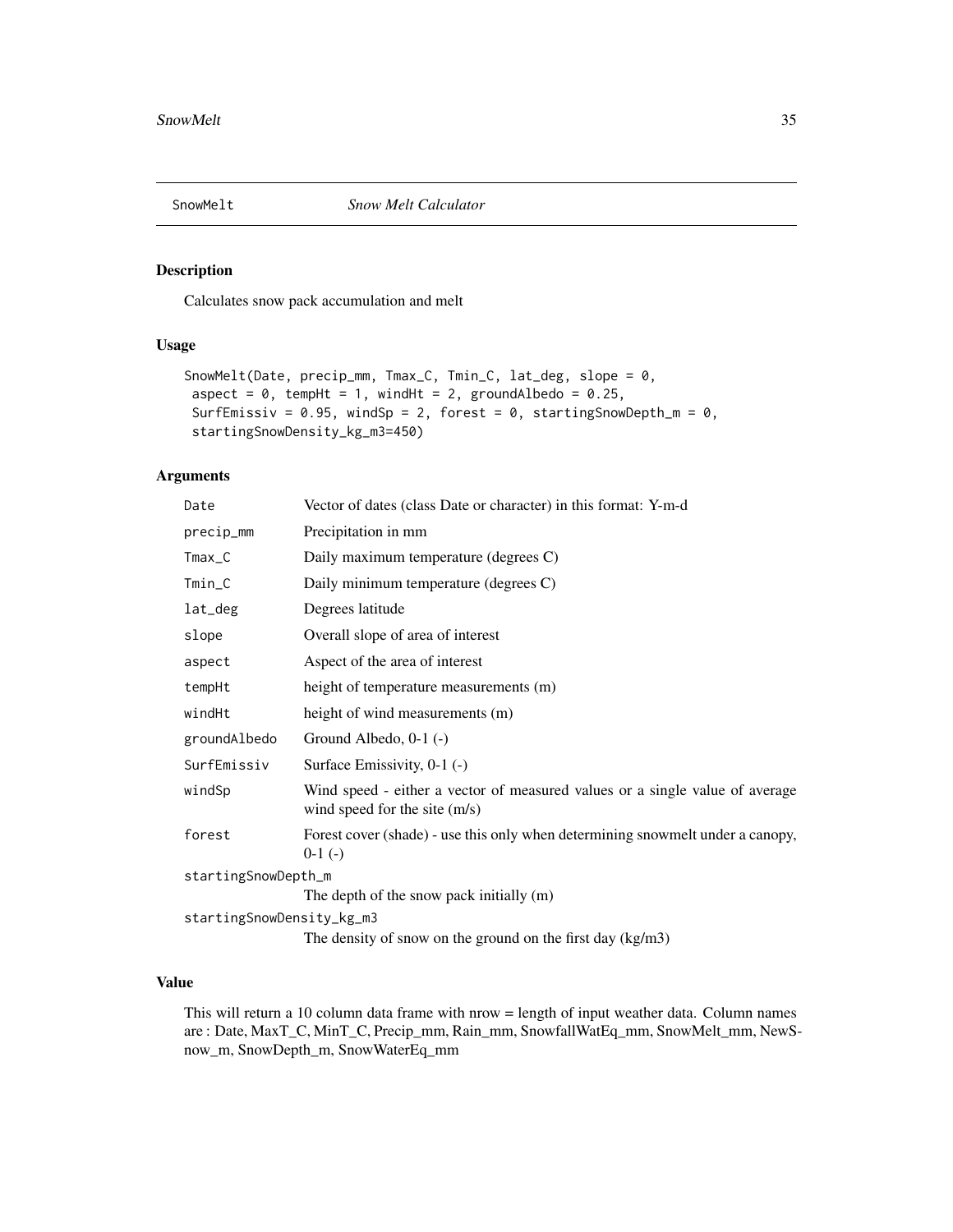## SnowMelt *Snow Melt Calculator*

### Description

Calculates snow pack accumulation and melt

### Usage

```
SnowMelt(Date, precip_mm, Tmax_C, Tmin_C, lat_deg, slope = 0,
 aspect = 0, tempHt = 1, windHt = 2, groundAlbedo = 0.25,
 SurfEmissiv = 0.95, windSp = 2, forest = 0, startingSnowDepth_m = 0,
 startingSnowDensity_kg_m3=450)
```

### Arguments

| | |
|---|---|
| `Date` | Vector of dates (class Date or character) in this format: Y-m-d |
| `precip_mm` | Precipitation in mm |
| `Tmax_C` | Daily maximum temperature (degrees C) |
| `Tmin_C` | Daily minimum temperature (degrees C) |
| `lat_deg` | Degrees latitude |
| `slope` | Overall slope of area of interest |
| `aspect` | Aspect of the area of interest |
| `tempHt` | height of temperature measurements (m) |
| `windHt` | height of wind measurements (m) |
| `groundAlbedo` | Ground Albedo, 0-1 (-) |
| `SurfEmissiv` | Surface Emissivity, 0-1 (-) |
| `windSp` | Wind speed - either a vector of measured values or a single value of average wind speed for the site (m/s) |
| `forest` | Forest cover (shade) - use this only when determining snowmelt under a canopy, 0-1 (-) |
| `startingSnowDepth_m` | The depth of the snow pack initially (m) |
| `startingSnowDensity_kg_m3` | The density of snow on the ground on the first day (kg/m3) |

### Value

This will return a 10 column data frame with nrow = length of input weather data. Column names are : Date, MaxT_C, MinT_C, Precip_mm, Rain_mm, SnowfallWatEq_mm, SnowMelt_mm, NewSnow_m, SnowDepth_m, SnowWaterEq_mm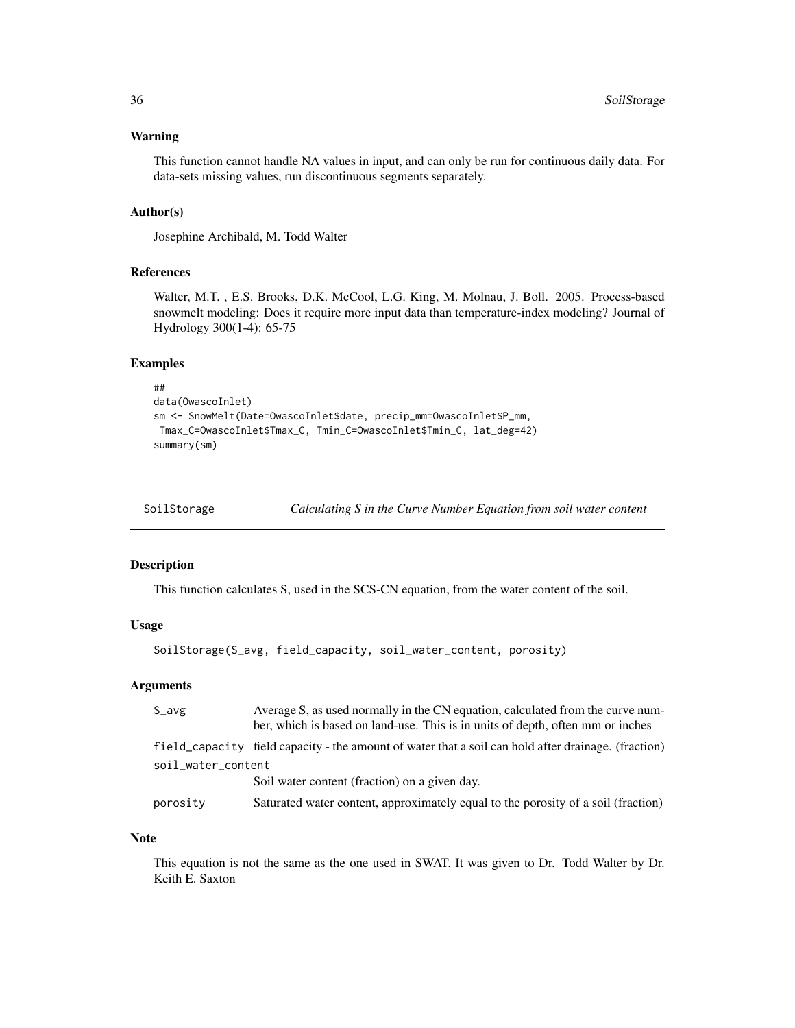### Warning

This function cannot handle NA values in input, and can only be run for continuous daily data. For data-sets missing values, run discontinuous segments separately.

### Author(s)

Josephine Archibald, M. Todd Walter

### References

Walter, M.T. , E.S. Brooks, D.K. McCool, L.G. King, M. Molnau, J. Boll. 2005. Process-based snowmelt modeling: Does it require more input data than temperature-index modeling? Journal of Hydrology 300(1-4): 65-75

### Examples

```
##
data(OwascoInlet)
sm <- SnowMelt(Date=OwascoInlet$date, precip_mm=OwascoInlet$P_mm,
 Tmax_C=OwascoInlet$Tmax_C, Tmin_C=OwascoInlet$Tmin_C, lat_deg=42)
summary(sm)
```

---

## SoilStorage *Calculating S in the Curve Number Equation from soil water content*

### Description

This function calculates S, used in the SCS-CN equation, from the water content of the soil.

### Usage

```
SoilStorage(S_avg, field_capacity, soil_water_content, porosity)
```

### Arguments

| Argument | Description |
|---|---|
| S_avg | Average S, as used normally in the CN equation, calculated from the curve number, which is based on land-use. This is in units of depth, often mm or inches |
| field_capacity | field capacity - the amount of water that a soil can hold after drainage. (fraction) |
| soil_water_content | Soil water content (fraction) on a given day. |
| porosity | Saturated water content, approximately equal to the porosity of a soil (fraction) |

### Note

This equation is not the same as the one used in SWAT. It was given to Dr. Todd Walter by Dr. Keith E. Saxton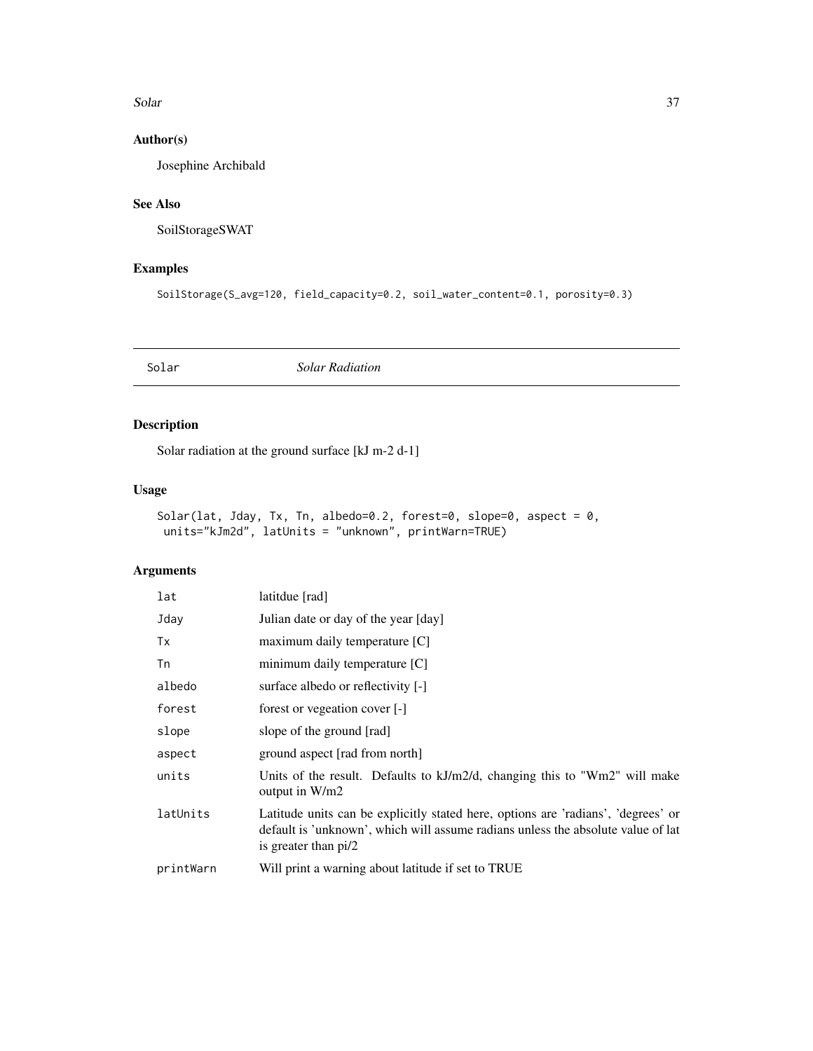## Author(s)

Josephine Archibald

## See Also

SoilStorageSWAT

## Examples

```
SoilStorage(S_avg=120, field_capacity=0.2, soil_water_content=0.1, porosity=0.3)
```

---

# Solar *Solar Radiation*

---

## Description

Solar radiation at the ground surface [kJ m-2 d-1]

## Usage

```
Solar(lat, Jday, Tx, Tn, albedo=0.2, forest=0, slope=0, aspect = 0,
 units="kJm2d", latUnits = "unknown", printWarn=TRUE)
```

## Arguments

| | |
|---|---|
| `lat` | latitdue [rad] |
| `Jday` | Julian date or day of the year [day] |
| `Tx` | maximum daily temperature [C] |
| `Tn` | minimum daily temperature [C] |
| `albedo` | surface albedo or reflectivity [-] |
| `forest` | forest or vegeation cover [-] |
| `slope` | slope of the ground [rad] |
| `aspect` | ground aspect [rad from north] |
| `units` | Units of the result. Defaults to kJ/m2/d, changing this to "Wm2" will make output in W/m2 |
| `latUnits` | Latitude units can be explicitly stated here, options are 'radians', 'degrees' or default is 'unknown', which will assume radians unless the absolute value of lat is greater than pi/2 |
| `printWarn` | Will print a warning about latitude if set to TRUE |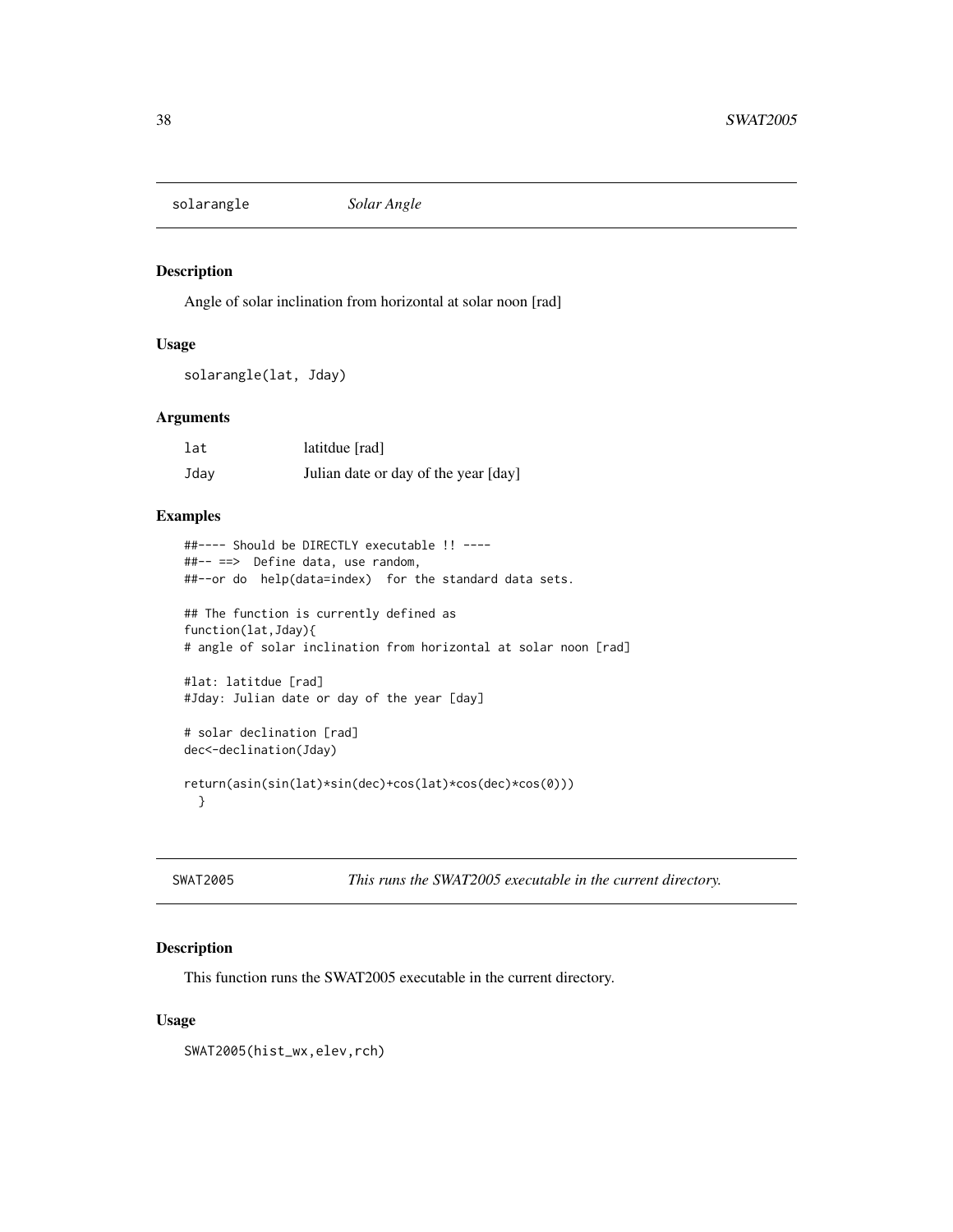## solarangle *Solar Angle*

### Description

Angle of solar inclination from horizontal at solar noon [rad]

### Usage

```
solarangle(lat, Jday)
```

### Arguments

| | |
|---|---|
| lat | latitdue [rad] |
| Jday | Julian date or day of the year [day] |

### Examples

```
##---- Should be DIRECTLY executable !! ----
##-- ==>  Define data, use random,
##--or do  help(data=index)  for the standard data sets.

## The function is currently defined as
function(lat,Jday){
# angle of solar inclination from horizontal at solar noon [rad]

#lat: latitdue [rad]
#Jday: Julian date or day of the year [day]

# solar declination [rad]
dec<-declination(Jday)

return(asin(sin(lat)*sin(dec)+cos(lat)*cos(dec)*cos(0)))
  }
```

## SWAT2005 *This runs the SWAT2005 executable in the current directory.*

### Description

This function runs the SWAT2005 executable in the current directory.

### Usage

```
SWAT2005(hist_wx,elev,rch)
```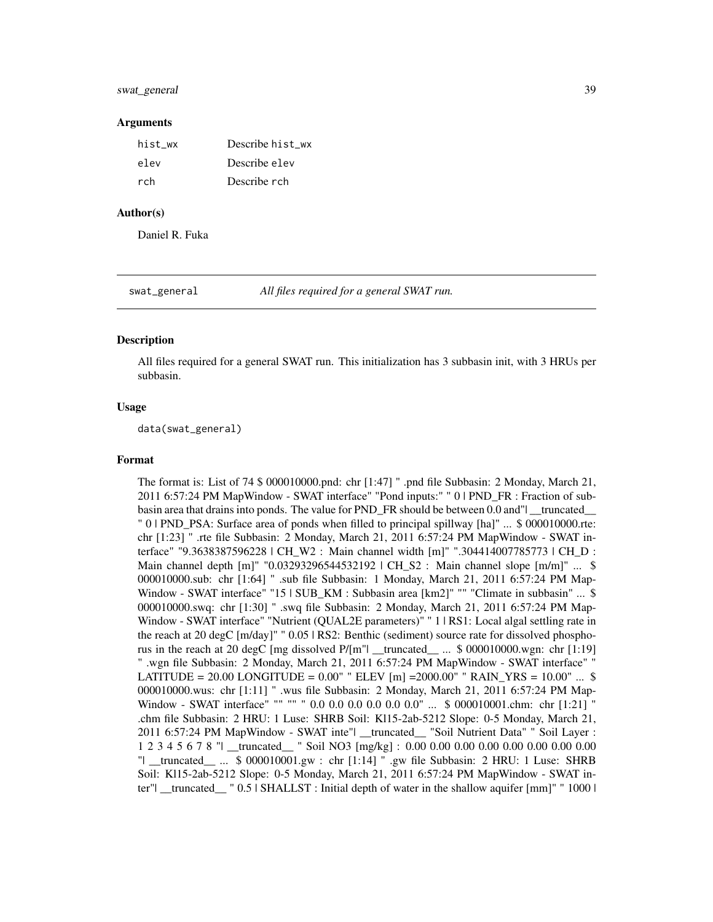### Arguments

| | |
|---|---|
| hist_wx | Describe hist_wx |
| elev | Describe elev |
| rch | Describe rch |

### Author(s)

Daniel R. Fuka

---

## swat_general — *All files required for a general SWAT run.*

### Description

All files required for a general SWAT run. This initialization has 3 subbasin init, with 3 HRUs per subbasin.

### Usage

```
data(swat_general)
```

### Format

The format is: List of 74 $ 000010000.pnd: chr [1:47] " .pnd file Subbasin: 2 Monday, March 21, 2011 6:57:24 PM MapWindow - SWAT interface" "Pond inputs:" " 0 | PND_FR : Fraction of subbasin area that drains into ponds. The value for PND_FR should be between 0.0 and"| __truncated__ " 0 | PND_PSA: Surface area of ponds when filled to principal spillway [ha]" ... $ 000010000.rte: chr [1:23] " .rte file Subbasin: 2 Monday, March 21, 2011 6:57:24 PM MapWindow - SWAT interface" "9.3638387596228 | CH_W2 : Main channel width [m]" ".304414007785773 | CH_D : Main channel depth [m]" "0.03293296544532192 | CH_S2 : Main channel slope [m/m]" ... $ 000010000.sub: chr [1:64] " .sub file Subbasin: 1 Monday, March 21, 2011 6:57:24 PM MapWindow - SWAT interface" "15 | SUB_KM : Subbasin area [km2]" "" "Climate in subbasin" ... $ 000010000.swq: chr [1:30] " .swq file Subbasin: 2 Monday, March 21, 2011 6:57:24 PM MapWindow - SWAT interface" "Nutrient (QUAL2E parameters)" " 1 | RS1: Local algal settling rate in the reach at 20 degC [m/day]" " 0.05 | RS2: Benthic (sediment) source rate for dissolved phosphorus in the reach at 20 degC [mg dissolved P/[m"| __truncated__ ... $ 000010000.wgn: chr [1:19] " .wgn file Subbasin: 2 Monday, March 21, 2011 6:57:24 PM MapWindow - SWAT interface" " LATITUDE = 20.00 LONGITUDE = 0.00" " ELEV [m] =2000.00" " RAIN_YRS = 10.00" ... $ 000010000.wus: chr [1:11] " .wus file Subbasin: 2 Monday, March 21, 2011 6:57:24 PM MapWindow - SWAT interface" "" "" " 0.0 0.0 0.0 0.0 0.0 0.0" ... $ 000010001.chm: chr [1:21] " .chm file Subbasin: 2 HRU: 1 Luse: SHRB Soil: Kl15-2ab-5212 Slope: 0-5 Monday, March 21, 2011 6:57:24 PM MapWindow - SWAT inte"| __truncated__ "Soil Nutrient Data" " Soil Layer : 1 2 3 4 5 6 7 8 "| __truncated__ " Soil NO3 [mg/kg] : 0.00 0.00 0.00 0.00 0.00 0.00 0.00 0.00 "| __truncated__ ... $ 000010001.gw : chr [1:14] " .gw file Subbasin: 2 HRU: 1 Luse: SHRB Soil: Kl15-2ab-5212 Slope: 0-5 Monday, March 21, 2011 6:57:24 PM MapWindow - SWAT inter"| __truncated__ " 0.5 | SHALLST : Initial depth of water in the shallow aquifer [mm]" " 1000 |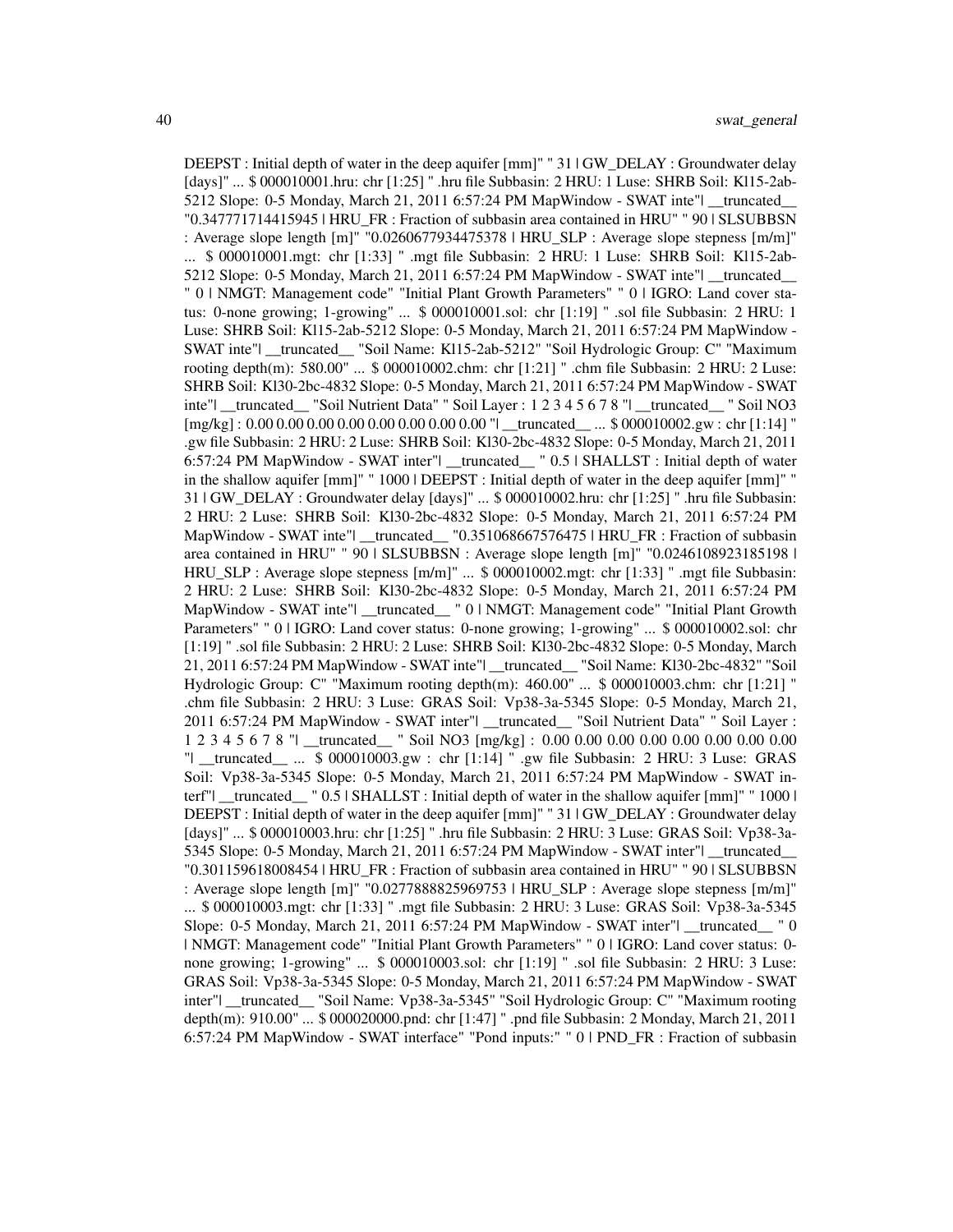DEEPST : Initial depth of water in the deep aquifer [mm]" " 31 | GW_DELAY : Groundwater delay [days]" ... $ 000010001.hru: chr [1:25] " .hru file Subbasin: 2 HRU: 1 Luse: SHRB Soil: Kl15-2ab-5212 Slope: 0-5 Monday, March 21, 2011 6:57:24 PM MapWindow - SWAT inte"| __truncated__ "0.347771714415945 | HRU_FR : Fraction of subbasin area contained in HRU" " 90 | SLSUBBSN : Average slope length [m]" "0.0260677934475378 | HRU_SLP : Average slope stepness [m/m]" ... $ 000010001.mgt: chr [1:33] " .mgt file Subbasin: 2 HRU: 1 Luse: SHRB Soil: Kl15-2ab-5212 Slope: 0-5 Monday, March 21, 2011 6:57:24 PM MapWindow - SWAT inte"| __truncated__ " 0 | NMGT: Management code" "Initial Plant Growth Parameters" " 0 | IGRO: Land cover status: 0-none growing; 1-growing" ... $ 000010001.sol: chr [1:19] " .sol file Subbasin: 2 HRU: 1 Luse: SHRB Soil: Kl15-2ab-5212 Slope: 0-5 Monday, March 21, 2011 6:57:24 PM MapWindow - SWAT inte"| __truncated__ "Soil Name: Kl15-2ab-5212" "Soil Hydrologic Group: C" "Maximum rooting depth(m): 580.00" ... $ 000010002.chm: chr [1:21] " .chm file Subbasin: 2 HRU: 2 Luse: SHRB Soil: Kl30-2bc-4832 Slope: 0-5 Monday, March 21, 2011 6:57:24 PM MapWindow - SWAT inte"| __truncated__ "Soil Nutrient Data" " Soil Layer : 1 2 3 4 5 6 7 8 "| __truncated__ " Soil NO3 [mg/kg] : 0.00 0.00 0.00 0.00 0.00 0.00 0.00 0.00 "| __truncated__ ... $ 000010002.gw : chr [1:14] " .gw file Subbasin: 2 HRU: 2 Luse: SHRB Soil: Kl30-2bc-4832 Slope: 0-5 Monday, March 21, 2011 6:57:24 PM MapWindow - SWAT inter"| __truncated__ " 0.5 | SHALLST : Initial depth of water in the shallow aquifer [mm]" " 1000 | DEEPST : Initial depth of water in the deep aquifer [mm]" " 31 | GW_DELAY : Groundwater delay [days]" ... $ 000010002.hru: chr [1:25] " .hru file Subbasin: 2 HRU: 2 Luse: SHRB Soil: Kl30-2bc-4832 Slope: 0-5 Monday, March 21, 2011 6:57:24 PM MapWindow - SWAT inte"| __truncated__ "0.351068667576475 | HRU_FR : Fraction of subbasin area contained in HRU" " 90 | SLSUBBSN : Average slope length [m]" "0.0246108923185198 | HRU_SLP : Average slope stepness [m/m]" ... $ 000010002.mgt: chr [1:33] " .mgt file Subbasin: 2 HRU: 2 Luse: SHRB Soil: Kl30-2bc-4832 Slope: 0-5 Monday, March 21, 2011 6:57:24 PM MapWindow - SWAT inte"| __truncated__ " 0 | NMGT: Management code" "Initial Plant Growth Parameters" " 0 | IGRO: Land cover status: 0-none growing; 1-growing" ... $ 000010002.sol: chr [1:19] " .sol file Subbasin: 2 HRU: 2 Luse: SHRB Soil: Kl30-2bc-4832 Slope: 0-5 Monday, March 21, 2011 6:57:24 PM MapWindow - SWAT inte"| __truncated__ "Soil Name: Kl30-2bc-4832" "Soil Hydrologic Group: C" "Maximum rooting depth(m): 460.00" ... $ 000010003.chm: chr [1:21] " .chm file Subbasin: 2 HRU: 3 Luse: GRAS Soil: Vp38-3a-5345 Slope: 0-5 Monday, March 21, 2011 6:57:24 PM MapWindow - SWAT inter"| __truncated__ "Soil Nutrient Data" " Soil Layer : 1 2 3 4 5 6 7 8 "| __truncated__ " Soil NO3 [mg/kg] : 0.00 0.00 0.00 0.00 0.00 0.00 0.00 0.00 "| __truncated__ ... $ 000010003.gw : chr [1:14] " .gw file Subbasin: 2 HRU: 3 Luse: GRAS Soil: Vp38-3a-5345 Slope: 0-5 Monday, March 21, 2011 6:57:24 PM MapWindow - SWAT interf"| __truncated__ " 0.5 | SHALLST : Initial depth of water in the shallow aquifer [mm]" " 1000 | DEEPST : Initial depth of water in the deep aquifer [mm]" " 31 | GW_DELAY : Groundwater delay [days]" ... $ 000010003.hru: chr [1:25] " .hru file Subbasin: 2 HRU: 3 Luse: GRAS Soil: Vp38-3a-5345 Slope: 0-5 Monday, March 21, 2011 6:57:24 PM MapWindow - SWAT inter"| __truncated__ "0.301159618008454 | HRU_FR : Fraction of subbasin area contained in HRU" " 90 | SLSUBBSN : Average slope length [m]" "0.0277888825969753 | HRU_SLP : Average slope stepness [m/m]" ... $ 000010003.mgt: chr [1:33] " .mgt file Subbasin: 2 HRU: 3 Luse: GRAS Soil: Vp38-3a-5345 Slope: 0-5 Monday, March 21, 2011 6:57:24 PM MapWindow - SWAT inter"| __truncated__ " 0 | NMGT: Management code" "Initial Plant Growth Parameters" " 0 | IGRO: Land cover status: 0-none growing; 1-growing" ... $ 000010003.sol: chr [1:19] " .sol file Subbasin: 2 HRU: 3 Luse: GRAS Soil: Vp38-3a-5345 Slope: 0-5 Monday, March 21, 2011 6:57:24 PM MapWindow - SWAT inter"| __truncated__ "Soil Name: Vp38-3a-5345" "Soil Hydrologic Group: C" "Maximum rooting depth(m): 910.00" ... $ 000020000.pnd: chr [1:47] " .pnd file Subbasin: 2 Monday, March 21, 2011 6:57:24 PM MapWindow - SWAT interface" "Pond inputs:" " 0 | PND_FR : Fraction of subbasin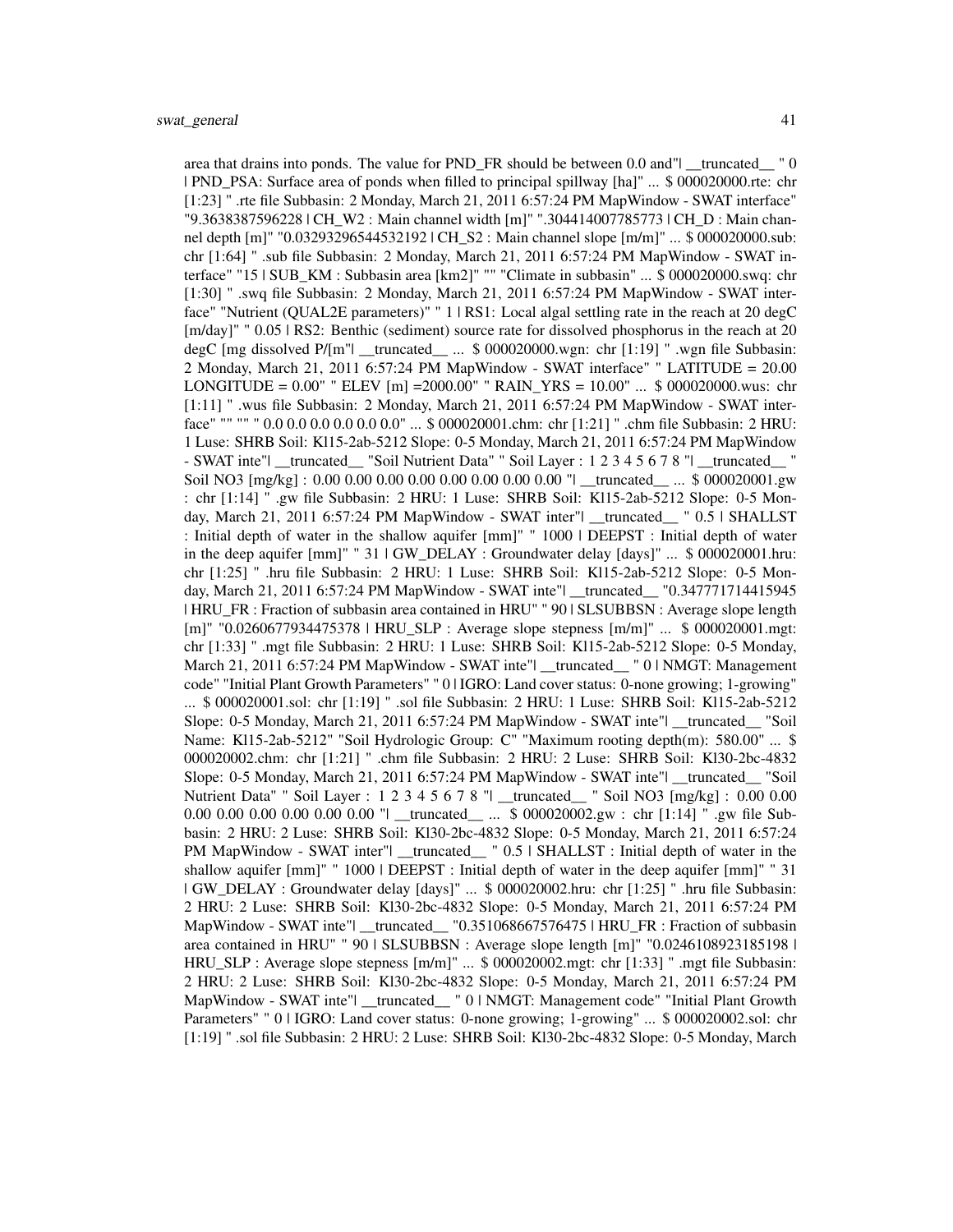area that drains into ponds. The value for PND_FR should be between 0.0 and"| __truncated__ " 0 | PND_PSA: Surface area of ponds when filled to principal spillway [ha]" ... $ 000020000.rte: chr [1:23] " .rte file Subbasin: 2 Monday, March 21, 2011 6:57:24 PM MapWindow - SWAT interface" "9.3638387596228 | CH_W2 : Main channel width [m]" ".304414007785773 | CH_D : Main channel depth [m]" "0.03293296544532192 | CH_S2 : Main channel slope [m/m]" ... $ 000020000.sub: chr [1:64] " .sub file Subbasin: 2 Monday, March 21, 2011 6:57:24 PM MapWindow - SWAT interface" "15 | SUB_KM : Subbasin area [km2]" "" "Climate in subbasin" ... $ 000020000.swq: chr [1:30] " .swq file Subbasin: 2 Monday, March 21, 2011 6:57:24 PM MapWindow - SWAT interface" "Nutrient (QUAL2E parameters)" " 1 | RS1: Local algal settling rate in the reach at 20 degC [m/day]" " 0.05 | RS2: Benthic (sediment) source rate for dissolved phosphorus in the reach at 20 degC [mg dissolved P/[m"| __truncated__ ... $ 000020000.wgn: chr [1:19] " .wgn file Subbasin: 2 Monday, March 21, 2011 6:57:24 PM MapWindow - SWAT interface" " LATITUDE = 20.00 LONGITUDE = 0.00" " ELEV [m] =2000.00" " RAIN_YRS = 10.00" ... $ 000020000.wus: chr [1:11] " .wus file Subbasin: 2 Monday, March 21, 2011 6:57:24 PM MapWindow - SWAT interface" "" "" " 0.0 0.0 0.0 0.0 0.0 0.0" ... $ 000020001.chm: chr [1:21] " .chm file Subbasin: 2 HRU: 1 Luse: SHRB Soil: Kl15-2ab-5212 Slope: 0-5 Monday, March 21, 2011 6:57:24 PM MapWindow - SWAT inte"| __truncated__ "Soil Nutrient Data" " Soil Layer : 1 2 3 4 5 6 7 8 "| __truncated__ " Soil NO3 [mg/kg] : 0.00 0.00 0.00 0.00 0.00 0.00 0.00 0.00 "| __truncated__ ... $ 000020001.gw : chr [1:14] " .gw file Subbasin: 2 HRU: 1 Luse: SHRB Soil: Kl15-2ab-5212 Slope: 0-5 Monday, March 21, 2011 6:57:24 PM MapWindow - SWAT inter"| __truncated__ " 0.5 | SHALLST : Initial depth of water in the shallow aquifer [mm]" " 1000 | DEEPST : Initial depth of water in the deep aquifer [mm]" " 31 | GW_DELAY : Groundwater delay [days]" ... $ 000020001.hru: chr [1:25] " .hru file Subbasin: 2 HRU: 1 Luse: SHRB Soil: Kl15-2ab-5212 Slope: 0-5 Monday, March 21, 2011 6:57:24 PM MapWindow - SWAT inte"| __truncated__ "0.347771714415945 | HRU_FR : Fraction of subbasin area contained in HRU" " 90 | SLSUBBSN : Average slope length [m]" "0.0260677934475378 | HRU_SLP : Average slope stepness [m/m]" ... $ 000020001.mgt: chr [1:33] " .mgt file Subbasin: 2 HRU: 1 Luse: SHRB Soil: Kl15-2ab-5212 Slope: 0-5 Monday, March 21, 2011 6:57:24 PM MapWindow - SWAT inte"| __truncated__ " 0 | NMGT: Management code" "Initial Plant Growth Parameters" " 0 | IGRO: Land cover status: 0-none growing; 1-growing" ... $ 000020001.sol: chr [1:19] " .sol file Subbasin: 2 HRU: 1 Luse: SHRB Soil: Kl15-2ab-5212 Slope: 0-5 Monday, March 21, 2011 6:57:24 PM MapWindow - SWAT inte"| __truncated__ "Soil Name: Kl15-2ab-5212" "Soil Hydrologic Group: C" "Maximum rooting depth(m): 580.00" ... $ 000020002.chm: chr [1:21] " .chm file Subbasin: 2 HRU: 2 Luse: SHRB Soil: Kl30-2bc-4832 Slope: 0-5 Monday, March 21, 2011 6:57:24 PM MapWindow - SWAT inte"| __truncated__ "Soil Nutrient Data" " Soil Layer : 1 2 3 4 5 6 7 8 "| __truncated__ " Soil NO3 [mg/kg] : 0.00 0.00 0.00 0.00 0.00 0.00 0.00 0.00 "| __truncated__ ... $ 000020002.gw : chr [1:14] " .gw file Subbasin: 2 HRU: 2 Luse: SHRB Soil: Kl30-2bc-4832 Slope: 0-5 Monday, March 21, 2011 6:57:24 PM MapWindow - SWAT inter"| __truncated__ " 0.5 | SHALLST : Initial depth of water in the shallow aquifer [mm]" " 1000 | DEEPST : Initial depth of water in the deep aquifer [mm]" " 31 | GW_DELAY : Groundwater delay [days]" ... $ 000020002.hru: chr [1:25] " .hru file Subbasin: 2 HRU: 2 Luse: SHRB Soil: Kl30-2bc-4832 Slope: 0-5 Monday, March 21, 2011 6:57:24 PM MapWindow - SWAT inte"| __truncated__ "0.351068667576475 | HRU_FR : Fraction of subbasin area contained in HRU" " 90 | SLSUBBSN : Average slope length [m]" "0.0246108923185198 | HRU_SLP : Average slope stepness [m/m]" ... $ 000020002.mgt: chr [1:33] " .mgt file Subbasin: 2 HRU: 2 Luse: SHRB Soil: Kl30-2bc-4832 Slope: 0-5 Monday, March 21, 2011 6:57:24 PM MapWindow - SWAT inte"| __truncated__ " 0 | NMGT: Management code" "Initial Plant Growth Parameters" " 0 | IGRO: Land cover status: 0-none growing; 1-growing" ... $ 000020002.sol: chr [1:19] " .sol file Subbasin: 2 HRU: 2 Luse: SHRB Soil: Kl30-2bc-4832 Slope: 0-5 Monday, March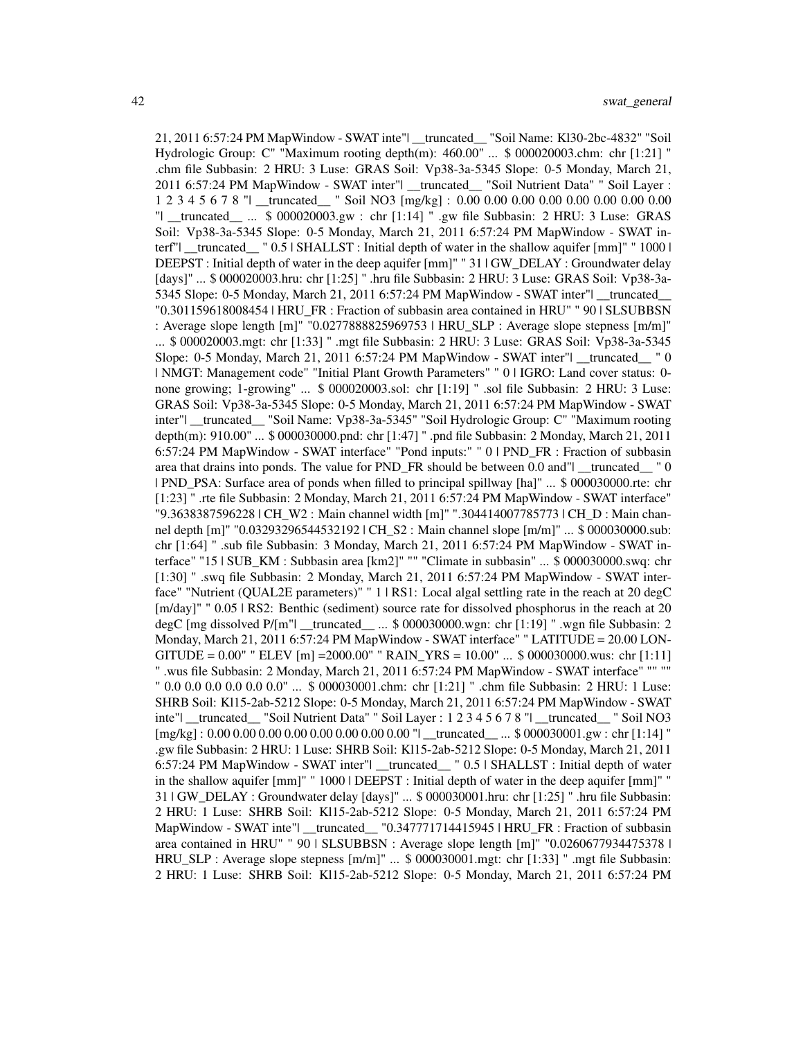21, 2011 6:57:24 PM MapWindow - SWAT inte"| __truncated__ "Soil Name: Kl30-2bc-4832" "Soil Hydrologic Group: C" "Maximum rooting depth(m): 460.00" ... $ 000020003.chm: chr [1:21] " .chm file Subbasin: 2 HRU: 3 Luse: GRAS Soil: Vp38-3a-5345 Slope: 0-5 Monday, March 21, 2011 6:57:24 PM MapWindow - SWAT inter"| __truncated__ "Soil Nutrient Data" " Soil Layer : 1 2 3 4 5 6 7 8 "| __truncated__ " Soil NO3 [mg/kg] : 0.00 0.00 0.00 0.00 0.00 0.00 0.00 0.00 "| __truncated__ ... $ 000020003.gw : chr [1:14] " .gw file Subbasin: 2 HRU: 3 Luse: GRAS Soil: Vp38-3a-5345 Slope: 0-5 Monday, March 21, 2011 6:57:24 PM MapWindow - SWAT interf"| __truncated__ " 0.5 | SHALLST : Initial depth of water in the shallow aquifer [mm]" " 1000 | DEEPST : Initial depth of water in the deep aquifer [mm]" " 31 | GW_DELAY : Groundwater delay [days]" ... $ 000020003.hru: chr [1:25] " .hru file Subbasin: 2 HRU: 3 Luse: GRAS Soil: Vp38-3a-5345 Slope: 0-5 Monday, March 21, 2011 6:57:24 PM MapWindow - SWAT inter"| __truncated__ "0.301159618008454 | HRU_FR : Fraction of subbasin area contained in HRU" " 90 | SLSUBBSN : Average slope length [m]" "0.0277888825969753 | HRU_SLP : Average slope stepness [m/m]" ... $ 000020003.mgt: chr [1:33] " .mgt file Subbasin: 2 HRU: 3 Luse: GRAS Soil: Vp38-3a-5345 Slope: 0-5 Monday, March 21, 2011 6:57:24 PM MapWindow - SWAT inter"| __truncated__ " 0 | NMGT: Management code" "Initial Plant Growth Parameters" " 0 | IGRO: Land cover status: 0-none growing; 1-growing" ... $ 000020003.sol: chr [1:19] " .sol file Subbasin: 2 HRU: 3 Luse: GRAS Soil: Vp38-3a-5345 Slope: 0-5 Monday, March 21, 2011 6:57:24 PM MapWindow - SWAT inter"| __truncated__ "Soil Name: Vp38-3a-5345" "Soil Hydrologic Group: C" "Maximum rooting depth(m): 910.00" ... $ 000030000.pnd: chr [1:47] " .pnd file Subbasin: 2 Monday, March 21, 2011 6:57:24 PM MapWindow - SWAT interface" "Pond inputs:" " 0 | PND_FR : Fraction of subbasin area that drains into ponds. The value for PND_FR should be between 0.0 and"| __truncated__ " 0 | PND_PSA: Surface area of ponds when filled to principal spillway [ha]" ... $ 000030000.rte: chr [1:23] " .rte file Subbasin: 2 Monday, March 21, 2011 6:57:24 PM MapWindow - SWAT interface" "9.3638387596228 | CH_W2 : Main channel width [m]" ".304414007785773 | CH_D : Main channel depth [m]" "0.0329329654453219​2 | CH_S2 : Main channel slope [m/m]" ... $ 000030000.sub: chr [1:64] " .sub file Subbasin: 3 Monday, March 21, 2011 6:57:24 PM MapWindow - SWAT interface" "15 | SUB_KM : Subbasin area [km2]" "" "Climate in subbasin" ... $ 000030000.swq: chr [1:30] " .swq file Subbasin: 2 Monday, March 21, 2011 6:57:24 PM MapWindow - SWAT interface" "Nutrient (QUAL2E parameters)" " 1 | RS1: Local algal settling rate in the reach at 20 degC [m/day]" " 0.05 | RS2: Benthic (sediment) source rate for dissolved phosphorus in the reach at 20 degC [mg dissolved P/[m"| __truncated__ ... $ 000030000.wgn: chr [1:19] " .wgn file Subbasin: 2 Monday, March 21, 2011 6:57:24 PM MapWindow - SWAT interface" " LATITUDE = 20.00 LONGITUDE = 0.00" " ELEV [m] =2000.00" " RAIN_YRS = 10.00" ... $ 000030000.wus: chr [1:11] " .wus file Subbasin: 2 Monday, March 21, 2011 6:57:24 PM MapWindow - SWAT interface" "" "" " 0.0 0.0 0.0 0.0 0.0 0.0" ... $ 000030001.chm: chr [1:21] " .chm file Subbasin: 2 HRU: 1 Luse: SHRB Soil: Kl15-2ab-5212 Slope: 0-5 Monday, March 21, 2011 6:57:24 PM MapWindow - SWAT inte"| __truncated__ "Soil Nutrient Data" " Soil Layer : 1 2 3 4 5 6 7 8 "| __truncated__ " Soil NO3 [mg/kg] : 0.00 0.00 0.00 0.00 0.00 0.00 0.00 0.00 "| __truncated__ ... $ 000030001.gw : chr [1:14] " .gw file Subbasin: 2 HRU: 1 Luse: SHRB Soil: Kl15-2ab-5212 Slope: 0-5 Monday, March 21, 2011 6:57:24 PM MapWindow - SWAT inter"| __truncated__ " 0.5 | SHALLST : Initial depth of water in the shallow aquifer [mm]" " 1000 | DEEPST : Initial depth of water in the deep aquifer [mm]" " 31 | GW_DELAY : Groundwater delay [days]" ... $ 000030001.hru: chr [1:25] " .hru file Subbasin: 2 HRU: 1 Luse: SHRB Soil: Kl15-2ab-5212 Slope: 0-5 Monday, March 21, 2011 6:57:24 PM MapWindow - SWAT inte"| __truncated__ "0.347771714415945 | HRU_FR : Fraction of subbasin area contained in HRU" " 90 | SLSUBBSN : Average slope length [m]" "0.0260677934475378 | HRU_SLP : Average slope stepness [m/m]" ... $ 000030001.mgt: chr [1:33] " .mgt file Subbasin: 2 HRU: 1 Luse: SHRB Soil: Kl15-2ab-5212 Slope: 0-5 Monday, March 21, 2011 6:57:24 PM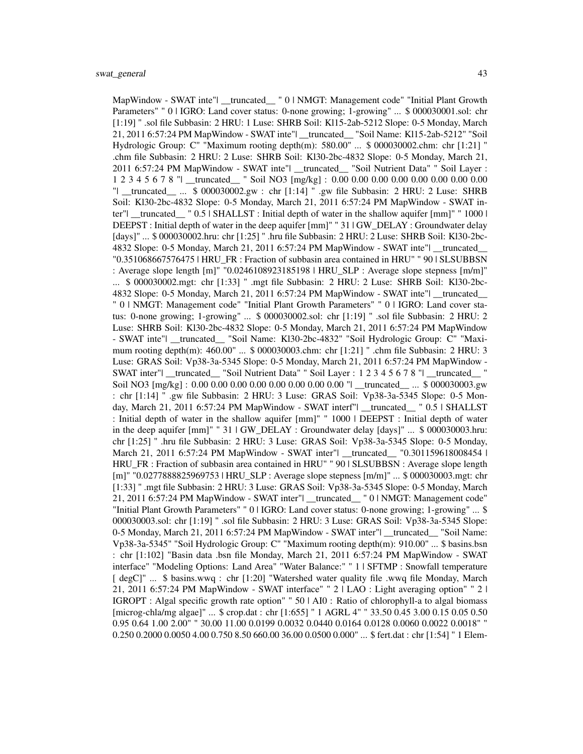MapWindow - SWAT inte"| __truncated__ " 0 | NMGT: Management code" "Initial Plant Growth Parameters" " 0 | IGRO: Land cover status: 0-none growing; 1-growing" ... $ 000030001.sol: chr [1:19] " .sol file Subbasin: 2 HRU: 1 Luse: SHRB Soil: Kl15-2ab-5212 Slope: 0-5 Monday, March 21, 2011 6:57:24 PM MapWindow - SWAT inte"| __truncated__ "Soil Name: Kl15-2ab-5212" "Soil Hydrologic Group: C" "Maximum rooting depth(m): 580.00" ... $ 000030002.chm: chr [1:21] " .chm file Subbasin: 2 HRU: 2 Luse: SHRB Soil: Kl30-2bc-4832 Slope: 0-5 Monday, March 21, 2011 6:57:24 PM MapWindow - SWAT inte"| __truncated__ "Soil Nutrient Data" " Soil Layer : 1 2 3 4 5 6 7 8 "| __truncated__ " Soil NO3 [mg/kg] : 0.00 0.00 0.00 0.00 0.00 0.00 0.00 0.00 "| __truncated__ ... $ 000030002.gw : chr [1:14] " .gw file Subbasin: 2 HRU: 2 Luse: SHRB Soil: Kl30-2bc-4832 Slope: 0-5 Monday, March 21, 2011 6:57:24 PM MapWindow - SWAT inter"| __truncated__ " 0.5 | SHALLST : Initial depth of water in the shallow aquifer [mm]" " 1000 | DEEPST : Initial depth of water in the deep aquifer [mm]" " 31 | GW_DELAY : Groundwater delay [days]" ... $ 000030002.hru: chr [1:25] " .hru file Subbasin: 2 HRU: 2 Luse: SHRB Soil: Kl30-2bc-4832 Slope: 0-5 Monday, March 21, 2011 6:57:24 PM MapWindow - SWAT inte"| __truncated__ "0.351068667576475 | HRU_FR : Fraction of subbasin area contained in HRU" " 90 | SLSUBBSN : Average slope length [m]" "0.0246108923185198 | HRU_SLP : Average slope stepness [m/m]" ... $ 000030002.mgt: chr [1:33] " .mgt file Subbasin: 2 HRU: 2 Luse: SHRB Soil: Kl30-2bc-4832 Slope: 0-5 Monday, March 21, 2011 6:57:24 PM MapWindow - SWAT inte"| __truncated__ " 0 | NMGT: Management code" "Initial Plant Growth Parameters" " 0 | IGRO: Land cover status: 0-none growing; 1-growing" ... $ 000030002.sol: chr [1:19] " .sol file Subbasin: 2 HRU: 2 Luse: SHRB Soil: Kl30-2bc-4832 Slope: 0-5 Monday, March 21, 2011 6:57:24 PM MapWindow - SWAT inte"| __truncated__ "Soil Name: Kl30-2bc-4832" "Soil Hydrologic Group: C" "Maximum rooting depth(m): 460.00" ... $ 000030003.chm: chr [1:21] " .chm file Subbasin: 2 HRU: 3 Luse: GRAS Soil: Vp38-3a-5345 Slope: 0-5 Monday, March 21, 2011 6:57:24 PM MapWindow - SWAT inter"| __truncated__ "Soil Nutrient Data" " Soil Layer : 1 2 3 4 5 6 7 8 "| __truncated__ " Soil NO3 [mg/kg] : 0.00 0.00 0.00 0.00 0.00 0.00 0.00 0.00 "| __truncated__ ... $ 000030003.gw : chr [1:14] " .gw file Subbasin: 2 HRU: 3 Luse: GRAS Soil: Vp38-3a-5345 Slope: 0-5 Monday, March 21, 2011 6:57:24 PM MapWindow - SWAT interf"| __truncated__ " 0.5 | SHALLST : Initial depth of water in the shallow aquifer [mm]" " 1000 | DEEPST : Initial depth of water in the deep aquifer [mm]" " 31 | GW_DELAY : Groundwater delay [days]" ... $ 000030003.hru: chr [1:25] " .hru file Subbasin: 2 HRU: 3 Luse: GRAS Soil: Vp38-3a-5345 Slope: 0-5 Monday, March 21, 2011 6:57:24 PM MapWindow - SWAT inter"| __truncated__ "0.301159618008454 | HRU_FR : Fraction of subbasin area contained in HRU" " 90 | SLSUBBSN : Average slope length [m]" "0.0277888825969753 | HRU_SLP : Average slope stepness [m/m]" ... $ 000030003.mgt: chr [1:33] " .mgt file Subbasin: 2 HRU: 3 Luse: GRAS Soil: Vp38-3a-5345 Slope: 0-5 Monday, March 21, 2011 6:57:24 PM MapWindow - SWAT inter"| __truncated__ " 0 | NMGT: Management code" "Initial Plant Growth Parameters" " 0 | IGRO: Land cover status: 0-none growing; 1-growing" ... $ 000030003.sol: chr [1:19] " .sol file Subbasin: 2 HRU: 3 Luse: GRAS Soil: Vp38-3a-5345 Slope: 0-5 Monday, March 21, 2011 6:57:24 PM MapWindow - SWAT inter"| __truncated__ "Soil Name: Vp38-3a-5345" "Soil Hydrologic Group: C" "Maximum rooting depth(m): 910.00" ... $ basins.bsn : chr [1:102] "Basin data .bsn file Monday, March 21, 2011 6:57:24 PM MapWindow - SWAT interface" "Modeling Options: Land Area" "Water Balance:" " 1 | SFTMP : Snowfall temperature [ degC]" ... $ basins.wwq : chr [1:20] "Watershed water quality file .wwq file Monday, March 21, 2011 6:57:24 PM MapWindow - SWAT interface" " 2 | LAO : Light averaging option" " 2 | IGROPT : Algal specific growth rate option" " 50 | AI0 : Ratio of chlorophyll-a to algal biomass [microg-chla/mg algae]" ... $ crop.dat : chr [1:655] " 1 AGRL 4" " 33.50 0.45 3.00 0.15 0.05 0.50 0.95 0.64 1.00 2.00" " 30.00 11.00 0.0199 0.0032 0.0440 0.0164 0.0128 0.0060 0.0022 0.0018" " 0.250 0.2000 0.0050 4.00 0.750 8.50 660.00 36.00 0.0500 0.000" ... $ fert.dat : chr [1:54] " 1 Elem-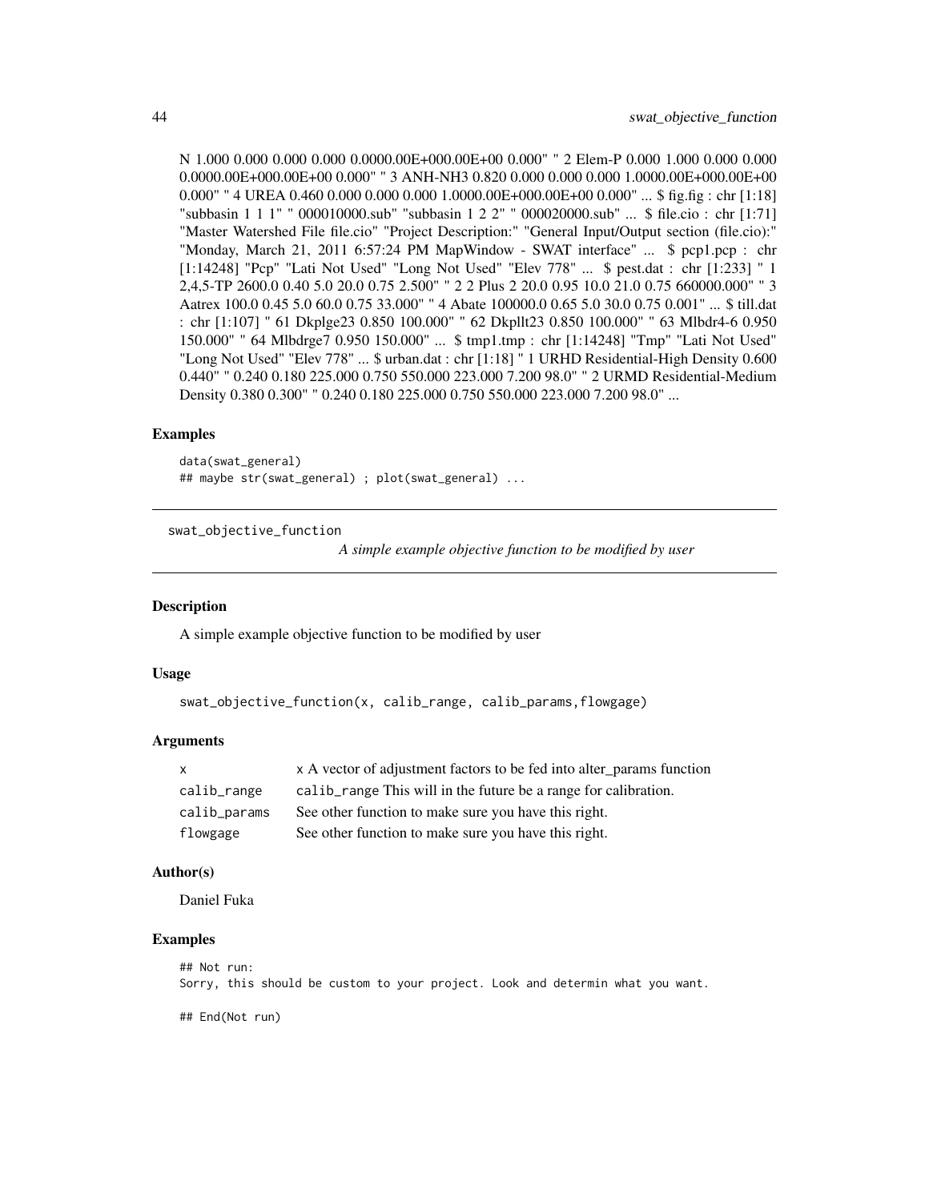N 1.000 0.000 0.000 0.000 0.0000.00E+000.00E+00 0.000" " 2 Elem-P 0.000 1.000 0.000 0.000 0.0000.00E+000.00E+00 0.000" " 3 ANH-NH3 0.820 0.000 0.000 0.000 1.0000.00E+000.00E+00 0.000" " 4 UREA 0.460 0.000 0.000 0.000 1.0000.00E+000.00E+00 0.000" ... $ fig.fig : chr [1:18] "subbasin 1 1 1" " 000010000.sub" "subbasin 1 2 2" " 000020000.sub" ... $ file.cio : chr [1:71] "Master Watershed File file.cio" "Project Description:" "General Input/Output section (file.cio):" "Monday, March 21, 2011 6:57:24 PM MapWindow - SWAT interface" ... $ pcp1.pcp : chr [1:14248] "Pcp" "Lati Not Used" "Long Not Used" "Elev 778" ... $ pest.dat : chr [1:233] " 1 2,4,5-TP 2600.0 0.40 5.0 20.0 0.75 2.500" " 2 2 Plus 2 20.0 0.95 10.0 21.0 0.75 660000.000" " 3 Aatrex 100.0 0.45 5.0 60.0 0.75 33.000" " 4 Abate 100000.0 0.65 5.0 30.0 0.75 0.001" ... $ till.dat : chr [1:107] " 61 Dkplge23 0.850 100.000" " 62 Dkpllt23 0.850 100.000" " 63 Mlbdr4-6 0.950 150.000" " 64 Mlbdrge7 0.950 150.000" ... $ tmp1.tmp : chr [1:14248] "Tmp" "Lati Not Used" "Long Not Used" "Elev 778" ... $ urban.dat : chr [1:18] " 1 URHD Residential-High Density 0.600 0.440" " 0.240 0.180 225.000 0.750 550.000 223.000 7.200 98.0" " 2 URMD Residential-Medium Density 0.380 0.300" " 0.240 0.180 225.000 0.750 550.000 223.000 7.200 98.0" ...

### Examples

```
data(swat_general)
## maybe str(swat_general) ; plot(swat_general) ...
```

---

## swat_objective_function

*A simple example objective function to be modified by user*

### Description

A simple example objective function to be modified by user

### Usage

```
swat_objective_function(x, calib_range, calib_params,flowgage)
```

### Arguments

| | |
|---|---|
| x | x A vector of adjustment factors to be fed into alter_params function |
| calib_range | calib_range This will in the future be a range for calibration. |
| calib_params | See other function to make sure you have this right. |
| flowgage | See other function to make sure you have this right. |

### Author(s)

Daniel Fuka

### Examples

```
## Not run:
Sorry, this should be custom to your project. Look and determin what you want.

## End(Not run)
```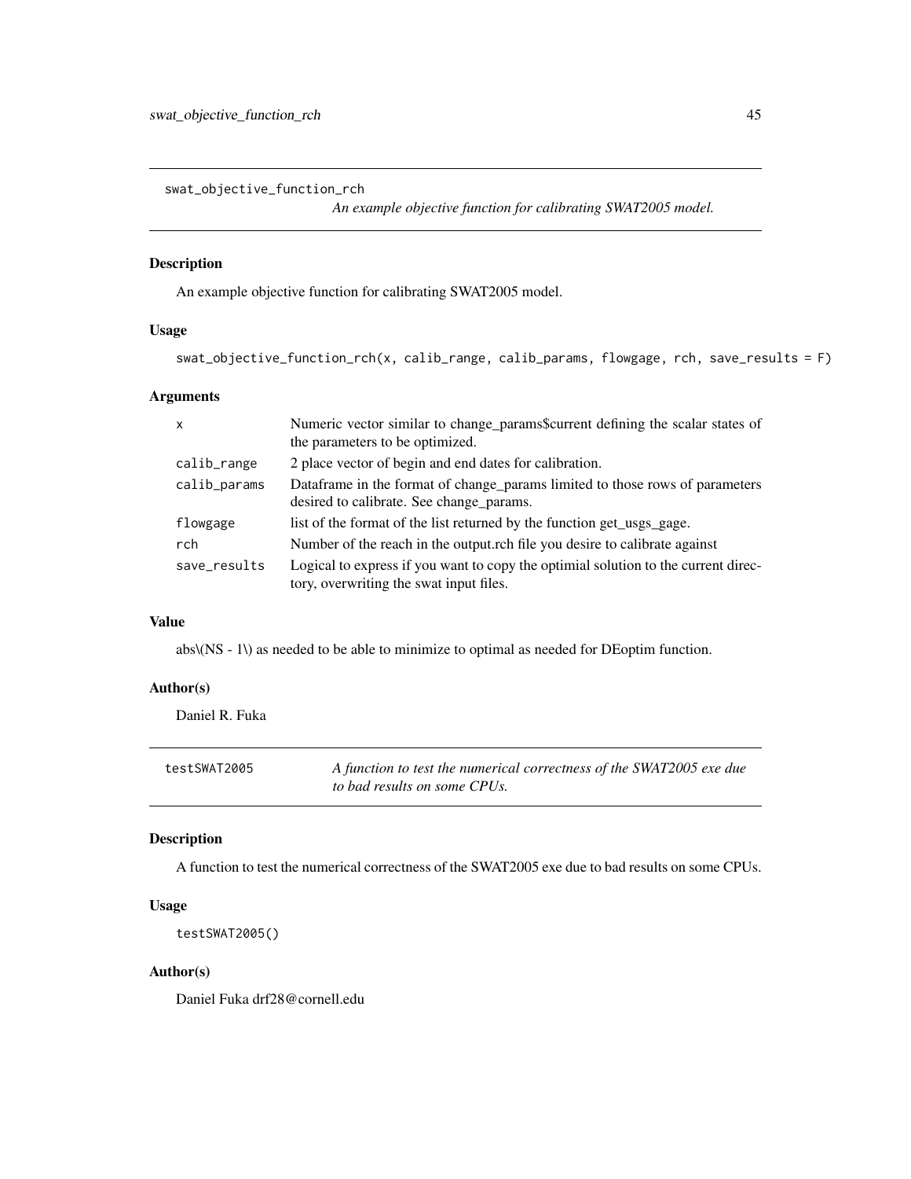## swat_objective_function_rch

*An example objective function for calibrating SWAT2005 model.*

### Description

An example objective function for calibrating SWAT2005 model.

### Usage

```
swat_objective_function_rch(x, calib_range, calib_params, flowgage, rch, save_results = F)
```

### Arguments

| | |
|---|---|
| `x` | Numeric vector similar to change_params$current defining the scalar states of the parameters to be optimized. |
| `calib_range` | 2 place vector of begin and end dates for calibration. |
| `calib_params` | Dataframe in the format of change_params limited to those rows of parameters desired to calibrate. See change_params. |
| `flowgage` | list of the format of the list returned by the function get_usgs_gage. |
| `rch` | Number of the reach in the output.rch file you desire to calibrate against |
| `save_results` | Logical to express if you want to copy the optimial solution to the current directory, overwriting the swat input files. |

### Value

abs\(NS - 1\) as needed to be able to minimize to optimal as needed for DEoptim function.

### Author(s)

Daniel R. Fuka

## testSWAT2005

*A function to test the numerical correctness of the SWAT2005 exe due to bad results on some CPUs.*

### Description

A function to test the numerical correctness of the SWAT2005 exe due to bad results on some CPUs.

### Usage

```
testSWAT2005()
```

### Author(s)

Daniel Fuka drf28@cornell.edu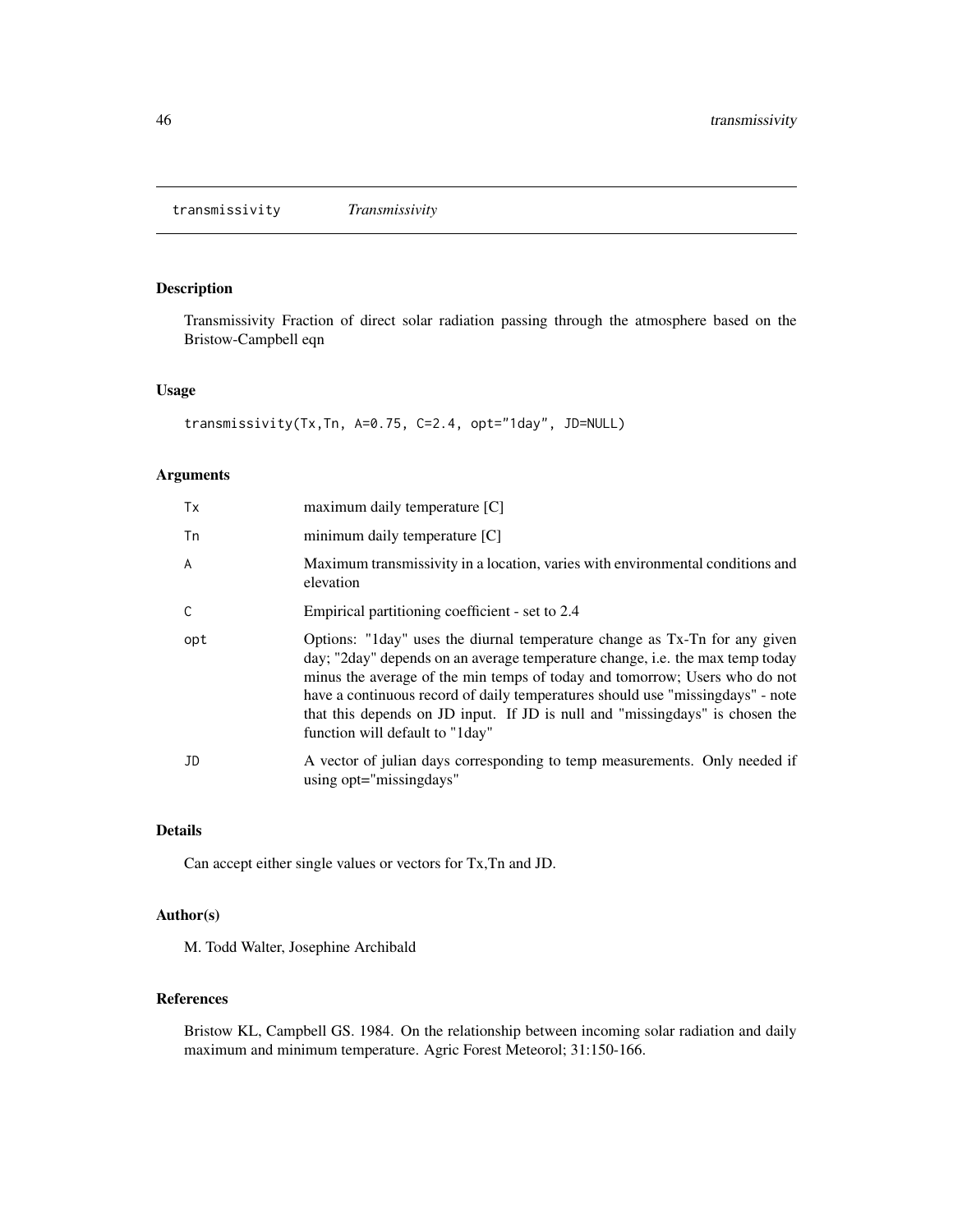## transmissivity *Transmissivity*

### Description

Transmissivity Fraction of direct solar radiation passing through the atmosphere based on the Bristow-Campbell eqn

### Usage

```
transmissivity(Tx,Tn, A=0.75, C=2.4, opt="1day", JD=NULL)
```

### Arguments

| | |
|---|---|
| Tx | maximum daily temperature [C] |
| Tn | minimum daily temperature [C] |
| A | Maximum transmissivity in a location, varies with environmental conditions and elevation |
| C | Empirical partitioning coefficient - set to 2.4 |
| opt | Options: "1day" uses the diurnal temperature change as Tx-Tn for any given day; "2day" depends on an average temperature change, i.e. the max temp today minus the average of the min temps of today and tomorrow; Users who do not have a continuous record of daily temperatures should use "missingdays" - note that this depends on JD input. If JD is null and "missingdays" is chosen the function will default to "1day" |
| JD | A vector of julian days corresponding to temp measurements. Only needed if using opt="missingdays" |

### Details

Can accept either single values or vectors for Tx,Tn and JD.

### Author(s)

M. Todd Walter, Josephine Archibald

### References

Bristow KL, Campbell GS. 1984. On the relationship between incoming solar radiation and daily maximum and minimum temperature. Agric Forest Meteorol; 31:150-166.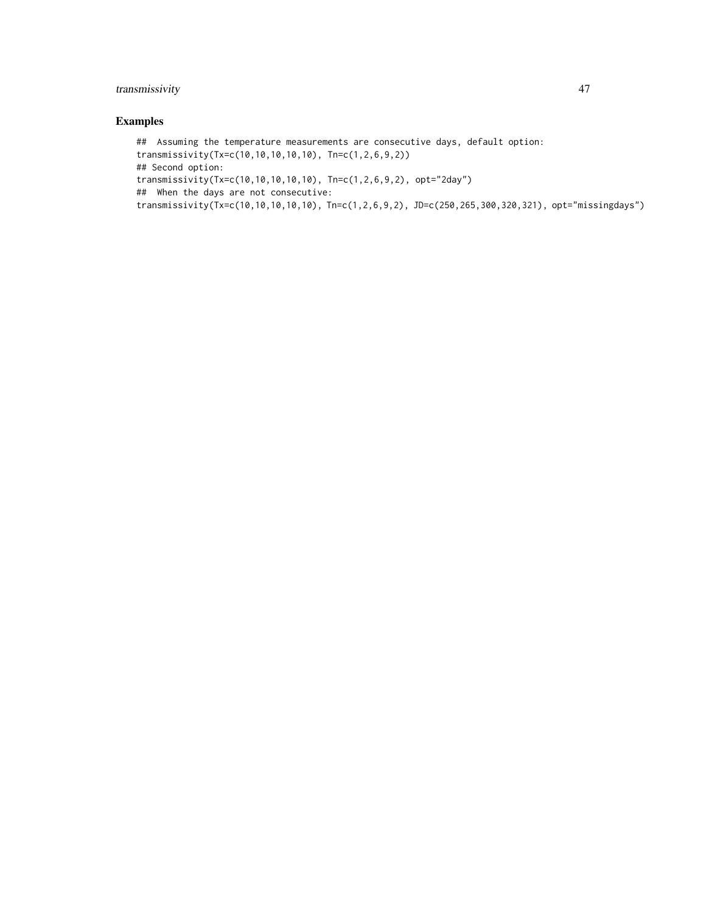## Examples

```
##  Assuming the temperature measurements are consecutive days, default option:
transmissivity(Tx=c(10,10,10,10,10), Tn=c(1,2,6,9,2))
## Second option:
transmissivity(Tx=c(10,10,10,10,10), Tn=c(1,2,6,9,2), opt="2day")
##  When the days are not consecutive:
transmissivity(Tx=c(10,10,10,10,10), Tn=c(1,2,6,9,2), JD=c(250,265,300,320,321), opt="missingdays")
```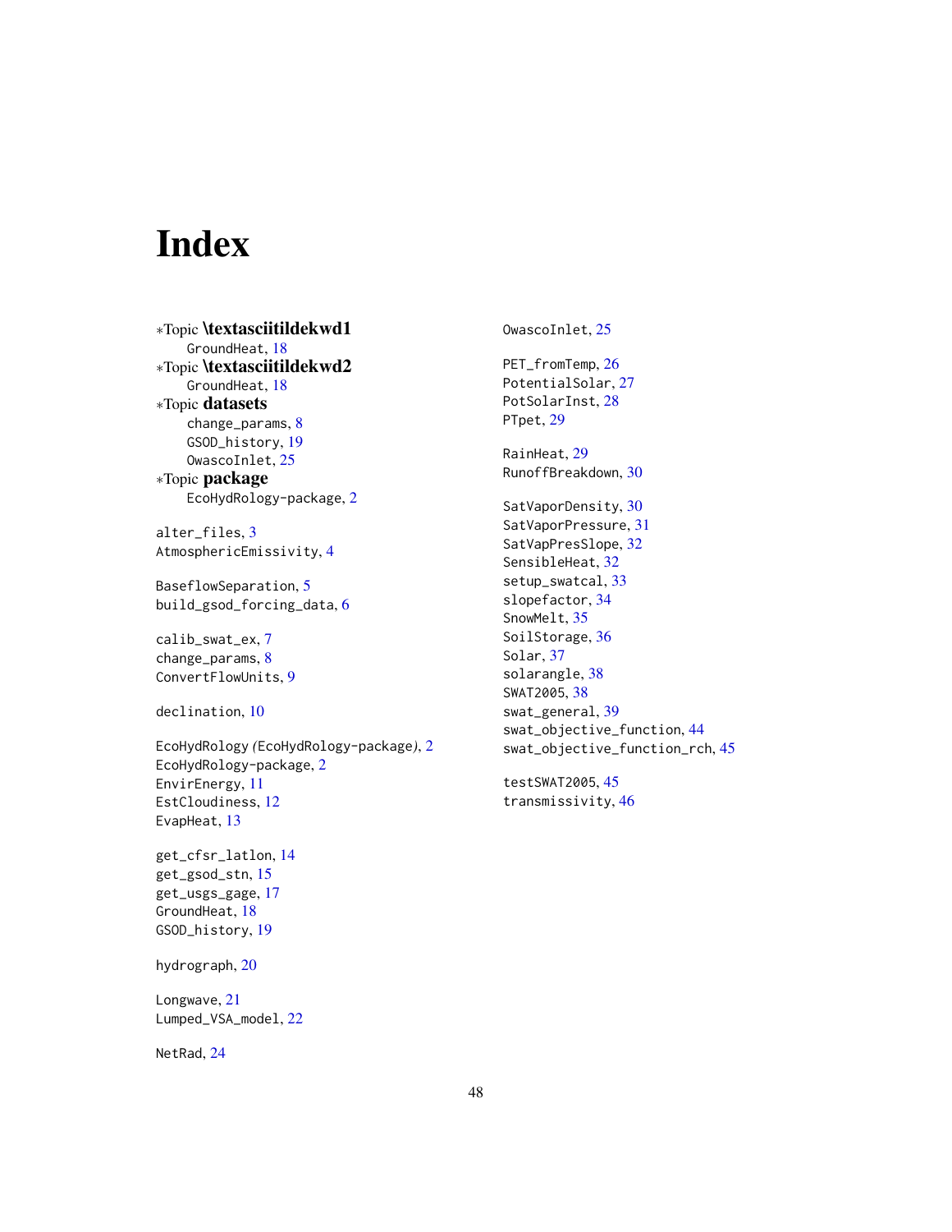# Index

∗Topic **\textasciitildekwd1**
- GroundHeat, 18

∗Topic **\textasciitildekwd2**
- GroundHeat, 18

∗Topic **datasets**
- change_params, 8
- GSOD_history, 19
- OwascoInlet, 25

∗Topic **package**
- EcoHydRology-package, 2

alter_files, 3
AtmosphericEmissivity, 4

BaseflowSeparation, 5
build_gsod_forcing_data, 6

calib_swat_ex, 7
change_params, 8
ConvertFlowUnits, 9

declination, 10

EcoHydRology *(*EcoHydRology-package*)*, 2
EcoHydRology-package, 2
EnvirEnergy, 11
EstCloudiness, 12
EvapHeat, 13

get_cfsr_latlon, 14
get_gsod_stn, 15
get_usgs_gage, 17
GroundHeat, 18
GSOD_history, 19

hydrograph, 20

Longwave, 21
Lumped_VSA_model, 22

NetRad, 24

OwascoInlet, 25

PET_fromTemp, 26
PotentialSolar, 27
PotSolarInst, 28
PTpet, 29

RainHeat, 29
RunoffBreakdown, 30

SatVaporDensity, 30
SatVaporPressure, 31
SatVapPresSlope, 32
SensibleHeat, 32
setup_swatcal, 33
slopefactor, 34
SnowMelt, 35
SoilStorage, 36
Solar, 37
solarangle, 38
SWAT2005, 38
swat_general, 39
swat_objective_function, 44
swat_objective_function_rch, 45

testSWAT2005, 45
transmissivity, 46